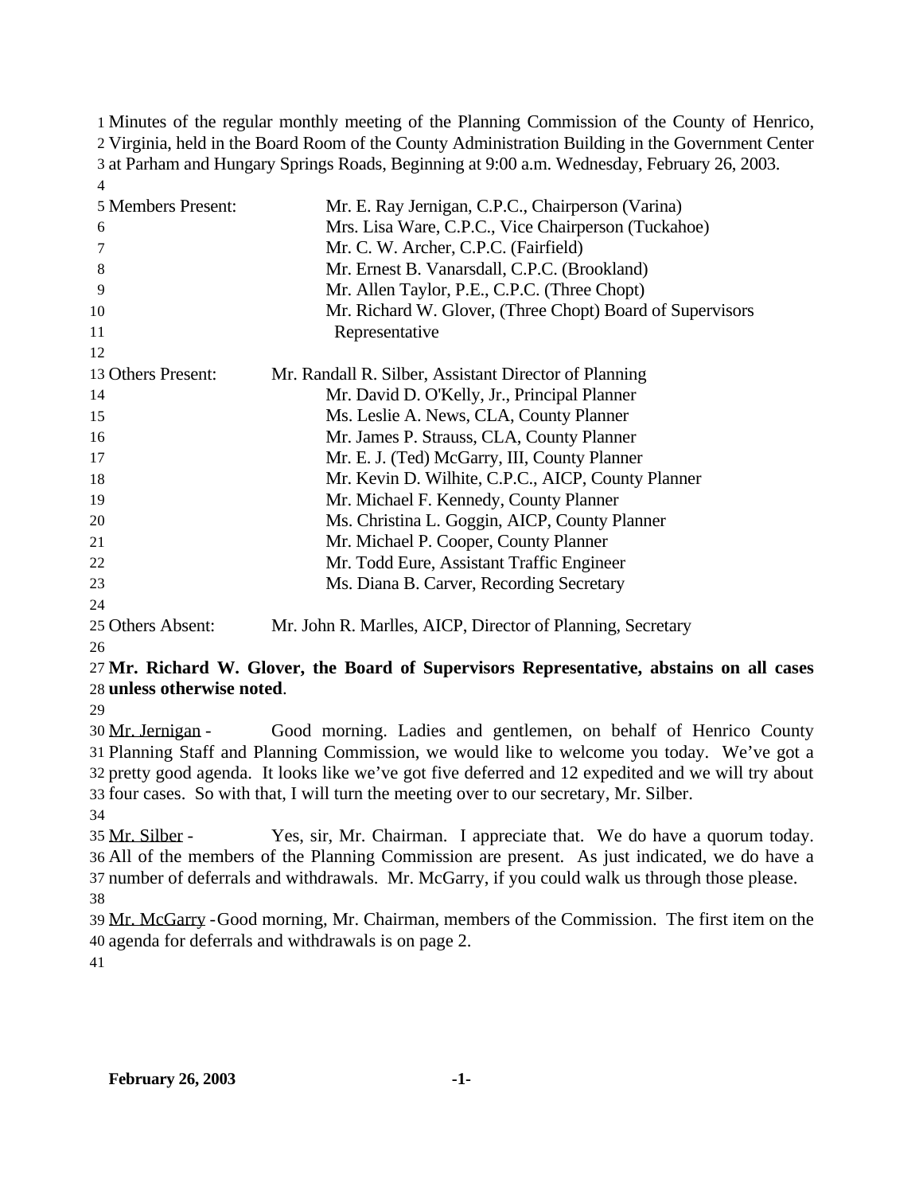Minutes of the regular monthly meeting of the Planning Commission of the County of Henrico, Virginia, held in the Board Room of the County Administration Building in the Government Center at Parham and Hungary Springs Roads, Beginning at 9:00 a.m. Wednesday, February 26, 2003.

| | |
|---|---|
| Members Present: | Mr. E. Ray Jernigan, C.P.C., Chairperson (Varina) |
| | Mrs. Lisa Ware, C.P.C., Vice Chairperson (Tuckahoe) |
| | Mr. C. W. Archer, C.P.C. (Fairfield) |
| | Mr. Ernest B. Vanarsdall, C.P.C. (Brookland) |
| | Mr. Allen Taylor, P.E., C.P.C. (Three Chopt) |
| | Mr. Richard W. Glover, (Three Chopt) Board of Supervisors Representative |

| | |
|---|---|
| Others Present: | Mr. Randall R. Silber, Assistant Director of Planning |
| | Mr. David D. O'Kelly, Jr., Principal Planner |
| | Ms. Leslie A. News, CLA, County Planner |
| | Mr. James P. Strauss, CLA, County Planner |
| | Mr. E. J. (Ted) McGarry, III, County Planner |
| | Mr. Kevin D. Wilhite, C.P.C., AICP, County Planner |
| | Mr. Michael F. Kennedy, County Planner |
| | Ms. Christina L. Goggin, AICP, County Planner |
| | Mr. Michael P. Cooper, County Planner |
| | Mr. Todd Eure, Assistant Traffic Engineer |
| | Ms. Diana B. Carver, Recording Secretary |

| | |
|---|---|
| Others Absent: | Mr. John R. Marlles, AICP, Director of Planning, Secretary |

**Mr. Richard W. Glover, the Board of Supervisors Representative, abstains on all cases unless otherwise noted**.

Mr. Jernigan - Good morning. Ladies and gentlemen, on behalf of Henrico County Planning Staff and Planning Commission, we would like to welcome you today. We've got a pretty good agenda. It looks like we've got five deferred and 12 expedited and we will try about four cases. So with that, I will turn the meeting over to our secretary, Mr. Silber.

Mr. Silber - Yes, sir, Mr. Chairman. I appreciate that. We do have a quorum today. All of the members of the Planning Commission are present. As just indicated, we do have a number of deferrals and withdrawals. Mr. McGarry, if you could walk us through those please.

Mr. McGarry - Good morning, Mr. Chairman, members of the Commission. The first item on the agenda for deferrals and withdrawals is on page 2.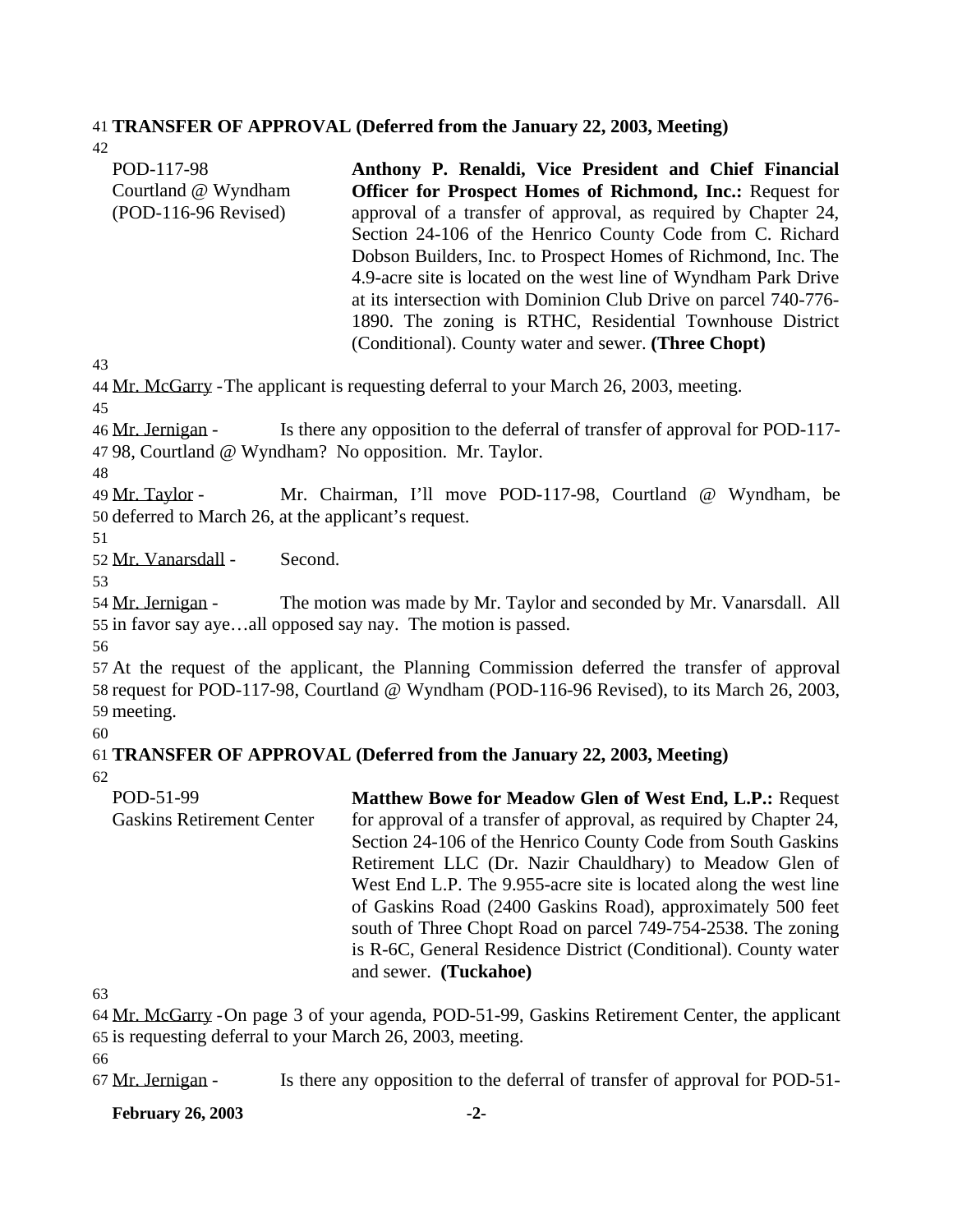**TRANSFER OF APPROVAL (Deferred from the January 22, 2003, Meeting)**

| | |
|---|---|
| POD-117-98<br>Courtland @ Wyndham<br>(POD-116-96 Revised) | **Anthony P. Renaldi, Vice President and Chief Financial Officer for Prospect Homes of Richmond, Inc.:** Request for approval of a transfer of approval, as required by Chapter 24, Section 24-106 of the Henrico County Code from C. Richard Dobson Builders, Inc. to Prospect Homes of Richmond, Inc. The 4.9-acre site is located on the west line of Wyndham Park Drive at its intersection with Dominion Club Drive on parcel 740-776-1890. The zoning is RTHC, Residential Townhouse District (Conditional). County water and sewer. **(Three Chopt)** |

Mr. McGarry - The applicant is requesting deferral to your March 26, 2003, meeting.

Mr. Jernigan - Is there any opposition to the deferral of transfer of approval for POD-117-98, Courtland @ Wyndham? No opposition. Mr. Taylor.

Mr. Taylor - Mr. Chairman, I'll move POD-117-98, Courtland @ Wyndham, be deferred to March 26, at the applicant's request.

Mr. Vanarsdall - Second.

Mr. Jernigan - The motion was made by Mr. Taylor and seconded by Mr. Vanarsdall. All in favor say aye…all opposed say nay. The motion is passed.

At the request of the applicant, the Planning Commission deferred the transfer of approval request for POD-117-98, Courtland @ Wyndham (POD-116-96 Revised), to its March 26, 2003, meeting.

**TRANSFER OF APPROVAL (Deferred from the January 22, 2003, Meeting)**

| | |
|---|---|
| POD-51-99<br>Gaskins Retirement Center | **Matthew Bowe for Meadow Glen of West End, L.P.:** Request for approval of a transfer of approval, as required by Chapter 24, Section 24-106 of the Henrico County Code from South Gaskins Retirement LLC (Dr. Nazir Chauldhary) to Meadow Glen of West End L.P. The 9.955-acre site is located along the west line of Gaskins Road (2400 Gaskins Road), approximately 500 feet south of Three Chopt Road on parcel 749-754-2538. The zoning is R-6C, General Residence District (Conditional). County water and sewer. **(Tuckahoe)** |

Mr. McGarry - On page 3 of your agenda, POD-51-99, Gaskins Retirement Center, the applicant is requesting deferral to your March 26, 2003, meeting.

Mr. Jernigan - Is there any opposition to the deferral of transfer of approval for POD-51-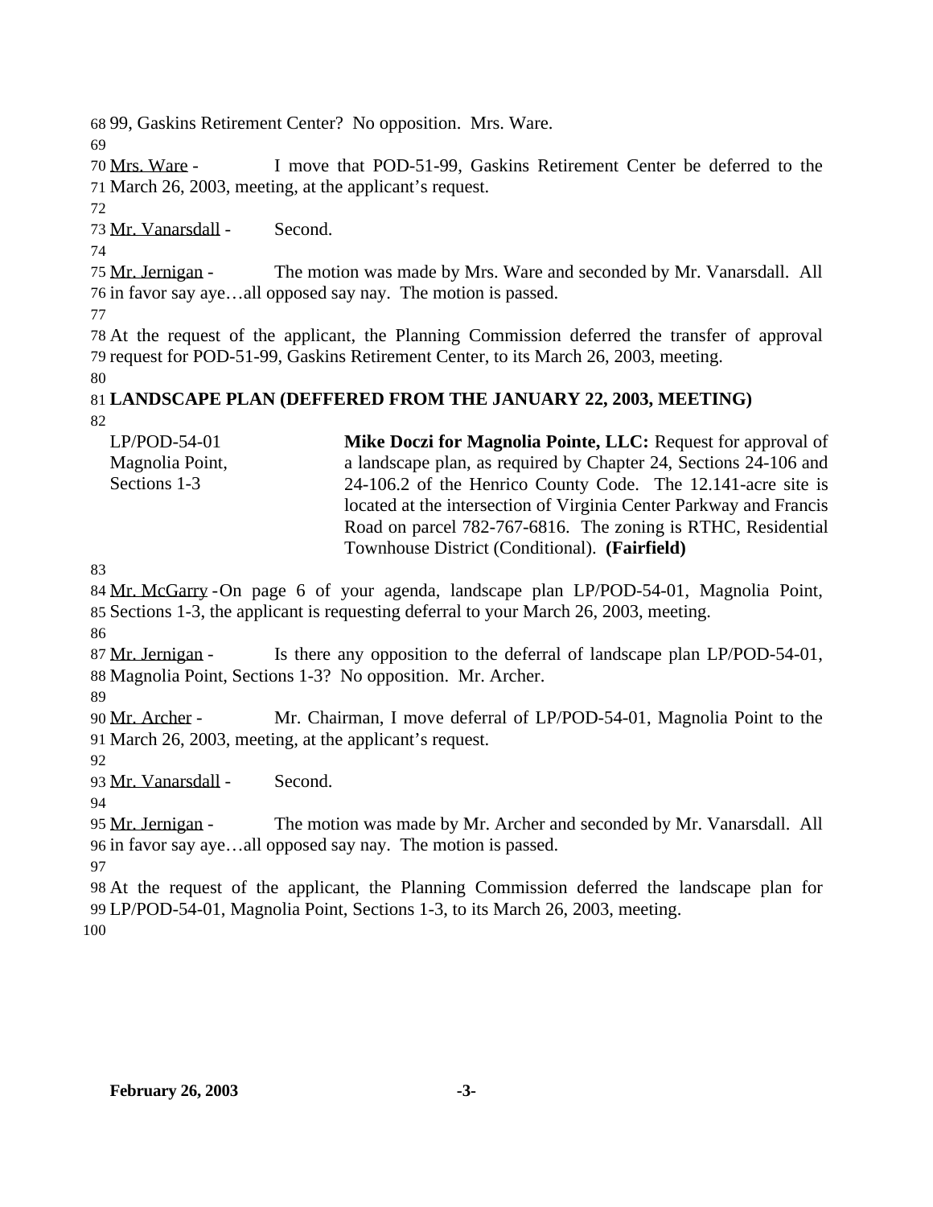99, Gaskins Retirement Center? No opposition. Mrs. Ware.

Mrs. Ware - I move that POD-51-99, Gaskins Retirement Center be deferred to the March 26, 2003, meeting, at the applicant's request.

Mr. Vanarsdall - Second.

Mr. Jernigan - The motion was made by Mrs. Ware and seconded by Mr. Vanarsdall. All in favor say aye…all opposed say nay. The motion is passed.

At the request of the applicant, the Planning Commission deferred the transfer of approval request for POD-51-99, Gaskins Retirement Center, to its March 26, 2003, meeting.

**LANDSCAPE PLAN (DEFFERED FROM THE JANUARY 22, 2003, MEETING)**

| | |
|---|---|
| LP/POD-54-01 Magnolia Point, Sections 1-3 | **Mike Doczi for Magnolia Pointe, LLC:** Request for approval of a landscape plan, as required by Chapter 24, Sections 24-106 and 24-106.2 of the Henrico County Code. The 12.141-acre site is located at the intersection of Virginia Center Parkway and Francis Road on parcel 782-767-6816. The zoning is RTHC, Residential Townhouse District (Conditional). **(Fairfield)** |

Mr. McGarry - On page 6 of your agenda, landscape plan LP/POD-54-01, Magnolia Point, Sections 1-3, the applicant is requesting deferral to your March 26, 2003, meeting.

Mr. Jernigan - Is there any opposition to the deferral of landscape plan LP/POD-54-01, Magnolia Point, Sections 1-3? No opposition. Mr. Archer.

Mr. Archer - Mr. Chairman, I move deferral of LP/POD-54-01, Magnolia Point to the March 26, 2003, meeting, at the applicant's request.

Mr. Vanarsdall - Second.

Mr. Jernigan - The motion was made by Mr. Archer and seconded by Mr. Vanarsdall. All in favor say aye…all opposed say nay. The motion is passed.

At the request of the applicant, the Planning Commission deferred the landscape plan for LP/POD-54-01, Magnolia Point, Sections 1-3, to its March 26, 2003, meeting.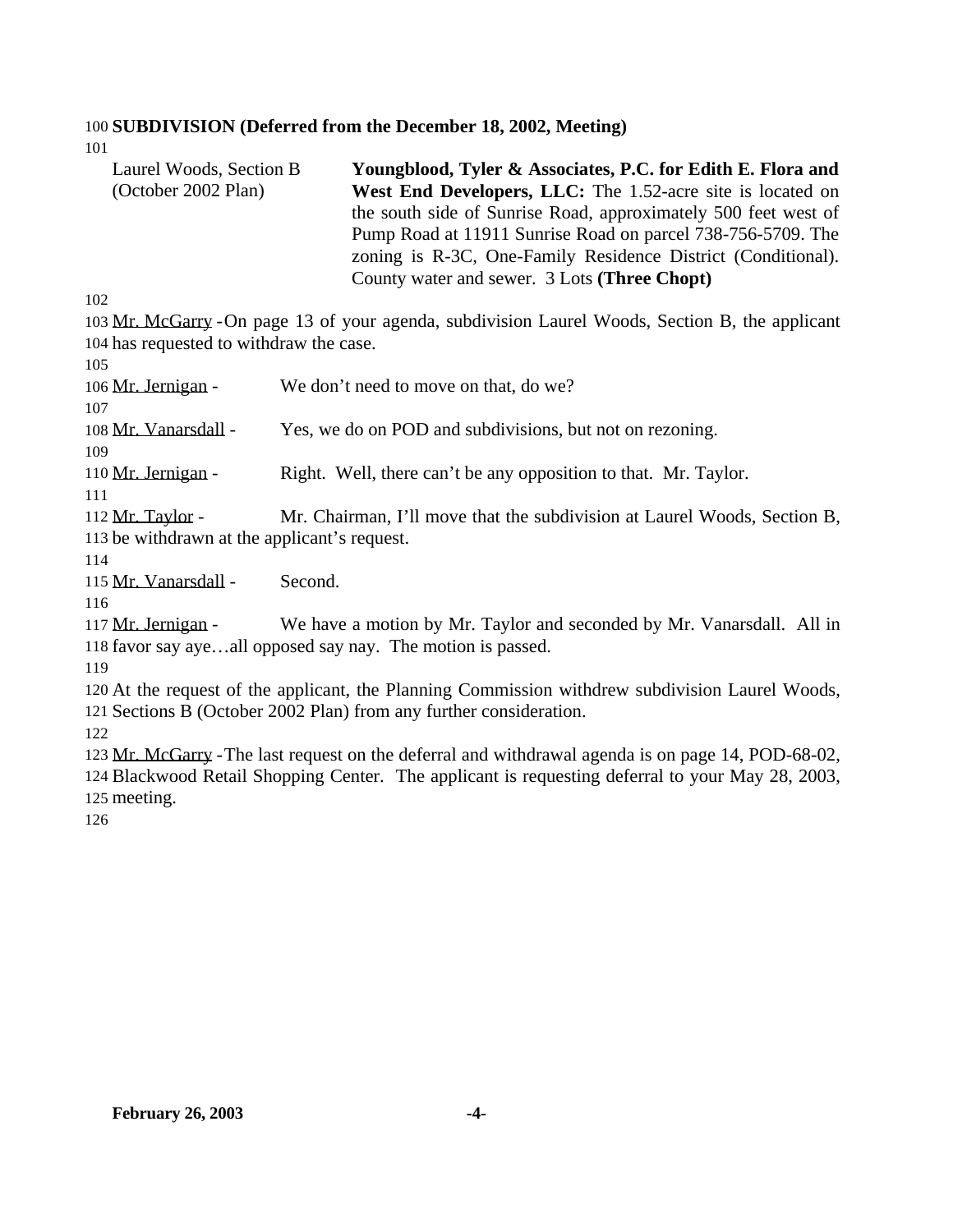**SUBDIVISION (Deferred from the December 18, 2002, Meeting)**

| Laurel Woods, Section B (October 2002 Plan) | **Youngblood, Tyler & Associates, P.C. for Edith E. Flora and West End Developers, LLC:** The 1.52-acre site is located on the south side of Sunrise Road, approximately 500 feet west of Pump Road at 11911 Sunrise Road on parcel 738-756-5709. The zoning is R-3C, One-Family Residence District (Conditional). County water and sewer. 3 Lots **(Three Chopt)** |
|---|---|

Mr. McGarry - On page 13 of your agenda, subdivision Laurel Woods, Section B, the applicant has requested to withdraw the case.

Mr. Jernigan - We don't need to move on that, do we?

Mr. Vanarsdall - Yes, we do on POD and subdivisions, but not on rezoning.

Mr. Jernigan - Right. Well, there can't be any opposition to that. Mr. Taylor.

Mr. Taylor - Mr. Chairman, I'll move that the subdivision at Laurel Woods, Section B, be withdrawn at the applicant's request.

Mr. Vanarsdall - Second.

Mr. Jernigan - We have a motion by Mr. Taylor and seconded by Mr. Vanarsdall. All in favor say aye…all opposed say nay. The motion is passed.

At the request of the applicant, the Planning Commission withdrew subdivision Laurel Woods, Sections B (October 2002 Plan) from any further consideration.

Mr. McGarry - The last request on the deferral and withdrawal agenda is on page 14, POD-68-02, Blackwood Retail Shopping Center. The applicant is requesting deferral to your May 28, 2003, meeting.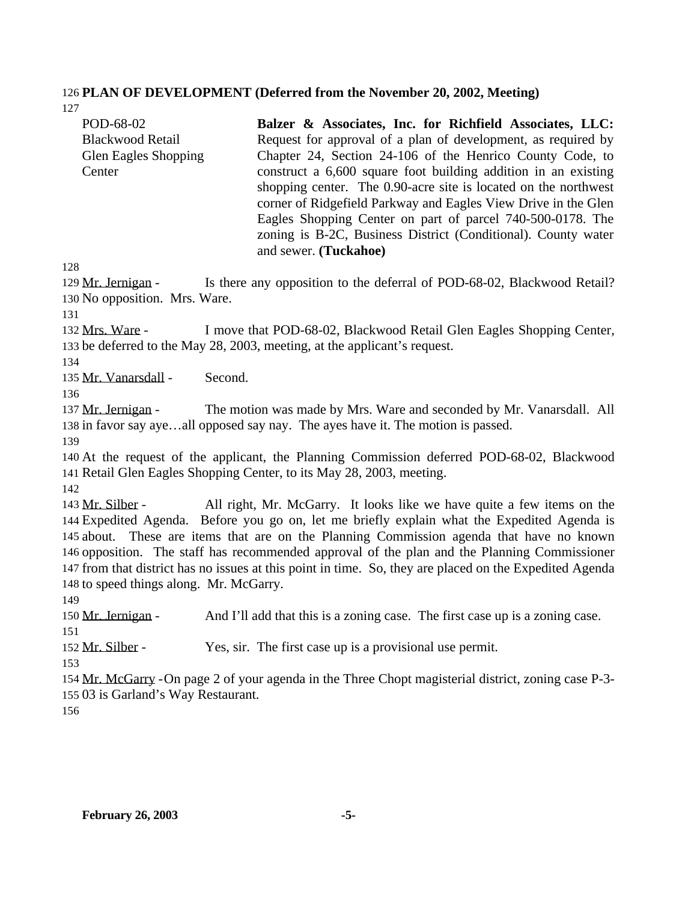**PLAN OF DEVELOPMENT (Deferred from the November 20, 2002, Meeting)**

| | |
|---|---|
| POD-68-02<br>Blackwood Retail<br>Glen Eagles Shopping Center | **Balzer & Associates, Inc. for Richfield Associates, LLC:** Request for approval of a plan of development, as required by Chapter 24, Section 24-106 of the Henrico County Code, to construct a 6,600 square foot building addition in an existing shopping center. The 0.90-acre site is located on the northwest corner of Ridgefield Parkway and Eagles View Drive in the Glen Eagles Shopping Center on part of parcel 740-500-0178. The zoning is B-2C, Business District (Conditional). County water and sewer. **(Tuckahoe)** |

Mr. Jernigan - Is there any opposition to the deferral of POD-68-02, Blackwood Retail? No opposition. Mrs. Ware.

Mrs. Ware - I move that POD-68-02, Blackwood Retail Glen Eagles Shopping Center, be deferred to the May 28, 2003, meeting, at the applicant's request.

Mr. Vanarsdall - Second.

Mr. Jernigan - The motion was made by Mrs. Ware and seconded by Mr. Vanarsdall. All in favor say aye…all opposed say nay. The ayes have it. The motion is passed.

At the request of the applicant, the Planning Commission deferred POD-68-02, Blackwood Retail Glen Eagles Shopping Center, to its May 28, 2003, meeting.

Mr. Silber - All right, Mr. McGarry. It looks like we have quite a few items on the Expedited Agenda. Before you go on, let me briefly explain what the Expedited Agenda is about. These are items that are on the Planning Commission agenda that have no known opposition. The staff has recommended approval of the plan and the Planning Commissioner from that district has no issues at this point in time. So, they are placed on the Expedited Agenda to speed things along. Mr. McGarry.

Mr. Jernigan - And I'll add that this is a zoning case. The first case up is a zoning case.

Mr. Silber - Yes, sir. The first case up is a provisional use permit.

Mr. McGarry - On page 2 of your agenda in the Three Chopt magisterial district, zoning case P-3-03 is Garland's Way Restaurant.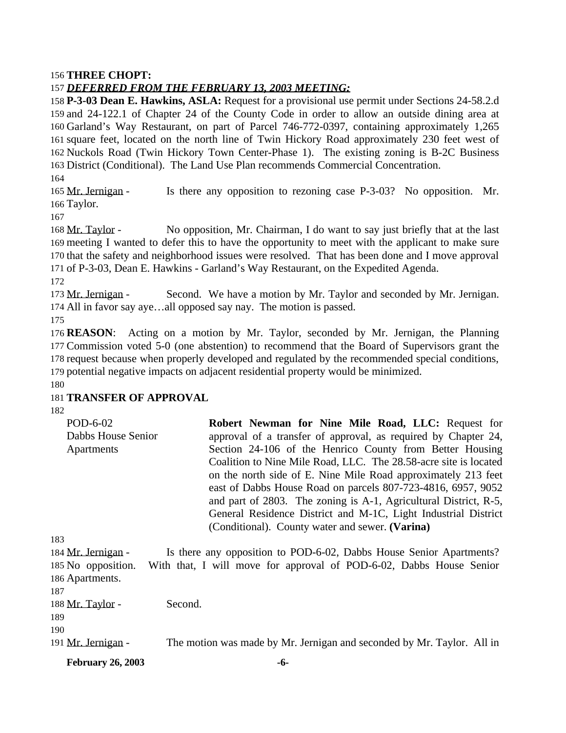**THREE CHOPT:**

***DEFERRED FROM THE FEBRUARY 13, 2003 MEETING:***

**P-3-03 Dean E. Hawkins, ASLA:** Request for a provisional use permit under Sections 24-58.2.d and 24-122.1 of Chapter 24 of the County Code in order to allow an outside dining area at Garland's Way Restaurant, on part of Parcel 746-772-0397, containing approximately 1,265 square feet, located on the north line of Twin Hickory Road approximately 230 feet west of Nuckols Road (Twin Hickory Town Center-Phase 1). The existing zoning is B-2C Business District (Conditional). The Land Use Plan recommends Commercial Concentration.

Mr. Jernigan - Is there any opposition to rezoning case P-3-03? No opposition. Mr. Taylor.

Mr. Taylor - No opposition, Mr. Chairman, I do want to say just briefly that at the last meeting I wanted to defer this to have the opportunity to meet with the applicant to make sure that the safety and neighborhood issues were resolved. That has been done and I move approval of P-3-03, Dean E. Hawkins - Garland's Way Restaurant, on the Expedited Agenda.

Mr. Jernigan - Second. We have a motion by Mr. Taylor and seconded by Mr. Jernigan. All in favor say aye…all opposed say nay. The motion is passed.

**REASON**: Acting on a motion by Mr. Taylor, seconded by Mr. Jernigan, the Planning Commission voted 5-0 (one abstention) to recommend that the Board of Supervisors grant the request because when properly developed and regulated by the recommended special conditions, potential negative impacts on adjacent residential property would be minimized.

**TRANSFER OF APPROVAL**

POD-6-02
Dabbs House Senior Apartments

**Robert Newman for Nine Mile Road, LLC:** Request for approval of a transfer of approval, as required by Chapter 24, Section 24-106 of the Henrico County from Better Housing Coalition to Nine Mile Road, LLC. The 28.58-acre site is located on the north side of E. Nine Mile Road approximately 213 feet east of Dabbs House Road on parcels 807-723-4816, 6957, 9052 and part of 2803. The zoning is A-1, Agricultural District, R-5, General Residence District and M-1C, Light Industrial District (Conditional). County water and sewer. **(Varina)**

Mr. Jernigan - Is there any opposition to POD-6-02, Dabbs House Senior Apartments? No opposition. With that, I will move for approval of POD-6-02, Dabbs House Senior Apartments.

Mr. Taylor - Second.

Mr. Jernigan - The motion was made by Mr. Jernigan and seconded by Mr. Taylor. All in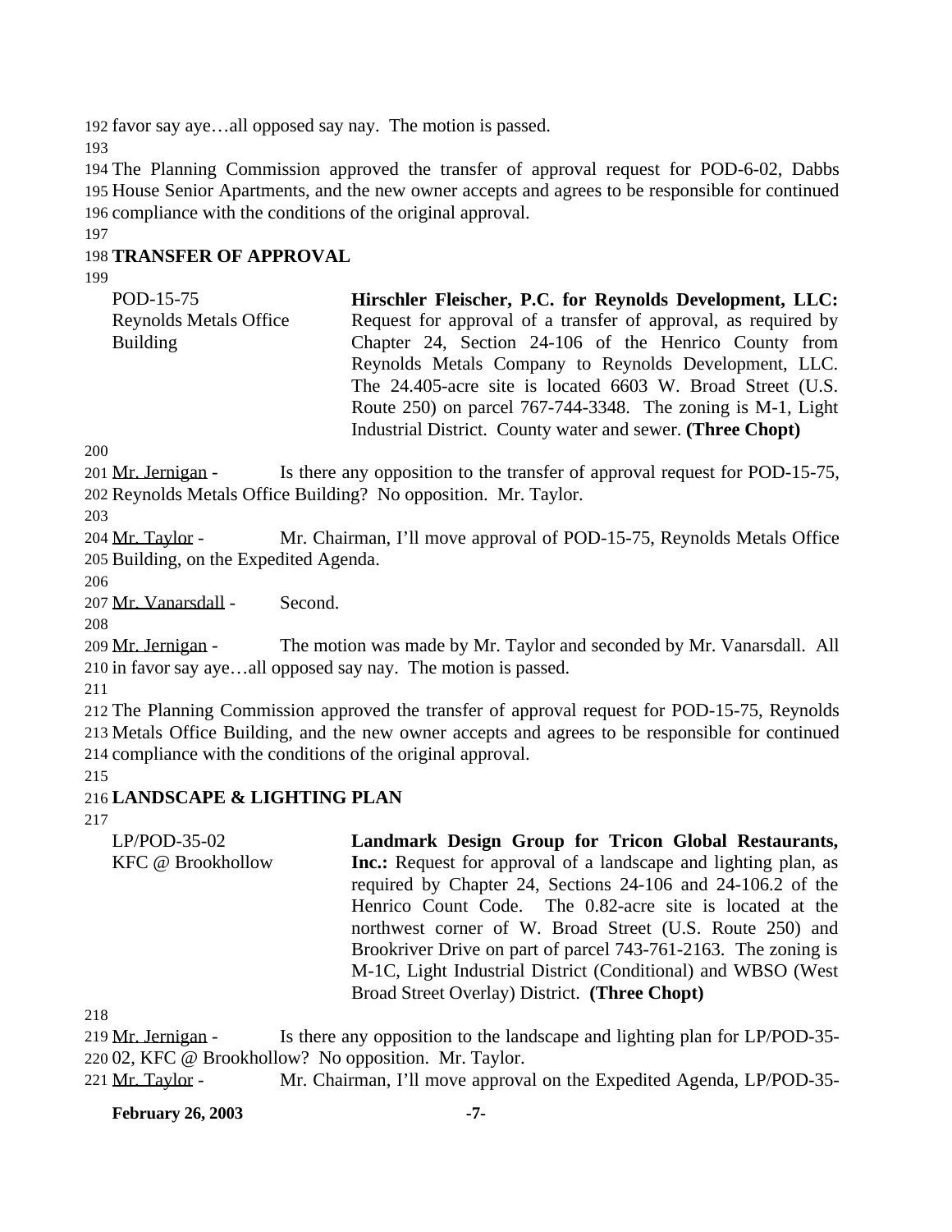favor say aye…all opposed say nay. The motion is passed.

The Planning Commission approved the transfer of approval request for POD-6-02, Dabbs House Senior Apartments, and the new owner accepts and agrees to be responsible for continued compliance with the conditions of the original approval.

**TRANSFER OF APPROVAL**

| | |
|---|---|
| POD-15-75<br>Reynolds Metals Office Building | **Hirschler Fleischer, P.C. for Reynolds Development, LLC:** Request for approval of a transfer of approval, as required by Chapter 24, Section 24-106 of the Henrico County from Reynolds Metals Company to Reynolds Development, LLC. The 24.405-acre site is located 6603 W. Broad Street (U.S. Route 250) on parcel 767-744-3348. The zoning is M-1, Light Industrial District. County water and sewer. **(Three Chopt)** |

Mr. Jernigan - Is there any opposition to the transfer of approval request for POD-15-75, Reynolds Metals Office Building? No opposition. Mr. Taylor.

Mr. Taylor - Mr. Chairman, I'll move approval of POD-15-75, Reynolds Metals Office Building, on the Expedited Agenda.

Mr. Vanarsdall - Second.

Mr. Jernigan - The motion was made by Mr. Taylor and seconded by Mr. Vanarsdall. All in favor say aye…all opposed say nay. The motion is passed.

The Planning Commission approved the transfer of approval request for POD-15-75, Reynolds Metals Office Building, and the new owner accepts and agrees to be responsible for continued compliance with the conditions of the original approval.

**LANDSCAPE & LIGHTING PLAN**

| | |
|---|---|
| LP/POD-35-02<br>KFC @ Brookhollow | **Landmark Design Group for Tricon Global Restaurants, Inc.:** Request for approval of a landscape and lighting plan, as required by Chapter 24, Sections 24-106 and 24-106.2 of the Henrico Count Code. The 0.82-acre site is located at the northwest corner of W. Broad Street (U.S. Route 250) and Brookriver Drive on part of parcel 743-761-2163. The zoning is M-1C, Light Industrial District (Conditional) and WBSO (West Broad Street Overlay) District. **(Three Chopt)** |

Mr. Jernigan - Is there any opposition to the landscape and lighting plan for LP/POD-35-02, KFC @ Brookhollow? No opposition. Mr. Taylor.

Mr. Taylor - Mr. Chairman, I'll move approval on the Expedited Agenda, LP/POD-35-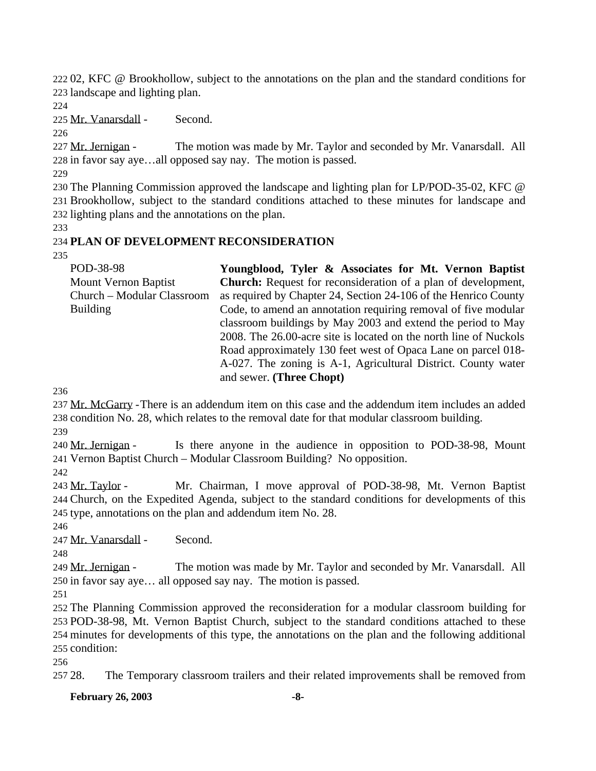02, KFC @ Brookhollow, subject to the annotations on the plan and the standard conditions for landscape and lighting plan.

Mr. Vanarsdall - Second.

Mr. Jernigan - The motion was made by Mr. Taylor and seconded by Mr. Vanarsdall. All in favor say aye…all opposed say nay. The motion is passed.

The Planning Commission approved the landscape and lighting plan for LP/POD-35-02, KFC @ Brookhollow, subject to the standard conditions attached to these minutes for landscape and lighting plans and the annotations on the plan.

**PLAN OF DEVELOPMENT RECONSIDERATION**

| | |
|---|---|
| POD-38-98<br>Mount Vernon Baptist Church – Modular Classroom Building | **Youngblood, Tyler & Associates for Mt. Vernon Baptist Church:** Request for reconsideration of a plan of development, as required by Chapter 24, Section 24-106 of the Henrico County Code, to amend an annotation requiring removal of five modular classroom buildings by May 2003 and extend the period to May 2008. The 26.00-acre site is located on the north line of Nuckols Road approximately 130 feet west of Opaca Lane on parcel 018-A-027. The zoning is A-1, Agricultural District. County water and sewer. **(Three Chopt)** |

Mr. McGarry - There is an addendum item on this case and the addendum item includes an added condition No. 28, which relates to the removal date for that modular classroom building.

Mr. Jernigan - Is there anyone in the audience in opposition to POD-38-98, Mount Vernon Baptist Church – Modular Classroom Building? No opposition.

Mr. Taylor - Mr. Chairman, I move approval of POD-38-98, Mt. Vernon Baptist Church, on the Expedited Agenda, subject to the standard conditions for developments of this type, annotations on the plan and addendum item No. 28.

Mr. Vanarsdall - Second.

Mr. Jernigan - The motion was made by Mr. Taylor and seconded by Mr. Vanarsdall. All in favor say aye… all opposed say nay. The motion is passed.

The Planning Commission approved the reconsideration for a modular classroom building for POD-38-98, Mt. Vernon Baptist Church, subject to the standard conditions attached to these minutes for developments of this type, the annotations on the plan and the following additional condition:

28. The Temporary classroom trailers and their related improvements shall be removed from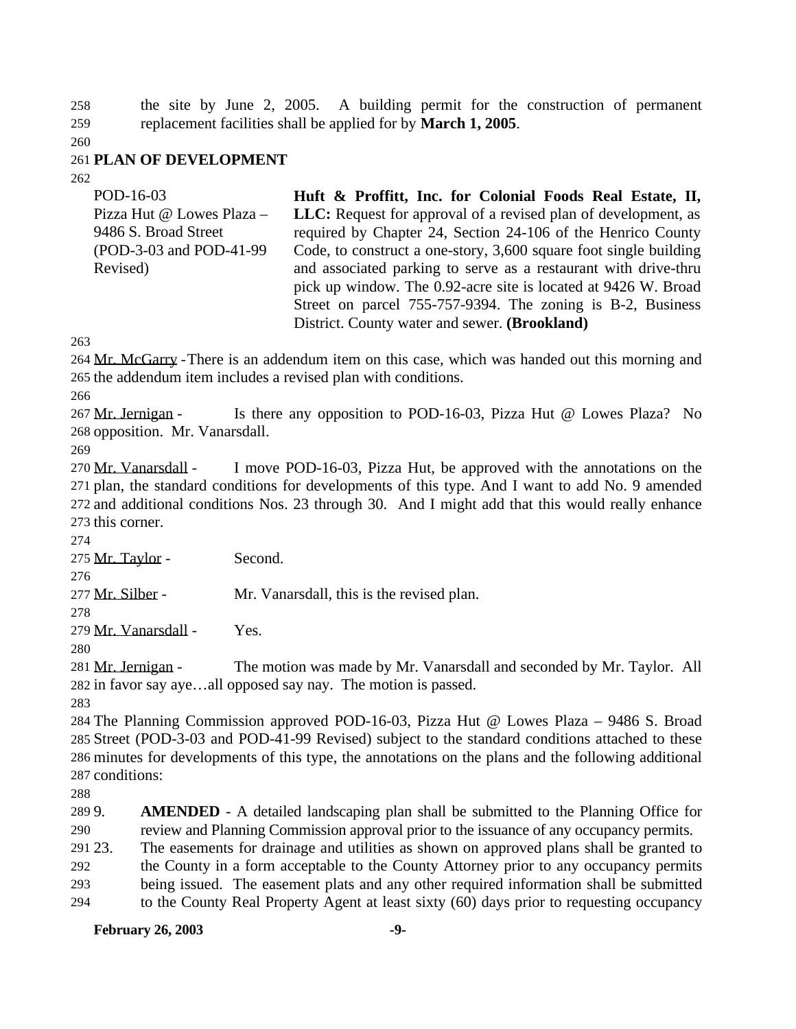the site by June 2, 2005. A building permit for the construction of permanent replacement facilities shall be applied for by **March 1, 2005**.

## PLAN OF DEVELOPMENT

| | |
|---|---|
| POD-16-03<br>Pizza Hut @ Lowes Plaza – 9486 S. Broad Street<br>(POD-3-03 and POD-41-99 Revised) | **Huft & Proffitt, Inc. for Colonial Foods Real Estate, II, LLC:** Request for approval of a revised plan of development, as required by Chapter 24, Section 24-106 of the Henrico County Code, to construct a one-story, 3,600 square foot single building and associated parking to serve as a restaurant with drive-thru pick up window. The 0.92-acre site is located at 9426 W. Broad Street on parcel 755-757-9394. The zoning is B-2, Business District. County water and sewer. **(Brookland)** |

Mr. McGarry - There is an addendum item on this case, which was handed out this morning and the addendum item includes a revised plan with conditions.

Mr. Jernigan - Is there any opposition to POD-16-03, Pizza Hut @ Lowes Plaza? No opposition. Mr. Vanarsdall.

Mr. Vanarsdall - I move POD-16-03, Pizza Hut, be approved with the annotations on the plan, the standard conditions for developments of this type. And I want to add No. 9 amended and additional conditions Nos. 23 through 30. And I might add that this would really enhance this corner.

Mr. Taylor - Second.

Mr. Silber - Mr. Vanarsdall, this is the revised plan.

Mr. Vanarsdall - Yes.

Mr. Jernigan - The motion was made by Mr. Vanarsdall and seconded by Mr. Taylor. All in favor say aye…all opposed say nay. The motion is passed.

The Planning Commission approved POD-16-03, Pizza Hut @ Lowes Plaza – 9486 S. Broad Street (POD-3-03 and POD-41-99 Revised) subject to the standard conditions attached to these minutes for developments of this type, the annotations on the plans and the following additional conditions:

9. **AMENDED** - A detailed landscaping plan shall be submitted to the Planning Office for review and Planning Commission approval prior to the issuance of any occupancy permits.
23. The easements for drainage and utilities as shown on approved plans shall be granted to the County in a form acceptable to the County Attorney prior to any occupancy permits being issued. The easement plats and any other required information shall be submitted to the County Real Property Agent at least sixty (60) days prior to requesting occupancy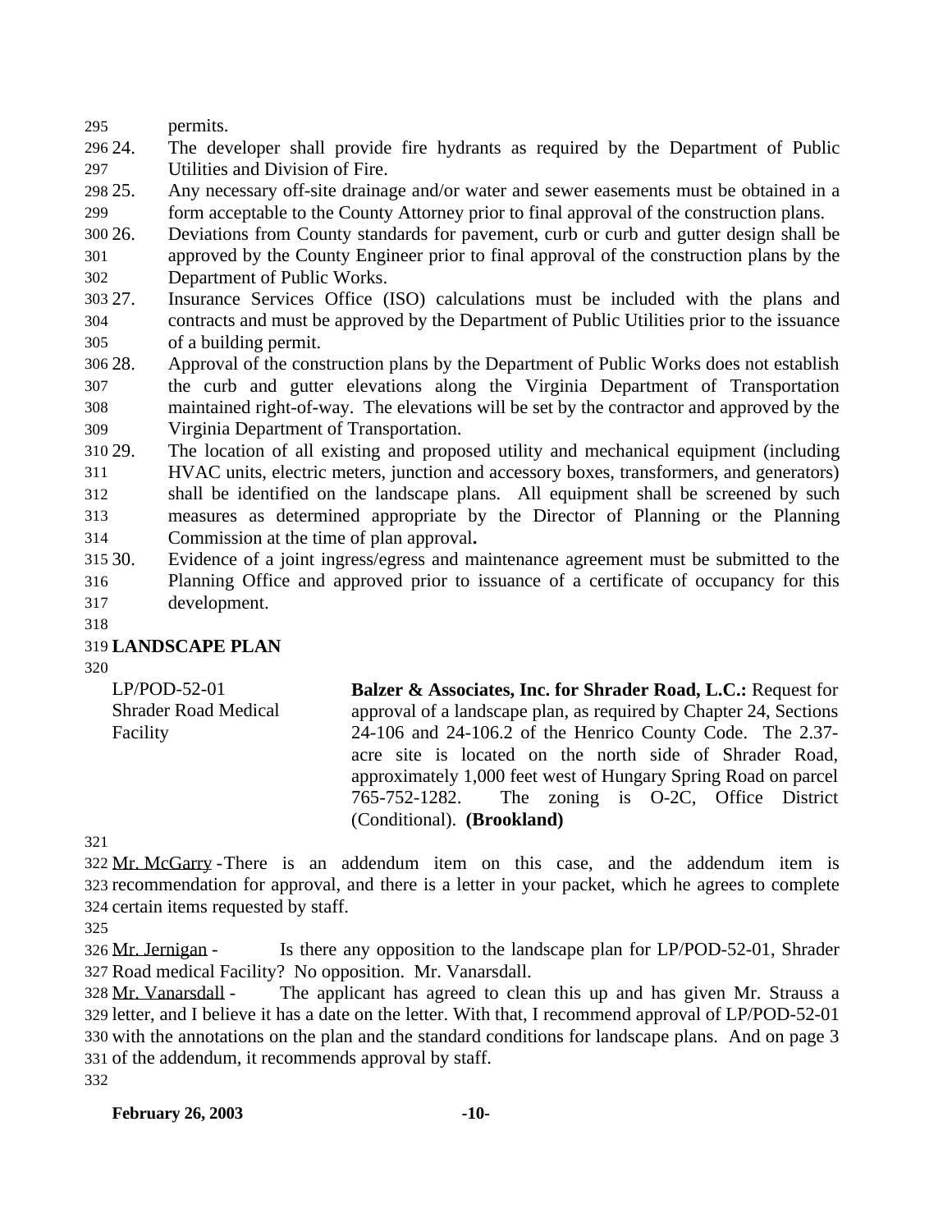permits.

24. The developer shall provide fire hydrants as required by the Department of Public Utilities and Division of Fire.
25. Any necessary off-site drainage and/or water and sewer easements must be obtained in a form acceptable to the County Attorney prior to final approval of the construction plans.
26. Deviations from County standards for pavement, curb or curb and gutter design shall be approved by the County Engineer prior to final approval of the construction plans by the Department of Public Works.
27. Insurance Services Office (ISO) calculations must be included with the plans and contracts and must be approved by the Department of Public Utilities prior to the issuance of a building permit.
28. Approval of the construction plans by the Department of Public Works does not establish the curb and gutter elevations along the Virginia Department of Transportation maintained right-of-way. The elevations will be set by the contractor and approved by the Virginia Department of Transportation.
29. The location of all existing and proposed utility and mechanical equipment (including HVAC units, electric meters, junction and accessory boxes, transformers, and generators) shall be identified on the landscape plans. All equipment shall be screened by such measures as determined appropriate by the Director of Planning or the Planning Commission at the time of plan approval**.**
30. Evidence of a joint ingress/egress and maintenance agreement must be submitted to the Planning Office and approved prior to issuance of a certificate of occupancy for this development.

**LANDSCAPE PLAN**

LP/POD-52-01
Shrader Road Medical Facility

**Balzer & Associates, Inc. for Shrader Road, L.C.:** Request for approval of a landscape plan, as required by Chapter 24, Sections 24-106 and 24-106.2 of the Henrico County Code. The 2.37-acre site is located on the north side of Shrader Road, approximately 1,000 feet west of Hungary Spring Road on parcel 765-752-1282. The zoning is O-2C, Office District (Conditional). **(Brookland)**

Mr. McGarry - There is an addendum item on this case, and the addendum item is recommendation for approval, and there is a letter in your packet, which he agrees to complete certain items requested by staff.

Mr. Jernigan - Is there any opposition to the landscape plan for LP/POD-52-01, Shrader Road medical Facility? No opposition. Mr. Vanarsdall.

Mr. Vanarsdall - The applicant has agreed to clean this up and has given Mr. Strauss a letter, and I believe it has a date on the letter. With that, I recommend approval of LP/POD-52-01 with the annotations on the plan and the standard conditions for landscape plans. And on page 3 of the addendum, it recommends approval by staff.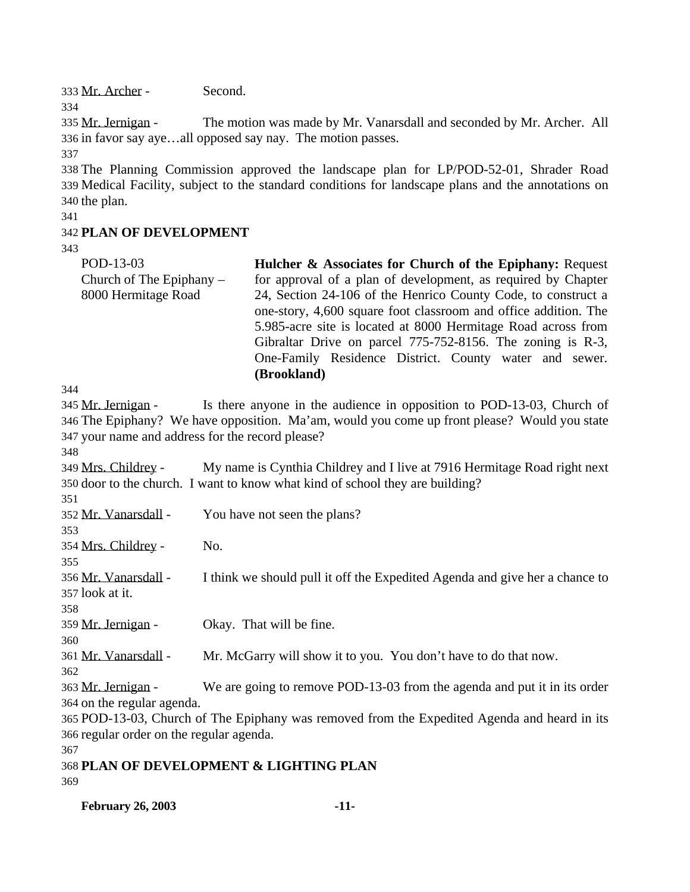Mr. Archer - Second.

Mr. Jernigan - The motion was made by Mr. Vanarsdall and seconded by Mr. Archer. All in favor say aye…all opposed say nay. The motion passes.

The Planning Commission approved the landscape plan for LP/POD-52-01, Shrader Road Medical Facility, subject to the standard conditions for landscape plans and the annotations on the plan.

**PLAN OF DEVELOPMENT**

| | |
|---|---|
| POD-13-03<br>Church of The Epiphany – 8000 Hermitage Road | **Hulcher & Associates for Church of the Epiphany:** Request for approval of a plan of development, as required by Chapter 24, Section 24-106 of the Henrico County Code, to construct a one-story, 4,600 square foot classroom and office addition. The 5.985-acre site is located at 8000 Hermitage Road across from Gibraltar Drive on parcel 775-752-8156. The zoning is R-3, One-Family Residence District. County water and sewer. **(Brookland)** |

Mr. Jernigan - Is there anyone in the audience in opposition to POD-13-03, Church of The Epiphany? We have opposition. Ma'am, would you come up front please? Would you state your name and address for the record please?

Mrs. Childrey - My name is Cynthia Childrey and I live at 7916 Hermitage Road right next door to the church. I want to know what kind of school they are building?

Mr. Vanarsdall - You have not seen the plans?

Mrs. Childrey - No.

Mr. Vanarsdall - I think we should pull it off the Expedited Agenda and give her a chance to look at it.

Mr. Jernigan - Okay. That will be fine.

Mr. Vanarsdall - Mr. McGarry will show it to you. You don't have to do that now.

Mr. Jernigan - We are going to remove POD-13-03 from the agenda and put it in its order on the regular agenda.

POD-13-03, Church of The Epiphany was removed from the Expedited Agenda and heard in its regular order on the regular agenda.

**PLAN OF DEVELOPMENT & LIGHTING PLAN**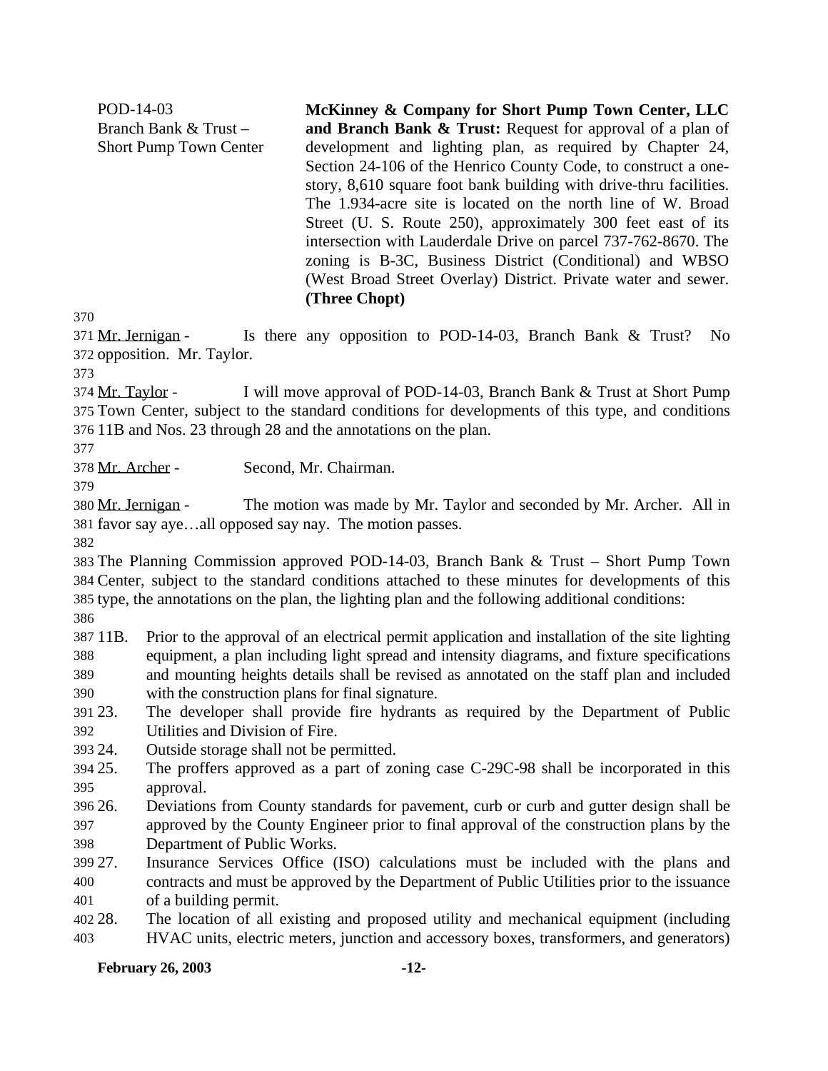POD-14-03
Branch Bank & Trust –
Short Pump Town Center

**McKinney & Company for Short Pump Town Center, LLC and Branch Bank & Trust:** Request for approval of a plan of development and lighting plan, as required by Chapter 24, Section 24-106 of the Henrico County Code, to construct a one-story, 8,610 square foot bank building with drive-thru facilities. The 1.934-acre site is located on the north line of W. Broad Street (U. S. Route 250), approximately 300 feet east of its intersection with Lauderdale Drive on parcel 737-762-8670. The zoning is B-3C, Business District (Conditional) and WBSO (West Broad Street Overlay) District. Private water and sewer. **(Three Chopt)**

370
371 Mr. Jernigan - Is there any opposition to POD-14-03, Branch Bank & Trust? No
372 opposition. Mr. Taylor.
373
374 Mr. Taylor - I will move approval of POD-14-03, Branch Bank & Trust at Short Pump
375 Town Center, subject to the standard conditions for developments of this type, and conditions
376 11B and Nos. 23 through 28 and the annotations on the plan.
377
378 Mr. Archer - Second, Mr. Chairman.
379
380 Mr. Jernigan - The motion was made by Mr. Taylor and seconded by Mr. Archer. All in
381 favor say aye…all opposed say nay. The motion passes.
382
383 The Planning Commission approved POD-14-03, Branch Bank & Trust – Short Pump Town
384 Center, subject to the standard conditions attached to these minutes for developments of this
385 type, the annotations on the plan, the lighting plan and the following additional conditions:
386
387 11B. Prior to the approval of an electrical permit application and installation of the site lighting
388 equipment, a plan including light spread and intensity diagrams, and fixture specifications
389 and mounting heights details shall be revised as annotated on the staff plan and included
390 with the construction plans for final signature.
391 23. The developer shall provide fire hydrants as required by the Department of Public
392 Utilities and Division of Fire.
393 24. Outside storage shall not be permitted.
394 25. The proffers approved as a part of zoning case C-29C-98 shall be incorporated in this
395 approval.
396 26. Deviations from County standards for pavement, curb or curb and gutter design shall be
397 approved by the County Engineer prior to final approval of the construction plans by the
398 Department of Public Works.
399 27. Insurance Services Office (ISO) calculations must be included with the plans and
400 contracts and must be approved by the Department of Public Utilities prior to the issuance
401 of a building permit.
402 28. The location of all existing and proposed utility and mechanical equipment (including
403 HVAC units, electric meters, junction and accessory boxes, transformers, and generators)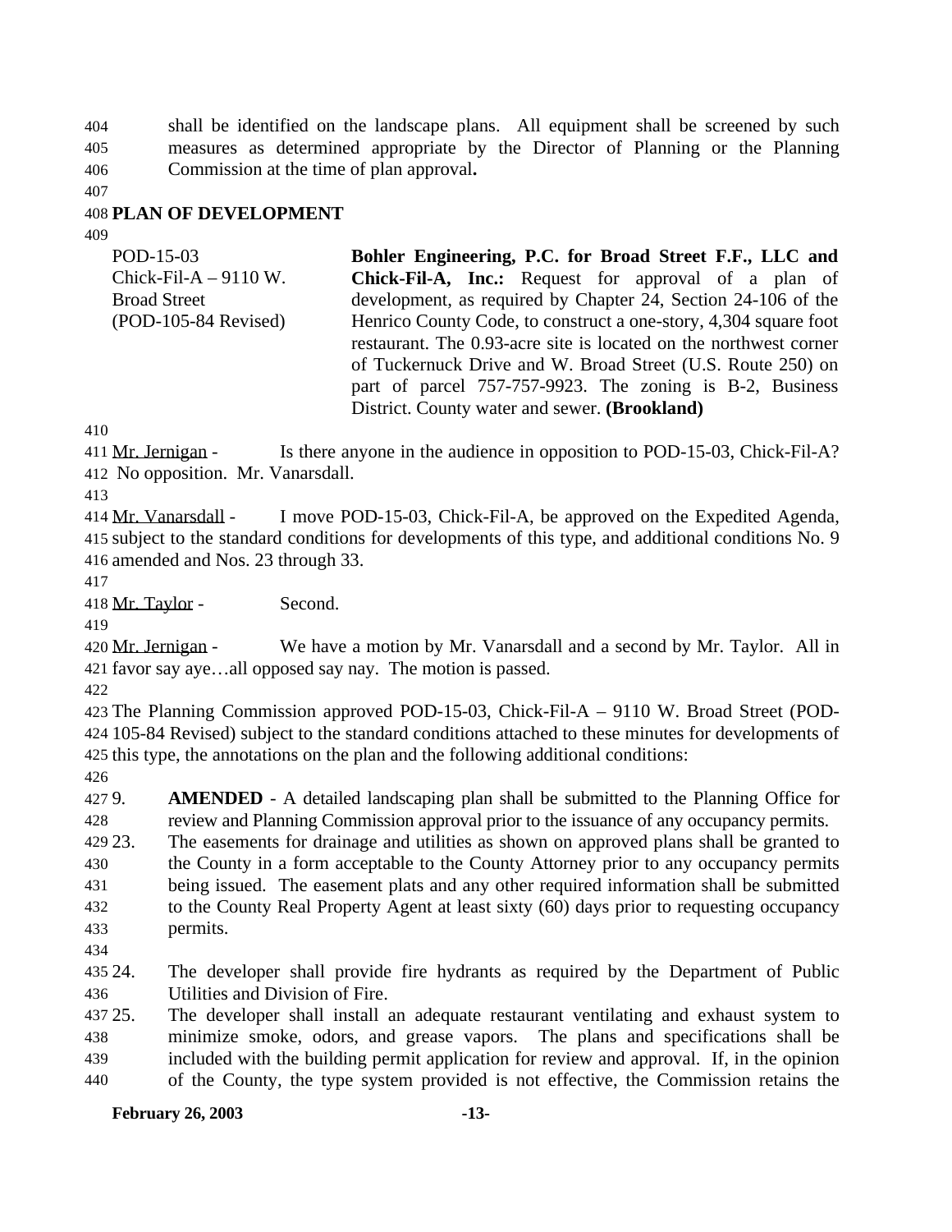shall be identified on the landscape plans. All equipment shall be screened by such measures as determined appropriate by the Director of Planning or the Planning Commission at the time of plan approval**.**

## PLAN OF DEVELOPMENT

| | |
|---|---|
| POD-15-03<br>Chick-Fil-A – 9110 W. Broad Street<br>(POD-105-84 Revised) | **Bohler Engineering, P.C. for Broad Street F.F., LLC and Chick-Fil-A, Inc.:** Request for approval of a plan of development, as required by Chapter 24, Section 24-106 of the Henrico County Code, to construct a one-story, 4,304 square foot restaurant. The 0.93-acre site is located on the northwest corner of Tuckernuck Drive and W. Broad Street (U.S. Route 250) on part of parcel 757-757-9923. The zoning is B-2, Business District. County water and sewer. **(Brookland)** |

Mr. Jernigan - Is there anyone in the audience in opposition to POD-15-03, Chick-Fil-A? No opposition. Mr. Vanarsdall.

Mr. Vanarsdall - I move POD-15-03, Chick-Fil-A, be approved on the Expedited Agenda, subject to the standard conditions for developments of this type, and additional conditions No. 9 amended and Nos. 23 through 33.

Mr. Taylor - Second.

Mr. Jernigan - We have a motion by Mr. Vanarsdall and a second by Mr. Taylor. All in favor say aye…all opposed say nay. The motion is passed.

The Planning Commission approved POD-15-03, Chick-Fil-A – 9110 W. Broad Street (POD-105-84 Revised) subject to the standard conditions attached to these minutes for developments of this type, the annotations on the plan and the following additional conditions:

9. **AMENDED** - A detailed landscaping plan shall be submitted to the Planning Office for review and Planning Commission approval prior to the issuance of any occupancy permits.
23. The easements for drainage and utilities as shown on approved plans shall be granted to the County in a form acceptable to the County Attorney prior to any occupancy permits being issued. The easement plats and any other required information shall be submitted to the County Real Property Agent at least sixty (60) days prior to requesting occupancy permits.

24. The developer shall provide fire hydrants as required by the Department of Public Utilities and Division of Fire.
25. The developer shall install an adequate restaurant ventilating and exhaust system to minimize smoke, odors, and grease vapors. The plans and specifications shall be included with the building permit application for review and approval. If, in the opinion of the County, the type system provided is not effective, the Commission retains the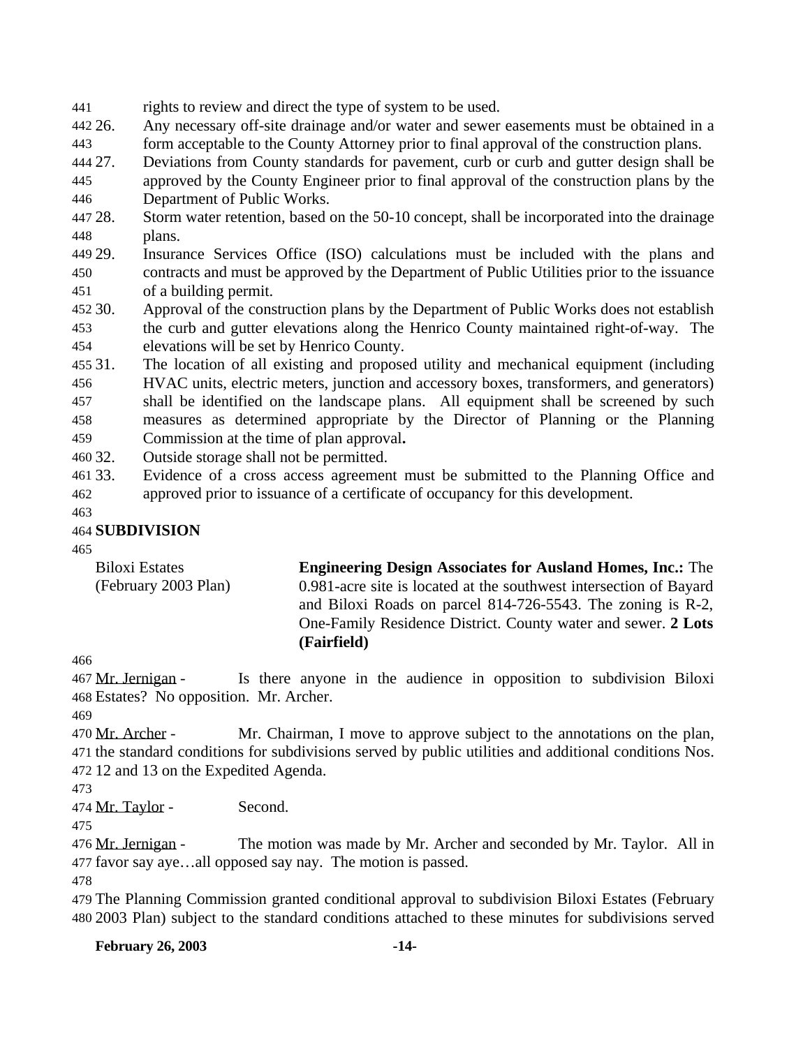rights to review and direct the type of system to be used.

26. Any necessary off-site drainage and/or water and sewer easements must be obtained in a form acceptable to the County Attorney prior to final approval of the construction plans.
27. Deviations from County standards for pavement, curb or curb and gutter design shall be approved by the County Engineer prior to final approval of the construction plans by the Department of Public Works.
28. Storm water retention, based on the 50-10 concept, shall be incorporated into the drainage plans.
29. Insurance Services Office (ISO) calculations must be included with the plans and contracts and must be approved by the Department of Public Utilities prior to the issuance of a building permit.
30. Approval of the construction plans by the Department of Public Works does not establish the curb and gutter elevations along the Henrico County maintained right-of-way. The elevations will be set by Henrico County.
31. The location of all existing and proposed utility and mechanical equipment (including HVAC units, electric meters, junction and accessory boxes, transformers, and generators) shall be identified on the landscape plans. All equipment shall be screened by such measures as determined appropriate by the Director of Planning or the Planning Commission at the time of plan approval**.**
32. Outside storage shall not be permitted.
33. Evidence of a cross access agreement must be submitted to the Planning Office and approved prior to issuance of a certificate of occupancy for this development.

**SUBDIVISION**

Biloxi Estates
(February 2003 Plan)

**Engineering Design Associates for Ausland Homes, Inc.:** The 0.981-acre site is located at the southwest intersection of Bayard and Biloxi Roads on parcel 814-726-5543. The zoning is R-2, One-Family Residence District. County water and sewer. **2 Lots (Fairfield)**

Mr. Jernigan - Is there anyone in the audience in opposition to subdivision Biloxi Estates? No opposition. Mr. Archer.

Mr. Archer - Mr. Chairman, I move to approve subject to the annotations on the plan, the standard conditions for subdivisions served by public utilities and additional conditions Nos. 12 and 13 on the Expedited Agenda.

Mr. Taylor - Second.

Mr. Jernigan - The motion was made by Mr. Archer and seconded by Mr. Taylor. All in favor say aye…all opposed say nay. The motion is passed.

The Planning Commission granted conditional approval to subdivision Biloxi Estates (February 2003 Plan) subject to the standard conditions attached to these minutes for subdivisions served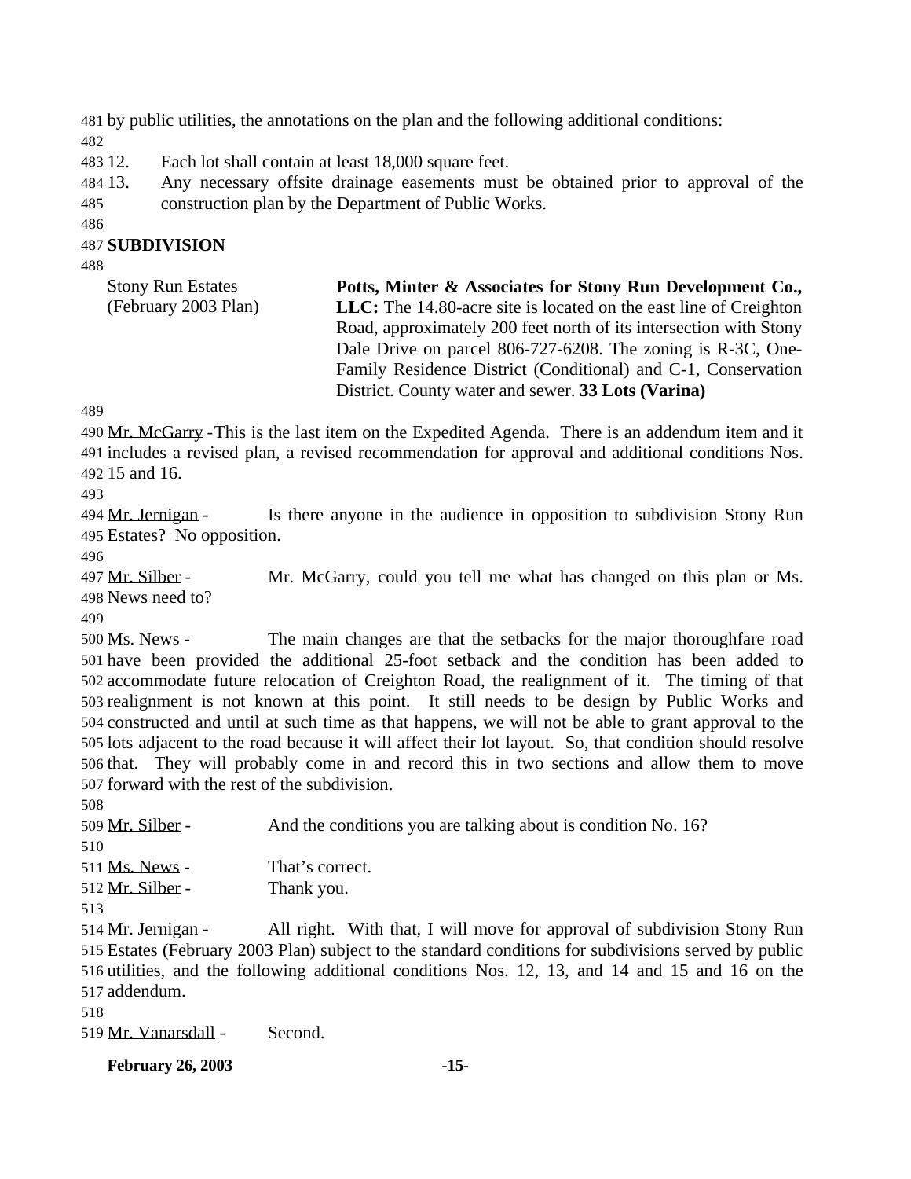by public utilities, the annotations on the plan and the following additional conditions:

12. Each lot shall contain at least 18,000 square feet.
13. Any necessary offsite drainage easements must be obtained prior to approval of the construction plan by the Department of Public Works.

**SUBDIVISION**

| | |
|---|---|
| Stony Run Estates (February 2003 Plan) | **Potts, Minter & Associates for Stony Run Development Co., LLC:** The 14.80-acre site is located on the east line of Creighton Road, approximately 200 feet north of its intersection with Stony Dale Drive on parcel 806-727-6208. The zoning is R-3C, One-Family Residence District (Conditional) and C-1, Conservation District. County water and sewer. **33 Lots (Varina)** |

Mr. McGarry - This is the last item on the Expedited Agenda. There is an addendum item and it includes a revised plan, a revised recommendation for approval and additional conditions Nos. 15 and 16.

Mr. Jernigan - Is there anyone in the audience in opposition to subdivision Stony Run Estates? No opposition.

Mr. Silber - Mr. McGarry, could you tell me what has changed on this plan or Ms. News need to?

Ms. News - The main changes are that the setbacks for the major thoroughfare road have been provided the additional 25-foot setback and the condition has been added to accommodate future relocation of Creighton Road, the realignment of it. The timing of that realignment is not known at this point. It still needs to be design by Public Works and constructed and until at such time as that happens, we will not be able to grant approval to the lots adjacent to the road because it will affect their lot layout. So, that condition should resolve that. They will probably come in and record this in two sections and allow them to move forward with the rest of the subdivision.

Mr. Silber - And the conditions you are talking about is condition No. 16?

Ms. News - That's correct.

Mr. Silber - Thank you.

Mr. Jernigan - All right. With that, I will move for approval of subdivision Stony Run Estates (February 2003 Plan) subject to the standard conditions for subdivisions served by public utilities, and the following additional conditions Nos. 12, 13, and 14 and 15 and 16 on the addendum.

Mr. Vanarsdall - Second.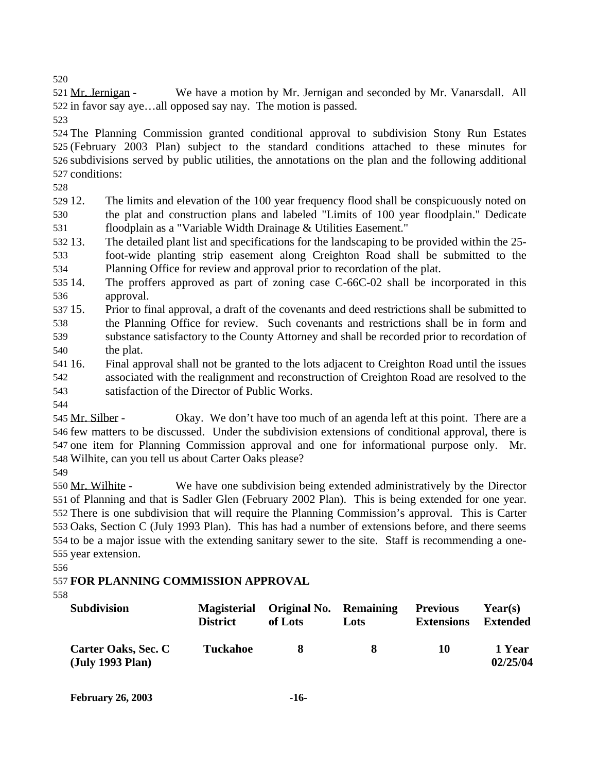Mr. Jernigan - We have a motion by Mr. Jernigan and seconded by Mr. Vanarsdall. All in favor say aye…all opposed say nay. The motion is passed.

The Planning Commission granted conditional approval to subdivision Stony Run Estates (February 2003 Plan) subject to the standard conditions attached to these minutes for subdivisions served by public utilities, the annotations on the plan and the following additional conditions:

12. The limits and elevation of the 100 year frequency flood shall be conspicuously noted on the plat and construction plans and labeled "Limits of 100 year floodplain." Dedicate floodplain as a "Variable Width Drainage & Utilities Easement."
13. The detailed plant list and specifications for the landscaping to be provided within the 25-foot-wide planting strip easement along Creighton Road shall be submitted to the Planning Office for review and approval prior to recordation of the plat.
14. The proffers approved as part of zoning case C-66C-02 shall be incorporated in this approval.
15. Prior to final approval, a draft of the covenants and deed restrictions shall be submitted to the Planning Office for review. Such covenants and restrictions shall be in form and substance satisfactory to the County Attorney and shall be recorded prior to recordation of the plat.
16. Final approval shall not be granted to the lots adjacent to Creighton Road until the issues associated with the realignment and reconstruction of Creighton Road are resolved to the satisfaction of the Director of Public Works.

Mr. Silber - Okay. We don't have too much of an agenda left at this point. There are a few matters to be discussed. Under the subdivision extensions of conditional approval, there is one item for Planning Commission approval and one for informational purpose only. Mr. Wilhite, can you tell us about Carter Oaks please?

Mr. Wilhite - We have one subdivision being extended administratively by the Director of Planning and that is Sadler Glen (February 2002 Plan). This is being extended for one year. There is one subdivision that will require the Planning Commission's approval. This is Carter Oaks, Section C (July 1993 Plan). This has had a number of extensions before, and there seems to be a major issue with the extending sanitary sewer to the site. Staff is recommending a one-year extension.

**FOR PLANNING COMMISSION APPROVAL**

| Subdivision | Magisterial District | Original No. of Lots | Remaining Lots | Previous Extensions | Year(s) Extended |
|---|---|---|---|---|---|
| **Carter Oaks, Sec. C (July 1993 Plan)** | **Tuckahoe** | **8** | **8** | **10** | **1 Year 02/25/04** |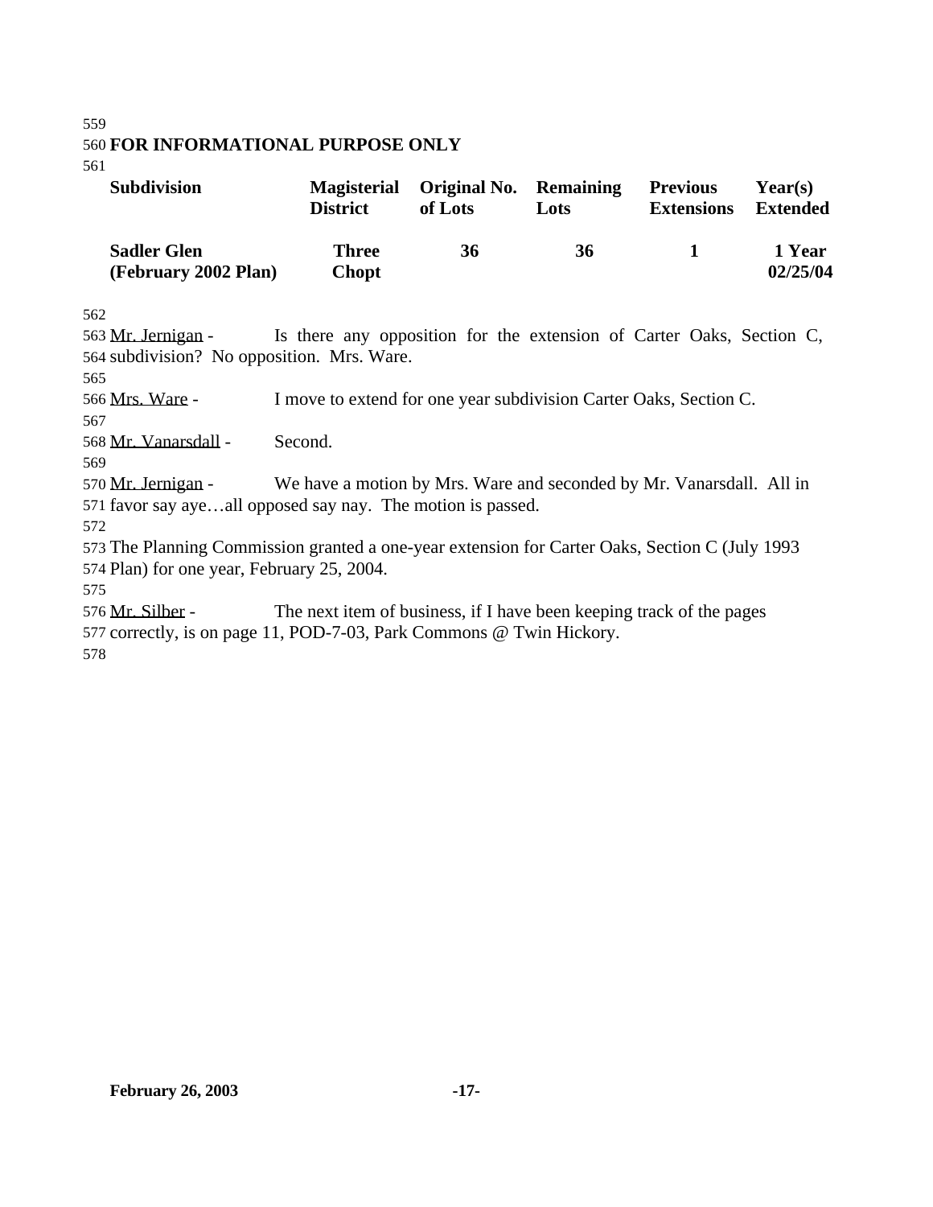**FOR INFORMATIONAL PURPOSE ONLY**

| Subdivision | Magisterial District | Original No. of Lots | Remaining Lots | Previous Extensions | Year(s) Extended |
|---|---|---|---|---|---|
| **Sadler Glen (February 2002 Plan)** | **Three Chopt** | **36** | **36** | **1** | **1 Year 02/25/04** |

Mr. Jernigan - Is there any opposition for the extension of Carter Oaks, Section C, subdivision? No opposition. Mrs. Ware.

Mrs. Ware - I move to extend for one year subdivision Carter Oaks, Section C.

Mr. Vanarsdall - Second.

Mr. Jernigan - We have a motion by Mrs. Ware and seconded by Mr. Vanarsdall. All in favor say aye…all opposed say nay. The motion is passed.

The Planning Commission granted a one-year extension for Carter Oaks, Section C (July 1993 Plan) for one year, February 25, 2004.

Mr. Silber - The next item of business, if I have been keeping track of the pages correctly, is on page 11, POD-7-03, Park Commons @ Twin Hickory.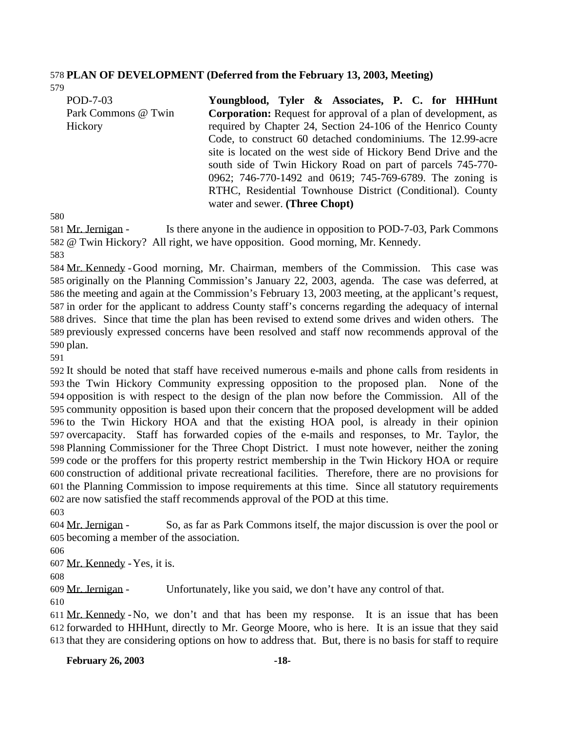**PLAN OF DEVELOPMENT (Deferred from the February 13, 2003, Meeting)**

| | |
|---|---|
| POD-7-03<br>Park Commons @ Twin Hickory | **Youngblood, Tyler & Associates, P. C. for HHHunt Corporation:** Request for approval of a plan of development, as required by Chapter 24, Section 24-106 of the Henrico County Code, to construct 60 detached condominiums. The 12.99-acre site is located on the west side of Hickory Bend Drive and the south side of Twin Hickory Road on part of parcels 745-770-0962; 746-770-1492 and 0619; 745-769-6789. The zoning is RTHC, Residential Townhouse District (Conditional). County water and sewer. **(Three Chopt)** |

Mr. Jernigan - Is there anyone in the audience in opposition to POD-7-03, Park Commons @ Twin Hickory? All right, we have opposition. Good morning, Mr. Kennedy.

Mr. Kennedy - Good morning, Mr. Chairman, members of the Commission. This case was originally on the Planning Commission's January 22, 2003, agenda. The case was deferred, at the meeting and again at the Commission's February 13, 2003 meeting, at the applicant's request, in order for the applicant to address County staff's concerns regarding the adequacy of internal drives. Since that time the plan has been revised to extend some drives and widen others. The previously expressed concerns have been resolved and staff now recommends approval of the plan.

It should be noted that staff have received numerous e-mails and phone calls from residents in the Twin Hickory Community expressing opposition to the proposed plan. None of the opposition is with respect to the design of the plan now before the Commission. All of the community opposition is based upon their concern that the proposed development will be added to the Twin Hickory HOA and that the existing HOA pool, is already in their opinion overcapacity. Staff has forwarded copies of the e-mails and responses, to Mr. Taylor, the Planning Commissioner for the Three Chopt District. I must note however, neither the zoning code or the proffers for this property restrict membership in the Twin Hickory HOA or require construction of additional private recreational facilities. Therefore, there are no provisions for the Planning Commission to impose requirements at this time. Since all statutory requirements are now satisfied the staff recommends approval of the POD at this time.

Mr. Jernigan - So, as far as Park Commons itself, the major discussion is over the pool or becoming a member of the association.

Mr. Kennedy - Yes, it is.

Mr. Jernigan - Unfortunately, like you said, we don't have any control of that.

Mr. Kennedy - No, we don't and that has been my response. It is an issue that has been forwarded to HHHunt, directly to Mr. George Moore, who is here. It is an issue that they said that they are considering options on how to address that. But, there is no basis for staff to require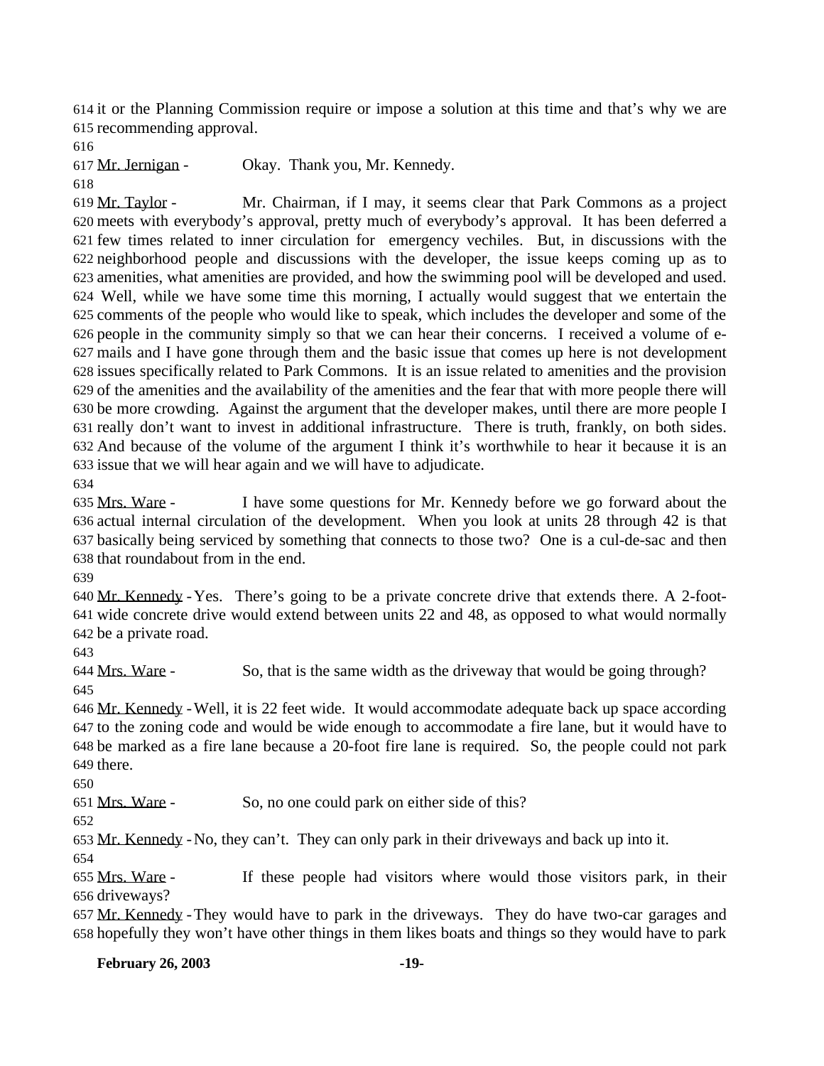it or the Planning Commission require or impose a solution at this time and that's why we are recommending approval.

Mr. Jernigan - Okay. Thank you, Mr. Kennedy.

Mr. Taylor - Mr. Chairman, if I may, it seems clear that Park Commons as a project meets with everybody's approval, pretty much of everybody's approval. It has been deferred a few times related to inner circulation for emergency vechiles. But, in discussions with the neighborhood people and discussions with the developer, the issue keeps coming up as to amenities, what amenities are provided, and how the swimming pool will be developed and used. Well, while we have some time this morning, I actually would suggest that we entertain the comments of the people who would like to speak, which includes the developer and some of the people in the community simply so that we can hear their concerns. I received a volume of e-mails and I have gone through them and the basic issue that comes up here is not development issues specifically related to Park Commons. It is an issue related to amenities and the provision of the amenities and the availability of the amenities and the fear that with more people there will be more crowding. Against the argument that the developer makes, until there are more people I really don't want to invest in additional infrastructure. There is truth, frankly, on both sides. And because of the volume of the argument I think it's worthwhile to hear it because it is an issue that we will hear again and we will have to adjudicate.

Mrs. Ware - I have some questions for Mr. Kennedy before we go forward about the actual internal circulation of the development. When you look at units 28 through 42 is that basically being serviced by something that connects to those two? One is a cul-de-sac and then that roundabout from in the end.

Mr. Kennedy - Yes. There's going to be a private concrete drive that extends there. A 2-foot-wide concrete drive would extend between units 22 and 48, as opposed to what would normally be a private road.

Mrs. Ware - So, that is the same width as the driveway that would be going through?

Mr. Kennedy - Well, it is 22 feet wide. It would accommodate adequate back up space according to the zoning code and would be wide enough to accommodate a fire lane, but it would have to be marked as a fire lane because a 20-foot fire lane is required. So, the people could not park there.

Mrs. Ware - So, no one could park on either side of this?

Mr. Kennedy - No, they can't. They can only park in their driveways and back up into it.

Mrs. Ware - If these people had visitors where would those visitors park, in their driveways?

Mr. Kennedy - They would have to park in the driveways. They do have two-car garages and hopefully they won't have other things in them likes boats and things so they would have to park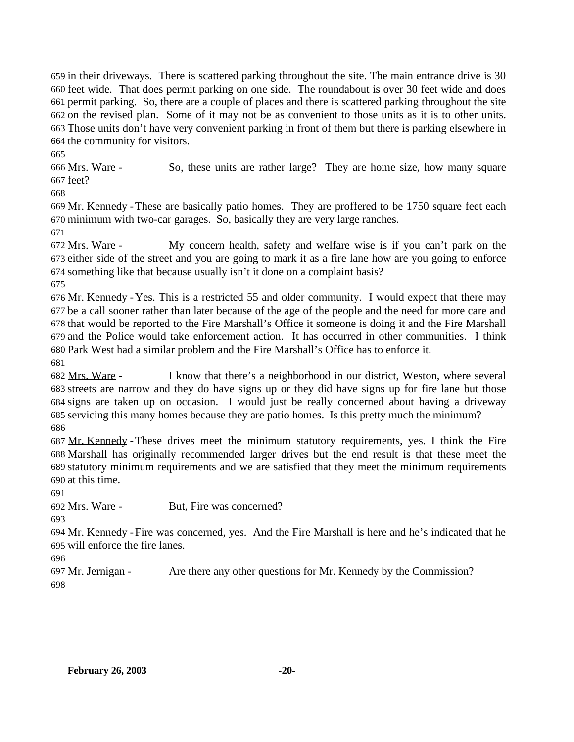in their driveways. There is scattered parking throughout the site. The main entrance drive is 30 feet wide. That does permit parking on one side. The roundabout is over 30 feet wide and does permit parking. So, there are a couple of places and there is scattered parking throughout the site on the revised plan. Some of it may not be as convenient to those units as it is to other units. Those units don't have very convenient parking in front of them but there is parking elsewhere in the community for visitors.

Mrs. Ware - So, these units are rather large? They are home size, how many square feet?

Mr. Kennedy - These are basically patio homes. They are proffered to be 1750 square feet each minimum with two-car garages. So, basically they are very large ranches.

Mrs. Ware - My concern health, safety and welfare wise is if you can't park on the either side of the street and you are going to mark it as a fire lane how are you going to enforce something like that because usually isn't it done on a complaint basis?

Mr. Kennedy - Yes. This is a restricted 55 and older community. I would expect that there may be a call sooner rather than later because of the age of the people and the need for more care and that would be reported to the Fire Marshall's Office it someone is doing it and the Fire Marshall and the Police would take enforcement action. It has occurred in other communities. I think Park West had a similar problem and the Fire Marshall's Office has to enforce it.

Mrs. Ware - I know that there's a neighborhood in our district, Weston, where several streets are narrow and they do have signs up or they did have signs up for fire lane but those signs are taken up on occasion. I would just be really concerned about having a driveway servicing this many homes because they are patio homes. Is this pretty much the minimum?

Mr. Kennedy - These drives meet the minimum statutory requirements, yes. I think the Fire Marshall has originally recommended larger drives but the end result is that these meet the statutory minimum requirements and we are satisfied that they meet the minimum requirements at this time.

Mrs. Ware - But, Fire was concerned?

Mr. Kennedy - Fire was concerned, yes. And the Fire Marshall is here and he's indicated that he will enforce the fire lanes.

Mr. Jernigan - Are there any other questions for Mr. Kennedy by the Commission?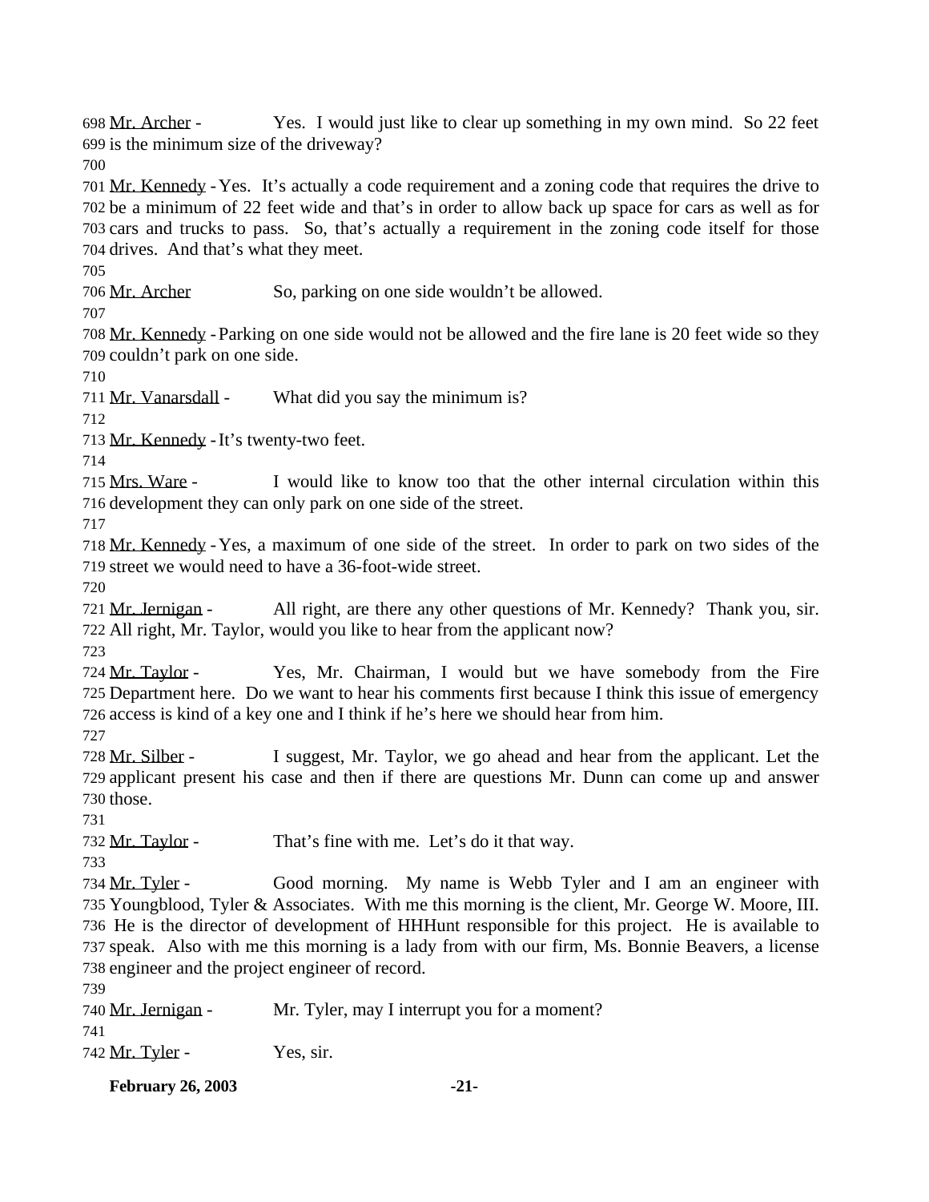698 Mr. Archer - Yes. I would just like to clear up something in my own mind. So 22 feet
699 is the minimum size of the driveway?
700
701 Mr. Kennedy - Yes. It's actually a code requirement and a zoning code that requires the drive to
702 be a minimum of 22 feet wide and that's in order to allow back up space for cars as well as for
703 cars and trucks to pass. So, that's actually a requirement in the zoning code itself for those
704 drives. And that's what they meet.
705
706 Mr. Archer So, parking on one side wouldn't be allowed.
707
708 Mr. Kennedy - Parking on one side would not be allowed and the fire lane is 20 feet wide so they
709 couldn't park on one side.
710
711 Mr. Vanarsdall - What did you say the minimum is?
712
713 Mr. Kennedy - It's twenty-two feet.
714
715 Mrs. Ware - I would like to know too that the other internal circulation within this
716 development they can only park on one side of the street.
717
718 Mr. Kennedy - Yes, a maximum of one side of the street. In order to park on two sides of the
719 street we would need to have a 36-foot-wide street.
720
721 Mr. Jernigan - All right, are there any other questions of Mr. Kennedy? Thank you, sir.
722 All right, Mr. Taylor, would you like to hear from the applicant now?
723
724 Mr. Taylor - Yes, Mr. Chairman, I would but we have somebody from the Fire
725 Department here. Do we want to hear his comments first because I think this issue of emergency
726 access is kind of a key one and I think if he's here we should hear from him.
727
728 Mr. Silber - I suggest, Mr. Taylor, we go ahead and hear from the applicant. Let the
729 applicant present his case and then if there are questions Mr. Dunn can come up and answer
730 those.
731
732 Mr. Taylor - That's fine with me. Let's do it that way.
733
734 Mr. Tyler - Good morning. My name is Webb Tyler and I am an engineer with
735 Youngblood, Tyler & Associates. With me this morning is the client, Mr. George W. Moore, III.
736 He is the director of development of HHHunt responsible for this project. He is available to
737 speak. Also with me this morning is a lady from with our firm, Ms. Bonnie Beavers, a license
738 engineer and the project engineer of record.
739
740 Mr. Jernigan - Mr. Tyler, may I interrupt you for a moment?
741
742 Mr. Tyler - Yes, sir.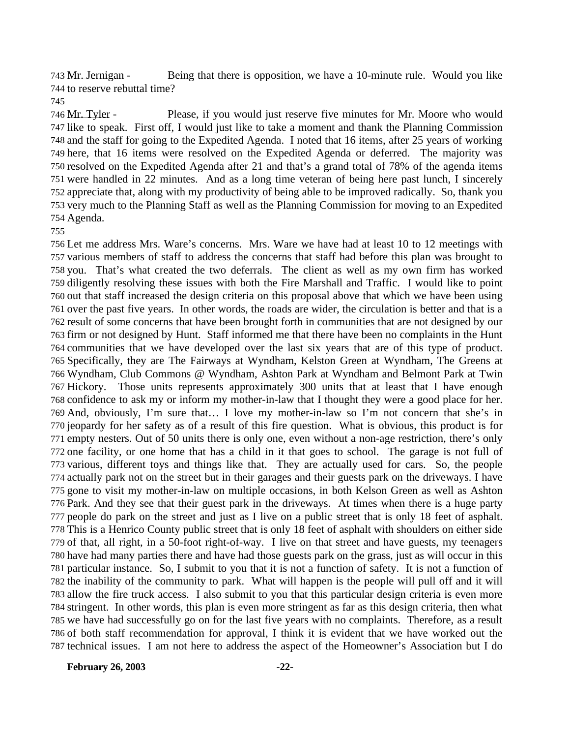743 Mr. Jernigan - Being that there is opposition, we have a 10-minute rule. Would you like
744 to reserve rebuttal time?
745
746 Mr. Tyler - Please, if you would just reserve five minutes for Mr. Moore who would
747 like to speak. First off, I would just like to take a moment and thank the Planning Commission
748 and the staff for going to the Expedited Agenda. I noted that 16 items, after 25 years of working
749 here, that 16 items were resolved on the Expedited Agenda or deferred. The majority was
750 resolved on the Expedited Agenda after 21 and that's a grand total of 78% of the agenda items
751 were handled in 22 minutes. And as a long time veteran of being here past lunch, I sincerely
752 appreciate that, along with my productivity of being able to be improved radically. So, thank you
753 very much to the Planning Staff as well as the Planning Commission for moving to an Expedited
754 Agenda.
755
756 Let me address Mrs. Ware's concerns. Mrs. Ware we have had at least 10 to 12 meetings with
757 various members of staff to address the concerns that staff had before this plan was brought to
758 you. That's what created the two deferrals. The client as well as my own firm has worked
759 diligently resolving these issues with both the Fire Marshall and Traffic. I would like to point
760 out that staff increased the design criteria on this proposal above that which we have been using
761 over the past five years. In other words, the roads are wider, the circulation is better and that is a
762 result of some concerns that have been brought forth in communities that are not designed by our
763 firm or not designed by Hunt. Staff informed me that there have been no complaints in the Hunt
764 communities that we have developed over the last six years that are of this type of product.
765 Specifically, they are The Fairways at Wyndham, Kelston Green at Wyndham, The Greens at
766 Wyndham, Club Commons @ Wyndham, Ashton Park at Wyndham and Belmont Park at Twin
767 Hickory. Those units represents approximately 300 units that at least that I have enough
768 confidence to ask my or inform my mother-in-law that I thought they were a good place for her.
769 And, obviously, I'm sure that… I love my mother-in-law so I'm not concern that she's in
770 jeopardy for her safety as of a result of this fire question. What is obvious, this product is for
771 empty nesters. Out of 50 units there is only one, even without a non-age restriction, there's only
772 one facility, or one home that has a child in it that goes to school. The garage is not full of
773 various, different toys and things like that. They are actually used for cars. So, the people
774 actually park not on the street but in their garages and their guests park on the driveways. I have
775 gone to visit my mother-in-law on multiple occasions, in both Kelson Green as well as Ashton
776 Park. And they see that their guest park in the driveways. At times when there is a huge party
777 people do park on the street and just as I live on a public street that is only 18 feet of asphalt.
778 This is a Henrico County public street that is only 18 feet of asphalt with shoulders on either side
779 of that, all right, in a 50-foot right-of-way. I live on that street and have guests, my teenagers
780 have had many parties there and have had those guests park on the grass, just as will occur in this
781 particular instance. So, I submit to you that it is not a function of safety. It is not a function of
782 the inability of the community to park. What will happen is the people will pull off and it will
783 allow the fire truck access. I also submit to you that this particular design criteria is even more
784 stringent. In other words, this plan is even more stringent as far as this design criteria, then what
785 we have had successfully go on for the last five years with no complaints. Therefore, as a result
786 of both staff recommendation for approval, I think it is evident that we have worked out the
787 technical issues. I am not here to address the aspect of the Homeowner's Association but I do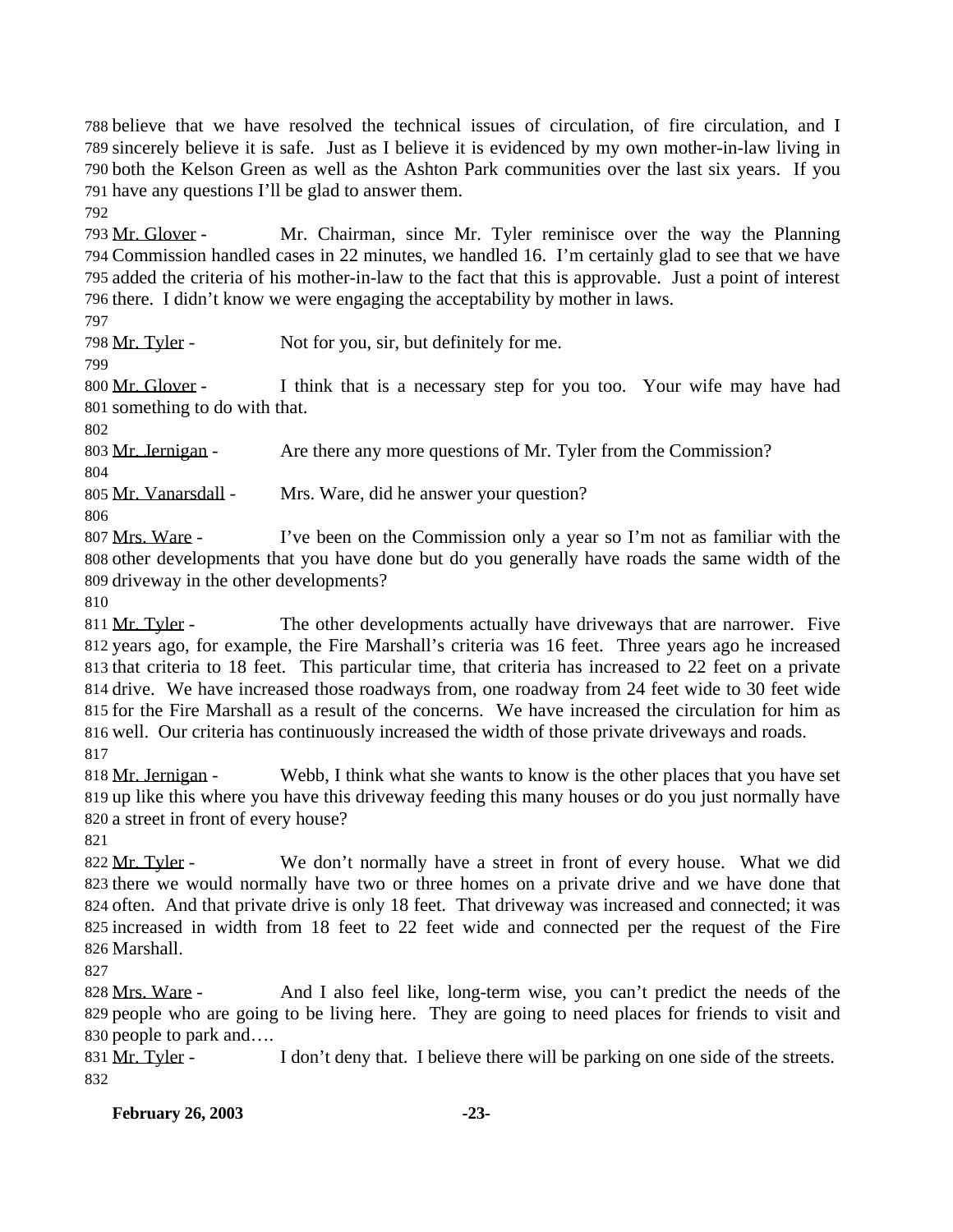believe that we have resolved the technical issues of circulation, of fire circulation, and I sincerely believe it is safe. Just as I believe it is evidenced by my own mother-in-law living in both the Kelson Green as well as the Ashton Park communities over the last six years. If you have any questions I'll be glad to answer them.

Mr. Glover - Mr. Chairman, since Mr. Tyler reminisce over the way the Planning Commission handled cases in 22 minutes, we handled 16. I'm certainly glad to see that we have added the criteria of his mother-in-law to the fact that this is approvable. Just a point of interest there. I didn't know we were engaging the acceptability by mother in laws.

Mr. Tyler - Not for you, sir, but definitely for me.

Mr. Glover - I think that is a necessary step for you too. Your wife may have had something to do with that.

Mr. Jernigan - Are there any more questions of Mr. Tyler from the Commission?

Mr. Vanarsdall - Mrs. Ware, did he answer your question?

Mrs. Ware - I've been on the Commission only a year so I'm not as familiar with the other developments that you have done but do you generally have roads the same width of the driveway in the other developments?

Mr. Tyler - The other developments actually have driveways that are narrower. Five years ago, for example, the Fire Marshall's criteria was 16 feet. Three years ago he increased that criteria to 18 feet. This particular time, that criteria has increased to 22 feet on a private drive. We have increased those roadways from, one roadway from 24 feet wide to 30 feet wide for the Fire Marshall as a result of the concerns. We have increased the circulation for him as well. Our criteria has continuously increased the width of those private driveways and roads.

Mr. Jernigan - Webb, I think what she wants to know is the other places that you have set up like this where you have this driveway feeding this many houses or do you just normally have a street in front of every house?

Mr. Tyler - We don't normally have a street in front of every house. What we did there we would normally have two or three homes on a private drive and we have done that often. And that private drive is only 18 feet. That driveway was increased and connected; it was increased in width from 18 feet to 22 feet wide and connected per the request of the Fire Marshall.

Mrs. Ware - And I also feel like, long-term wise, you can't predict the needs of the people who are going to be living here. They are going to need places for friends to visit and people to park and….

Mr. Tyler - I don't deny that. I believe there will be parking on one side of the streets.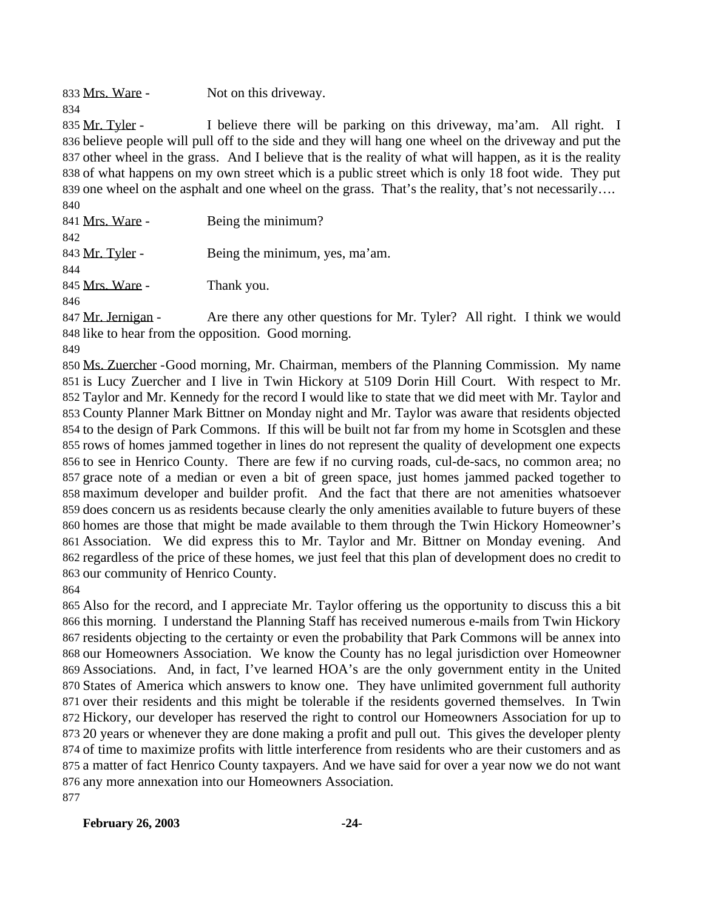833 Mrs. Ware - Not on this driveway.

834

835 Mr. Tyler - I believe there will be parking on this driveway, ma'am. All right. I
836 believe people will pull off to the side and they will hang one wheel on the driveway and put the
837 other wheel in the grass. And I believe that is the reality of what will happen, as it is the reality
838 of what happens on my own street which is a public street which is only 18 foot wide. They put
839 one wheel on the asphalt and one wheel on the grass. That's the reality, that's not necessarily….

840

841 Mrs. Ware - Being the minimum?

842

843 Mr. Tyler - Being the minimum, yes, ma'am.

844

845 Mrs. Ware - Thank you.

846

847 Mr. Jernigan - Are there any other questions for Mr. Tyler? All right. I think we would
848 like to hear from the opposition. Good morning.

849

850 Ms. Zuercher -Good morning, Mr. Chairman, members of the Planning Commission. My name
851 is Lucy Zuercher and I live in Twin Hickory at 5109 Dorin Hill Court. With respect to Mr.
852 Taylor and Mr. Kennedy for the record I would like to state that we did meet with Mr. Taylor and
853 County Planner Mark Bittner on Monday night and Mr. Taylor was aware that residents objected
854 to the design of Park Commons. If this will be built not far from my home in Scotsglen and these
855 rows of homes jammed together in lines do not represent the quality of development one expects
856 to see in Henrico County. There are few if no curving roads, cul-de-sacs, no common area; no
857 grace note of a median or even a bit of green space, just homes jammed packed together to
858 maximum developer and builder profit. And the fact that there are not amenities whatsoever
859 does concern us as residents because clearly the only amenities available to future buyers of these
860 homes are those that might be made available to them through the Twin Hickory Homeowner's
861 Association. We did express this to Mr. Taylor and Mr. Bittner on Monday evening. And
862 regardless of the price of these homes, we just feel that this plan of development does no credit to
863 our community of Henrico County.

864

865 Also for the record, and I appreciate Mr. Taylor offering us the opportunity to discuss this a bit
866 this morning. I understand the Planning Staff has received numerous e-mails from Twin Hickory
867 residents objecting to the certainty or even the probability that Park Commons will be annex into
868 our Homeowners Association. We know the County has no legal jurisdiction over Homeowner
869 Associations. And, in fact, I've learned HOA's are the only government entity in the United
870 States of America which answers to know one. They have unlimited government full authority
871 over their residents and this might be tolerable if the residents governed themselves. In Twin
872 Hickory, our developer has reserved the right to control our Homeowners Association for up to
873 20 years or whenever they are done making a profit and pull out. This gives the developer plenty
874 of time to maximize profits with little interference from residents who are their customers and as
875 a matter of fact Henrico County taxpayers. And we have said for over a year now we do not want
876 any more annexation into our Homeowners Association.

877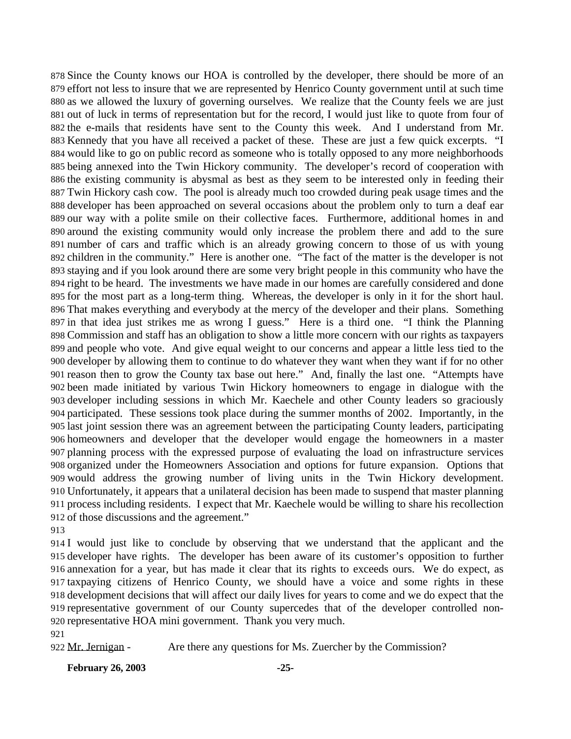Since the County knows our HOA is controlled by the developer, there should be more of an effort not less to insure that we are represented by Henrico County government until at such time as we allowed the luxury of governing ourselves. We realize that the County feels we are just out of luck in terms of representation but for the record, I would just like to quote from four of the e-mails that residents have sent to the County this week. And I understand from Mr. Kennedy that you have all received a packet of these. These are just a few quick excerpts. "I would like to go on public record as someone who is totally opposed to any more neighborhoods being annexed into the Twin Hickory community. The developer's record of cooperation with the existing community is abysmal as best as they seem to be interested only in feeding their Twin Hickory cash cow. The pool is already much too crowded during peak usage times and the developer has been approached on several occasions about the problem only to turn a deaf ear our way with a polite smile on their collective faces. Furthermore, additional homes in and around the existing community would only increase the problem there and add to the sure number of cars and traffic which is an already growing concern to those of us with young children in the community." Here is another one. "The fact of the matter is the developer is not staying and if you look around there are some very bright people in this community who have the right to be heard. The investments we have made in our homes are carefully considered and done for the most part as a long-term thing. Whereas, the developer is only in it for the short haul. That makes everything and everybody at the mercy of the developer and their plans. Something in that idea just strikes me as wrong I guess." Here is a third one. "I think the Planning Commission and staff has an obligation to show a little more concern with our rights as taxpayers and people who vote. And give equal weight to our concerns and appear a little less tied to the developer by allowing them to continue to do whatever they want when they want if for no other reason then to grow the County tax base out here." And, finally the last one. "Attempts have been made initiated by various Twin Hickory homeowners to engage in dialogue with the developer including sessions in which Mr. Kaechele and other County leaders so graciously participated. These sessions took place during the summer months of 2002. Importantly, in the last joint session there was an agreement between the participating County leaders, participating homeowners and developer that the developer would engage the homeowners in a master planning process with the expressed purpose of evaluating the load on infrastructure services organized under the Homeowners Association and options for future expansion. Options that would address the growing number of living units in the Twin Hickory development. Unfortunately, it appears that a unilateral decision has been made to suspend that master planning process including residents. I expect that Mr. Kaechele would be willing to share his recollection of those discussions and the agreement."

I would just like to conclude by observing that we understand that the applicant and the developer have rights. The developer has been aware of its customer's opposition to further annexation for a year, but has made it clear that its rights to exceeds ours. We do expect, as taxpaying citizens of Henrico County, we should have a voice and some rights in these development decisions that will affect our daily lives for years to come and we do expect that the representative government of our County supercedes that of the developer controlled non-representative HOA mini government. Thank you very much.

Mr. Jernigan - Are there any questions for Ms. Zuercher by the Commission?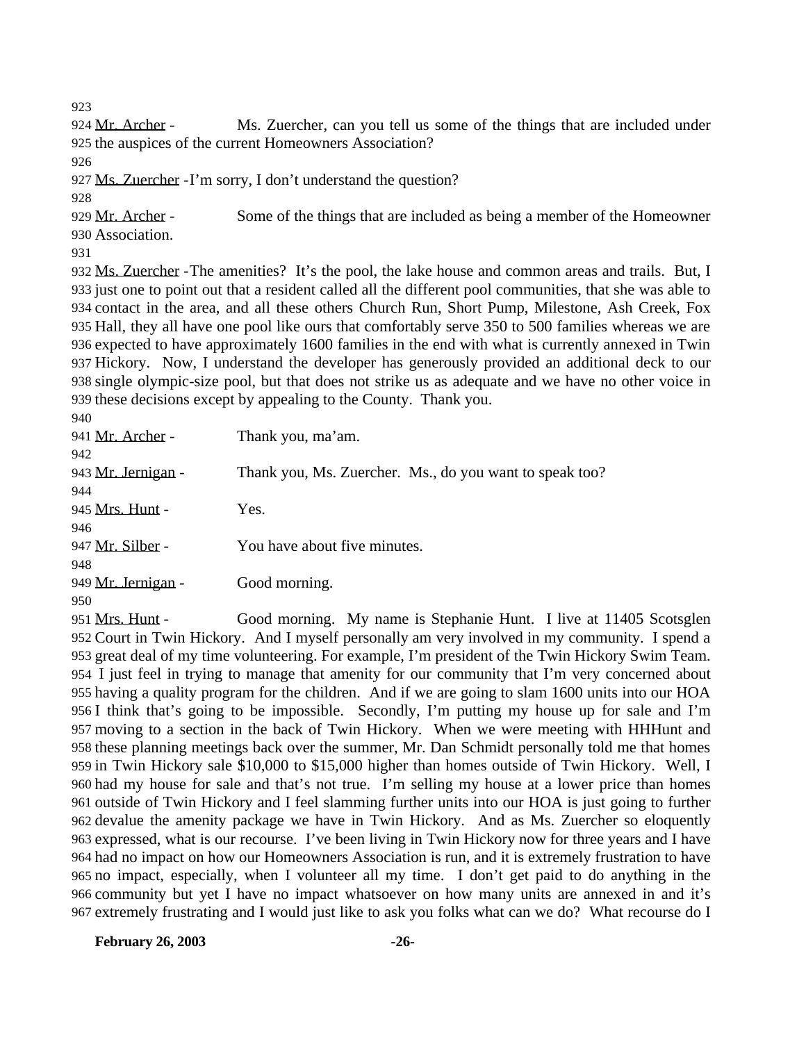923

924 Mr. Archer - Ms. Zuercher, can you tell us some of the things that are included under
925 the auspices of the current Homeowners Association?

926

927 Ms. Zuercher - I'm sorry, I don't understand the question?

928

929 Mr. Archer - Some of the things that are included as being a member of the Homeowner
930 Association.

931

932 Ms. Zuercher - The amenities? It's the pool, the lake house and common areas and trails. But, I
933 just one to point out that a resident called all the different pool communities, that she was able to
934 contact in the area, and all these others Church Run, Short Pump, Milestone, Ash Creek, Fox
935 Hall, they all have one pool like ours that comfortably serve 350 to 500 families whereas we are
936 expected to have approximately 1600 families in the end with what is currently annexed in Twin
937 Hickory. Now, I understand the developer has generously provided an additional deck to our
938 single olympic-size pool, but that does not strike us as adequate and we have no other voice in
939 these decisions except by appealing to the County. Thank you.

940

941 Mr. Archer - Thank you, ma'am.

942

943 Mr. Jernigan - Thank you, Ms. Zuercher. Ms., do you want to speak too?

944

945 Mrs. Hunt - Yes.

946

947 Mr. Silber - You have about five minutes.

948

949 Mr. Jernigan - Good morning.

950

951 Mrs. Hunt - Good morning. My name is Stephanie Hunt. I live at 11405 Scotsglen
952 Court in Twin Hickory. And I myself personally am very involved in my community. I spend a
953 great deal of my time volunteering. For example, I'm president of the Twin Hickory Swim Team.
954 I just feel in trying to manage that amenity for our community that I'm very concerned about
955 having a quality program for the children. And if we are going to slam 1600 units into our HOA
956 I think that's going to be impossible. Secondly, I'm putting my house up for sale and I'm
957 moving to a section in the back of Twin Hickory. When we were meeting with HHHunt and
958 these planning meetings back over the summer, Mr. Dan Schmidt personally told me that homes
959 in Twin Hickory sale $10,000 to $15,000 higher than homes outside of Twin Hickory. Well, I
960 had my house for sale and that's not true. I'm selling my house at a lower price than homes
961 outside of Twin Hickory and I feel slamming further units into our HOA is just going to further
962 devalue the amenity package we have in Twin Hickory. And as Ms. Zuercher so eloquently
963 expressed, what is our recourse. I've been living in Twin Hickory now for three years and I have
964 had no impact on how our Homeowners Association is run, and it is extremely frustration to have
965 no impact, especially, when I volunteer all my time. I don't get paid to do anything in the
966 community but yet I have no impact whatsoever on how many units are annexed in and it's
967 extremely frustrating and I would just like to ask you folks what can we do? What recourse do I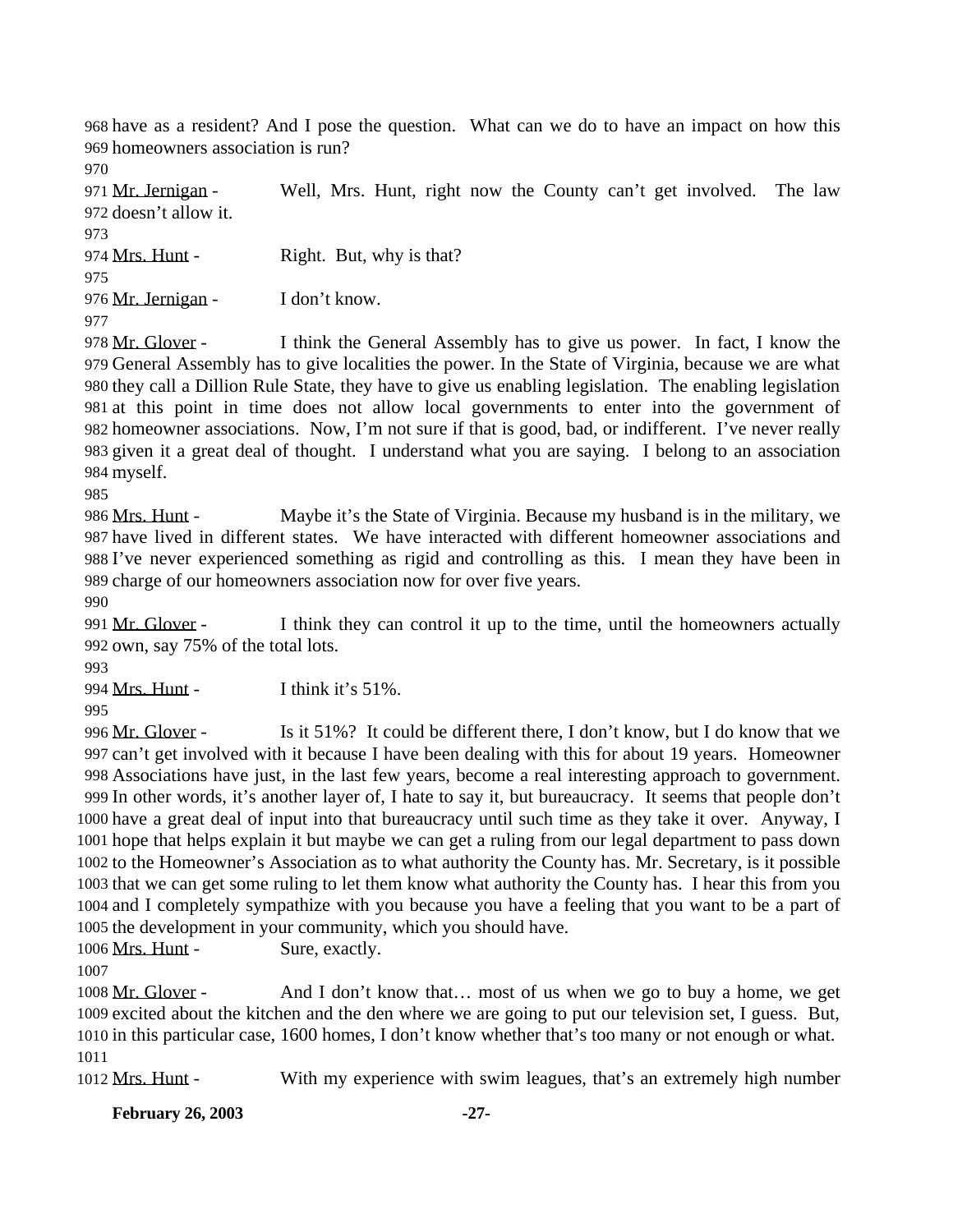have as a resident? And I pose the question. What can we do to have an impact on how this homeowners association is run?

Mr. Jernigan - Well, Mrs. Hunt, right now the County can't get involved. The law doesn't allow it.

Mrs. Hunt - Right. But, why is that?

Mr. Jernigan - I don't know.

Mr. Glover - I think the General Assembly has to give us power. In fact, I know the General Assembly has to give localities the power. In the State of Virginia, because we are what they call a Dillion Rule State, they have to give us enabling legislation. The enabling legislation at this point in time does not allow local governments to enter into the government of homeowner associations. Now, I'm not sure if that is good, bad, or indifferent. I've never really given it a great deal of thought. I understand what you are saying. I belong to an association myself.

Mrs. Hunt - Maybe it's the State of Virginia. Because my husband is in the military, we have lived in different states. We have interacted with different homeowner associations and I've never experienced something as rigid and controlling as this. I mean they have been in charge of our homeowners association now for over five years.

Mr. Glover - I think they can control it up to the time, until the homeowners actually own, say 75% of the total lots.

Mrs. Hunt - I think it's 51%.

Mr. Glover - Is it 51%? It could be different there, I don't know, but I do know that we can't get involved with it because I have been dealing with this for about 19 years. Homeowner Associations have just, in the last few years, become a real interesting approach to government. In other words, it's another layer of, I hate to say it, but bureaucracy. It seems that people don't have a great deal of input into that bureaucracy until such time as they take it over. Anyway, I hope that helps explain it but maybe we can get a ruling from our legal department to pass down to the Homeowner's Association as to what authority the County has. Mr. Secretary, is it possible that we can get some ruling to let them know what authority the County has. I hear this from you and I completely sympathize with you because you have a feeling that you want to be a part of the development in your community, which you should have.

Mrs. Hunt - Sure, exactly.

Mr. Glover - And I don't know that… most of us when we go to buy a home, we get excited about the kitchen and the den where we are going to put our television set, I guess. But, in this particular case, 1600 homes, I don't know whether that's too many or not enough or what.

Mrs. Hunt - With my experience with swim leagues, that's an extremely high number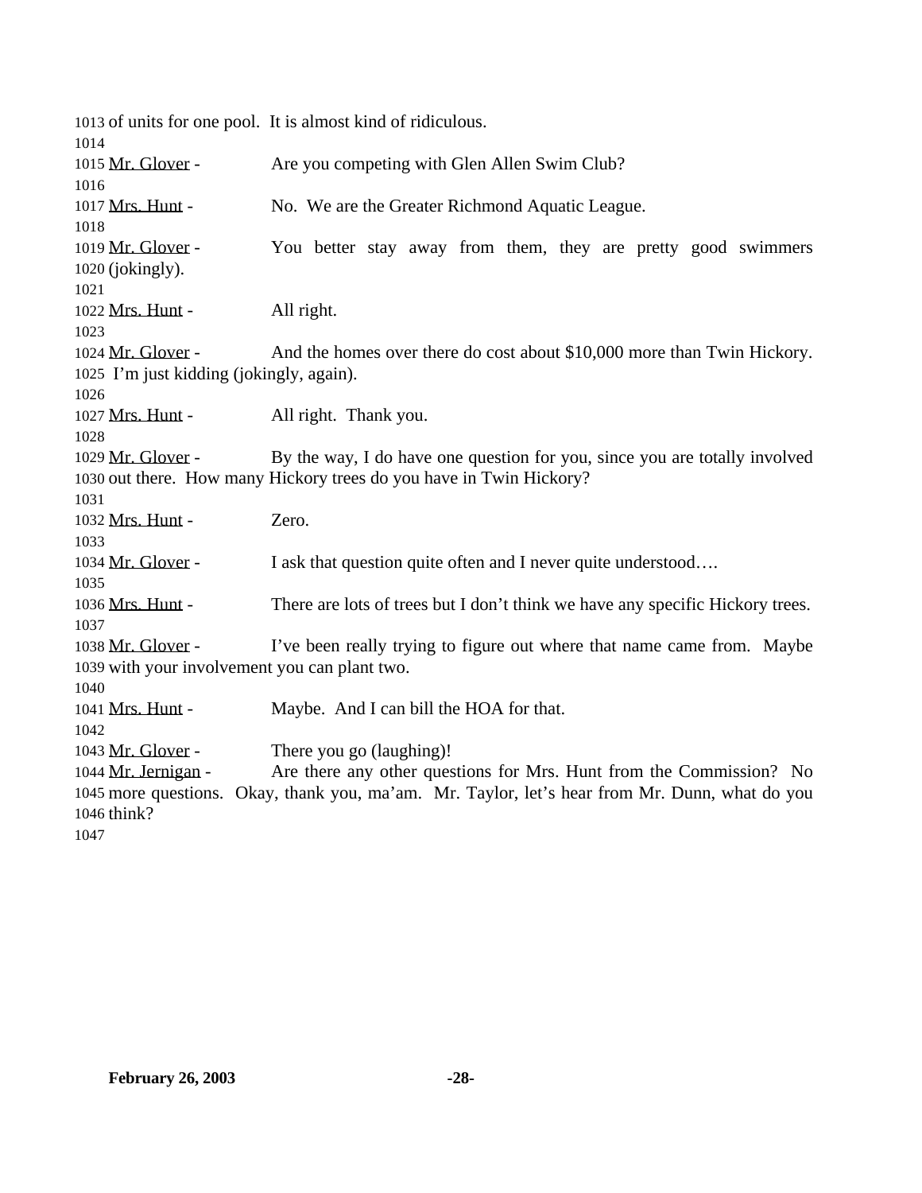of units for one pool. It is almost kind of ridiculous.

Mr. Glover - Are you competing with Glen Allen Swim Club?

Mrs. Hunt - No. We are the Greater Richmond Aquatic League.

Mr. Glover - You better stay away from them, they are pretty good swimmers (jokingly).

Mrs. Hunt - All right.

Mr. Glover - And the homes over there do cost about $10,000 more than Twin Hickory. I'm just kidding (jokingly, again).

Mrs. Hunt - All right. Thank you.

Mr. Glover - By the way, I do have one question for you, since you are totally involved out there. How many Hickory trees do you have in Twin Hickory?

Mrs. Hunt - Zero.

Mr. Glover - I ask that question quite often and I never quite understood….

Mrs. Hunt - There are lots of trees but I don't think we have any specific Hickory trees.

Mr. Glover - I've been really trying to figure out where that name came from. Maybe with your involvement you can plant two.

Mrs. Hunt - Maybe. And I can bill the HOA for that.

Mr. Glover - There you go (laughing)!

Mr. Jernigan - Are there any other questions for Mrs. Hunt from the Commission? No more questions. Okay, thank you, ma'am. Mr. Taylor, let's hear from Mr. Dunn, what do you think?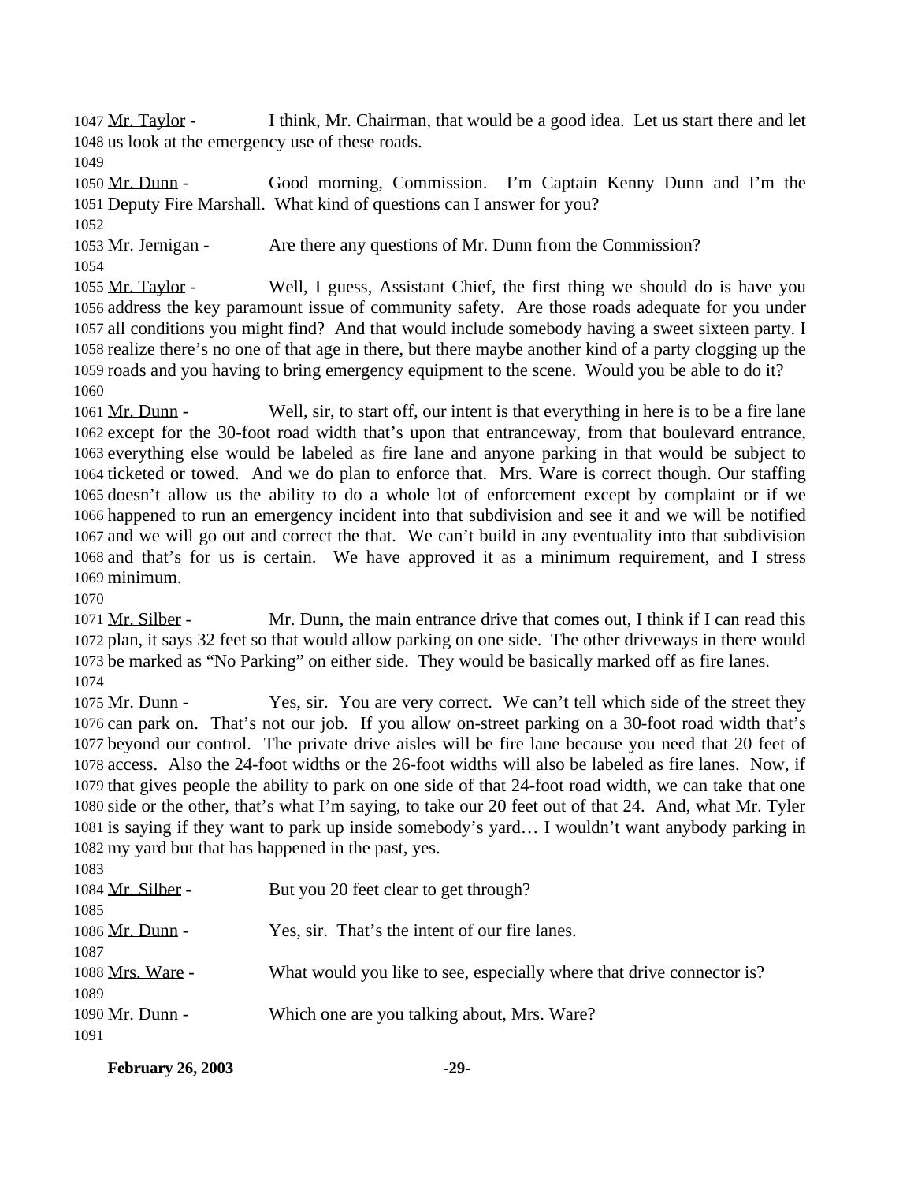1047 Mr. Taylor - I think, Mr. Chairman, that would be a good idea. Let us start there and let 1048 us look at the emergency use of these roads.

1049

1050 Mr. Dunn - Good morning, Commission. I'm Captain Kenny Dunn and I'm the 1051 Deputy Fire Marshall. What kind of questions can I answer for you?

1052

1053 Mr. Jernigan - Are there any questions of Mr. Dunn from the Commission?

1054

1055 Mr. Taylor - Well, I guess, Assistant Chief, the first thing we should do is have you 1056 address the key paramount issue of community safety. Are those roads adequate for you under 1057 all conditions you might find? And that would include somebody having a sweet sixteen party. I 1058 realize there's no one of that age in there, but there maybe another kind of a party clogging up the 1059 roads and you having to bring emergency equipment to the scene. Would you be able to do it?

1060

1061 Mr. Dunn - Well, sir, to start off, our intent is that everything in here is to be a fire lane 1062 except for the 30-foot road width that's upon that entranceway, from that boulevard entrance, 1063 everything else would be labeled as fire lane and anyone parking in that would be subject to 1064 ticketed or towed. And we do plan to enforce that. Mrs. Ware is correct though. Our staffing 1065 doesn't allow us the ability to do a whole lot of enforcement except by complaint or if we 1066 happened to run an emergency incident into that subdivision and see it and we will be notified 1067 and we will go out and correct the that. We can't build in any eventuality into that subdivision 1068 and that's for us is certain. We have approved it as a minimum requirement, and I stress 1069 minimum.

1070

1071 Mr. Silber - Mr. Dunn, the main entrance drive that comes out, I think if I can read this 1072 plan, it says 32 feet so that would allow parking on one side. The other driveways in there would 1073 be marked as "No Parking" on either side. They would be basically marked off as fire lanes.

1074

1075 Mr. Dunn - Yes, sir. You are very correct. We can't tell which side of the street they 1076 can park on. That's not our job. If you allow on-street parking on a 30-foot road width that's 1077 beyond our control. The private drive aisles will be fire lane because you need that 20 feet of 1078 access. Also the 24-foot widths or the 26-foot widths will also be labeled as fire lanes. Now, if 1079 that gives people the ability to park on one side of that 24-foot road width, we can take that one 1080 side or the other, that's what I'm saying, to take our 20 feet out of that 24. And, what Mr. Tyler 1081 is saying if they want to park up inside somebody's yard… I wouldn't want anybody parking in 1082 my yard but that has happened in the past, yes.

1083

1084 Mr. Silber - But you 20 feet clear to get through?

1085

1086 Mr. Dunn - Yes, sir. That's the intent of our fire lanes.

1087

1088 Mrs. Ware - What would you like to see, especially where that drive connector is?

1089

1090 Mr. Dunn - Which one are you talking about, Mrs. Ware?

1091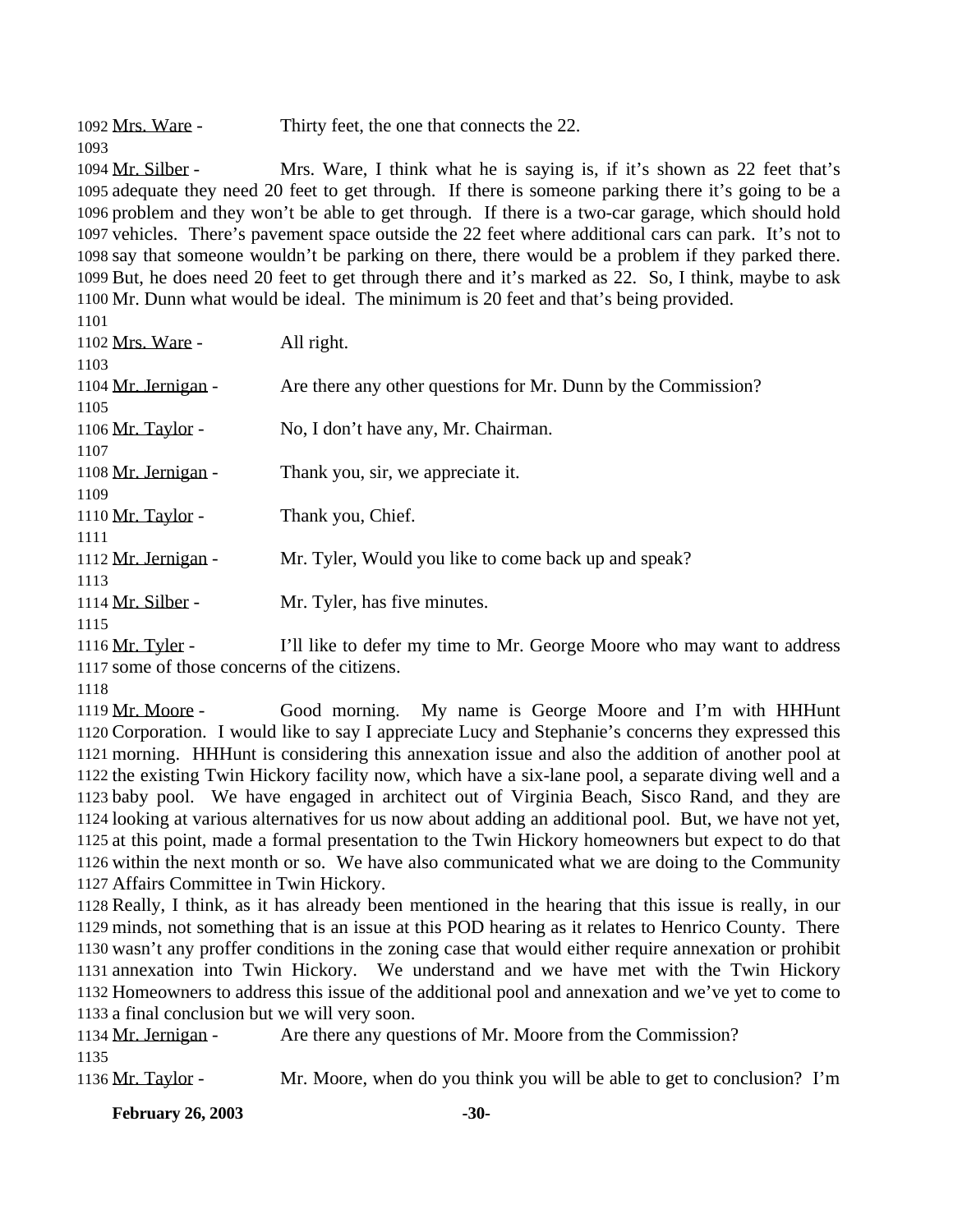1092 Mrs. Ware - Thirty feet, the one that connects the 22.

1093

1094 Mr. Silber - Mrs. Ware, I think what he is saying is, if it's shown as 22 feet that's 1095 adequate they need 20 feet to get through. If there is someone parking there it's going to be a 1096 problem and they won't be able to get through. If there is a two-car garage, which should hold 1097 vehicles. There's pavement space outside the 22 feet where additional cars can park. It's not to 1098 say that someone wouldn't be parking on there, there would be a problem if they parked there. 1099 But, he does need 20 feet to get through there and it's marked as 22. So, I think, maybe to ask 1100 Mr. Dunn what would be ideal. The minimum is 20 feet and that's being provided.

1101

1102 Mrs. Ware - All right.

1103

1104 Mr. Jernigan - Are there any other questions for Mr. Dunn by the Commission?

1105

1106 Mr. Taylor - No, I don't have any, Mr. Chairman.

1107

1108 Mr. Jernigan - Thank you, sir, we appreciate it.

1109

1110 Mr. Taylor - Thank you, Chief.

1111

1112 Mr. Jernigan - Mr. Tyler, Would you like to come back up and speak?

1113

1114 Mr. Silber - Mr. Tyler, has five minutes.

1115

1116 Mr. Tyler - I'll like to defer my time to Mr. George Moore who may want to address 1117 some of those concerns of the citizens.

1118

1119 Mr. Moore - Good morning. My name is George Moore and I'm with HHHunt 1120 Corporation. I would like to say I appreciate Lucy and Stephanie's concerns they expressed this 1121 morning. HHHunt is considering this annexation issue and also the addition of another pool at 1122 the existing Twin Hickory facility now, which have a six-lane pool, a separate diving well and a 1123 baby pool. We have engaged in architect out of Virginia Beach, Sisco Rand, and they are 1124 looking at various alternatives for us now about adding an additional pool. But, we have not yet, 1125 at this point, made a formal presentation to the Twin Hickory homeowners but expect to do that 1126 within the next month or so. We have also communicated what we are doing to the Community 1127 Affairs Committee in Twin Hickory.

1128 Really, I think, as it has already been mentioned in the hearing that this issue is really, in our 1129 minds, not something that is an issue at this POD hearing as it relates to Henrico County. There 1130 wasn't any proffer conditions in the zoning case that would either require annexation or prohibit 1131 annexation into Twin Hickory. We understand and we have met with the Twin Hickory 1132 Homeowners to address this issue of the additional pool and annexation and we've yet to come to 1133 a final conclusion but we will very soon.

1134 Mr. Jernigan - Are there any questions of Mr. Moore from the Commission?

1135

1136 Mr. Taylor - Mr. Moore, when do you think you will be able to get to conclusion? I'm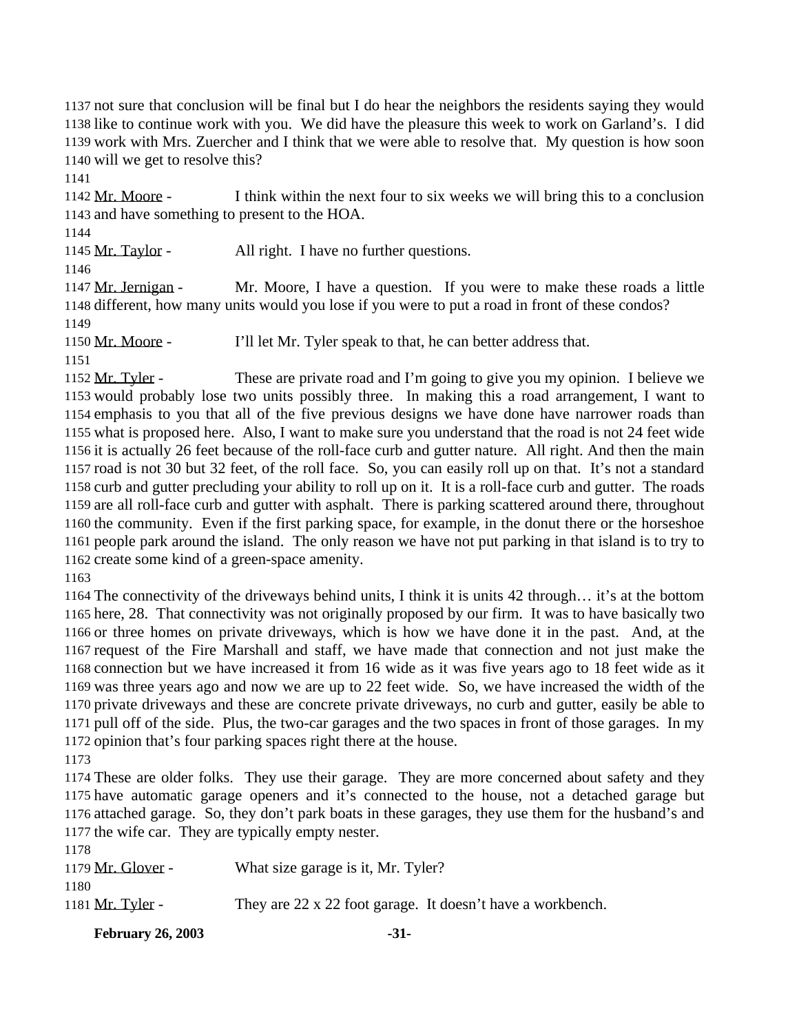not sure that conclusion will be final but I do hear the neighbors the residents saying they would like to continue work with you. We did have the pleasure this week to work on Garland's. I did work with Mrs. Zuercher and I think that we were able to resolve that. My question is how soon will we get to resolve this?

Mr. Moore - I think within the next four to six weeks we will bring this to a conclusion and have something to present to the HOA.

Mr. Taylor - All right. I have no further questions.

Mr. Jernigan - Mr. Moore, I have a question. If you were to make these roads a little different, how many units would you lose if you were to put a road in front of these condos?

Mr. Moore - I'll let Mr. Tyler speak to that, he can better address that.

Mr. Tyler - These are private road and I'm going to give you my opinion. I believe we would probably lose two units possibly three. In making this a road arrangement, I want to emphasis to you that all of the five previous designs we have done have narrower roads than what is proposed here. Also, I want to make sure you understand that the road is not 24 feet wide it is actually 26 feet because of the roll-face curb and gutter nature. All right. And then the main road is not 30 but 32 feet, of the roll face. So, you can easily roll up on that. It's not a standard curb and gutter precluding your ability to roll up on it. It is a roll-face curb and gutter. The roads are all roll-face curb and gutter with asphalt. There is parking scattered around there, throughout the community. Even if the first parking space, for example, in the donut there or the horseshoe people park around the island. The only reason we have not put parking in that island is to try to create some kind of a green-space amenity.

The connectivity of the driveways behind units, I think it is units 42 through… it's at the bottom here, 28. That connectivity was not originally proposed by our firm. It was to have basically two or three homes on private driveways, which is how we have done it in the past. And, at the request of the Fire Marshall and staff, we have made that connection and not just make the connection but we have increased it from 16 wide as it was five years ago to 18 feet wide as it was three years ago and now we are up to 22 feet wide. So, we have increased the width of the private driveways and these are concrete private driveways, no curb and gutter, easily be able to pull off of the side. Plus, the two-car garages and the two spaces in front of those garages. In my opinion that's four parking spaces right there at the house.

These are older folks. They use their garage. They are more concerned about safety and they have automatic garage openers and it's connected to the house, not a detached garage but attached garage. So, they don't park boats in these garages, they use them for the husband's and the wife car. They are typically empty nester.

Mr. Glover - What size garage is it, Mr. Tyler?

Mr. Tyler - They are 22 x 22 foot garage. It doesn't have a workbench.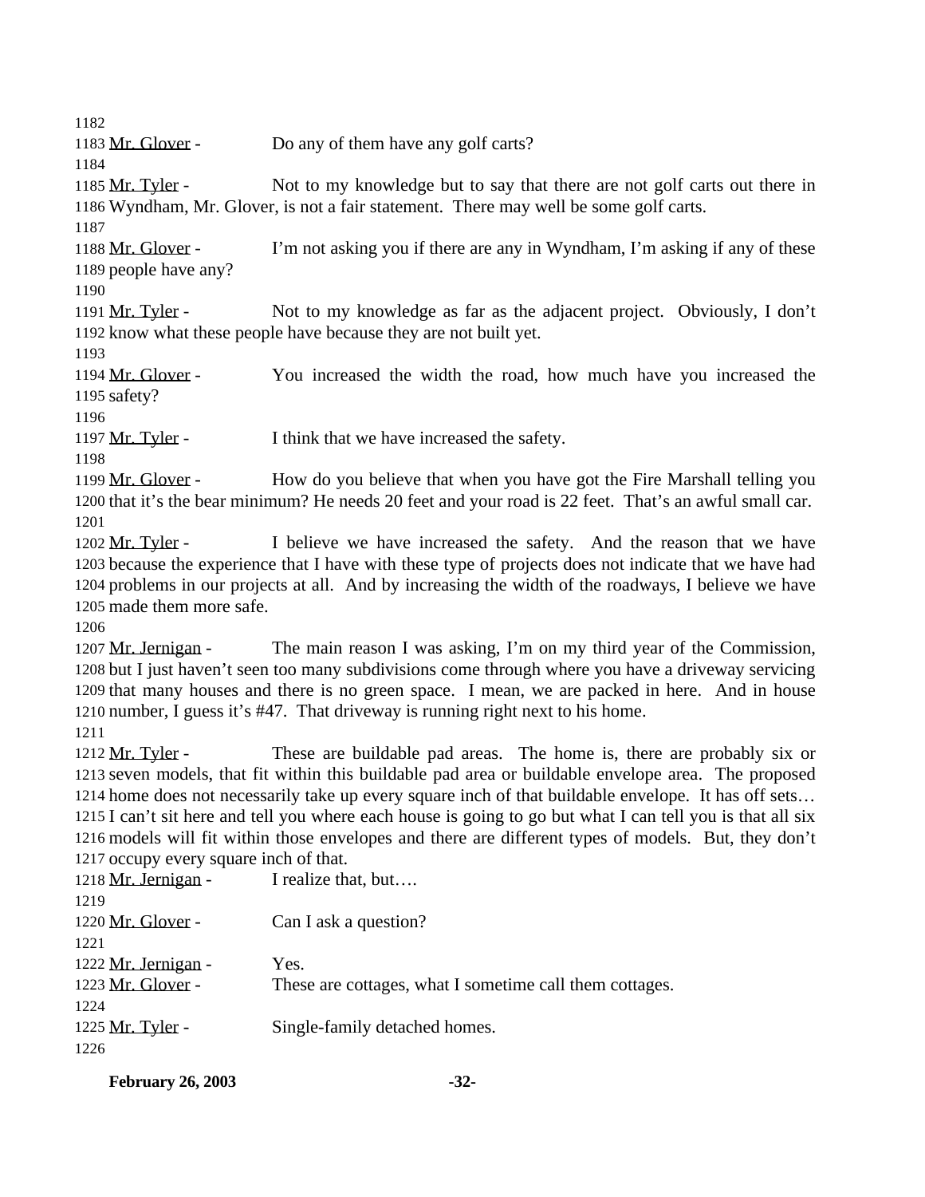Mr. Glover - Do any of them have any golf carts?

Mr. Tyler - Not to my knowledge but to say that there are not golf carts out there in Wyndham, Mr. Glover, is not a fair statement. There may well be some golf carts.

Mr. Glover - I'm not asking you if there are any in Wyndham, I'm asking if any of these people have any?

Mr. Tyler - Not to my knowledge as far as the adjacent project. Obviously, I don't know what these people have because they are not built yet.

Mr. Glover - You increased the width the road, how much have you increased the safety?

Mr. Tyler - I think that we have increased the safety.

Mr. Glover - How do you believe that when you have got the Fire Marshall telling you that it's the bear minimum? He needs 20 feet and your road is 22 feet. That's an awful small car.

Mr. Tyler - I believe we have increased the safety. And the reason that we have because the experience that I have with these type of projects does not indicate that we have had problems in our projects at all. And by increasing the width of the roadways, I believe we have made them more safe.

Mr. Jernigan - The main reason I was asking, I'm on my third year of the Commission, but I just haven't seen too many subdivisions come through where you have a driveway servicing that many houses and there is no green space. I mean, we are packed in here. And in house number, I guess it's #47. That driveway is running right next to his home.

Mr. Tyler - These are buildable pad areas. The home is, there are probably six or seven models, that fit within this buildable pad area or buildable envelope area. The proposed home does not necessarily take up every square inch of that buildable envelope. It has off sets… I can't sit here and tell you where each house is going to go but what I can tell you is that all six models will fit within those envelopes and there are different types of models. But, they don't occupy every square inch of that.

Mr. Jernigan - I realize that, but….

Mr. Glover - Can I ask a question?

Mr. Jernigan - Yes.

Mr. Glover - These are cottages, what I sometime call them cottages.

Mr. Tyler - Single-family detached homes.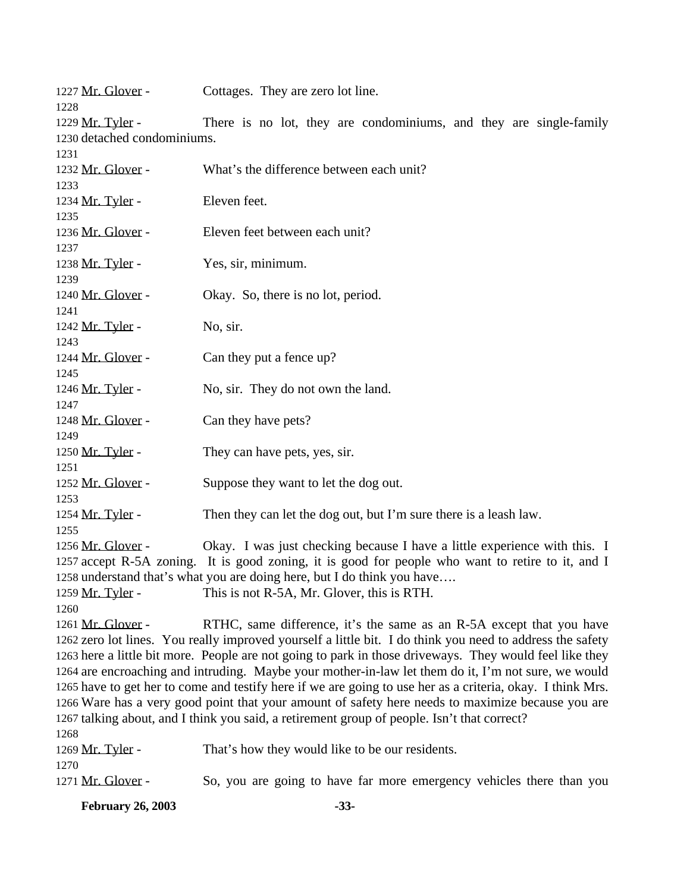1227 Mr. Glover - Cottages. They are zero lot line.
1228
1229 Mr. Tyler - There is no lot, they are condominiums, and they are single-family
1230 detached condominiums.
1231
1232 Mr. Glover - What's the difference between each unit?
1233
1234 Mr. Tyler - Eleven feet.
1235
1236 Mr. Glover - Eleven feet between each unit?
1237
1238 Mr. Tyler - Yes, sir, minimum.
1239
1240 Mr. Glover - Okay. So, there is no lot, period.
1241
1242 Mr. Tyler - No, sir.
1243
1244 Mr. Glover - Can they put a fence up?
1245
1246 Mr. Tyler - No, sir. They do not own the land.
1247
1248 Mr. Glover - Can they have pets?
1249
1250 Mr. Tyler - They can have pets, yes, sir.
1251
1252 Mr. Glover - Suppose they want to let the dog out.
1253
1254 Mr. Tyler - Then they can let the dog out, but I'm sure there is a leash law.
1255
1256 Mr. Glover - Okay. I was just checking because I have a little experience with this. I
1257 accept R-5A zoning. It is good zoning, it is good for people who want to retire to it, and I
1258 understand that's what you are doing here, but I do think you have….
1259 Mr. Tyler - This is not R-5A, Mr. Glover, this is RTH.
1260
1261 Mr. Glover - RTHC, same difference, it's the same as an R-5A except that you have
1262 zero lot lines. You really improved yourself a little bit. I do think you need to address the safety
1263 here a little bit more. People are not going to park in those driveways. They would feel like they
1264 are encroaching and intruding. Maybe your mother-in-law let them do it, I'm not sure, we would
1265 have to get her to come and testify here if we are going to use her as a criteria, okay. I think Mrs.
1266 Ware has a very good point that your amount of safety here needs to maximize because you are
1267 talking about, and I think you said, a retirement group of people. Isn't that correct?
1268
1269 Mr. Tyler - That's how they would like to be our residents.
1270
1271 Mr. Glover - So, you are going to have far more emergency vehicles there than you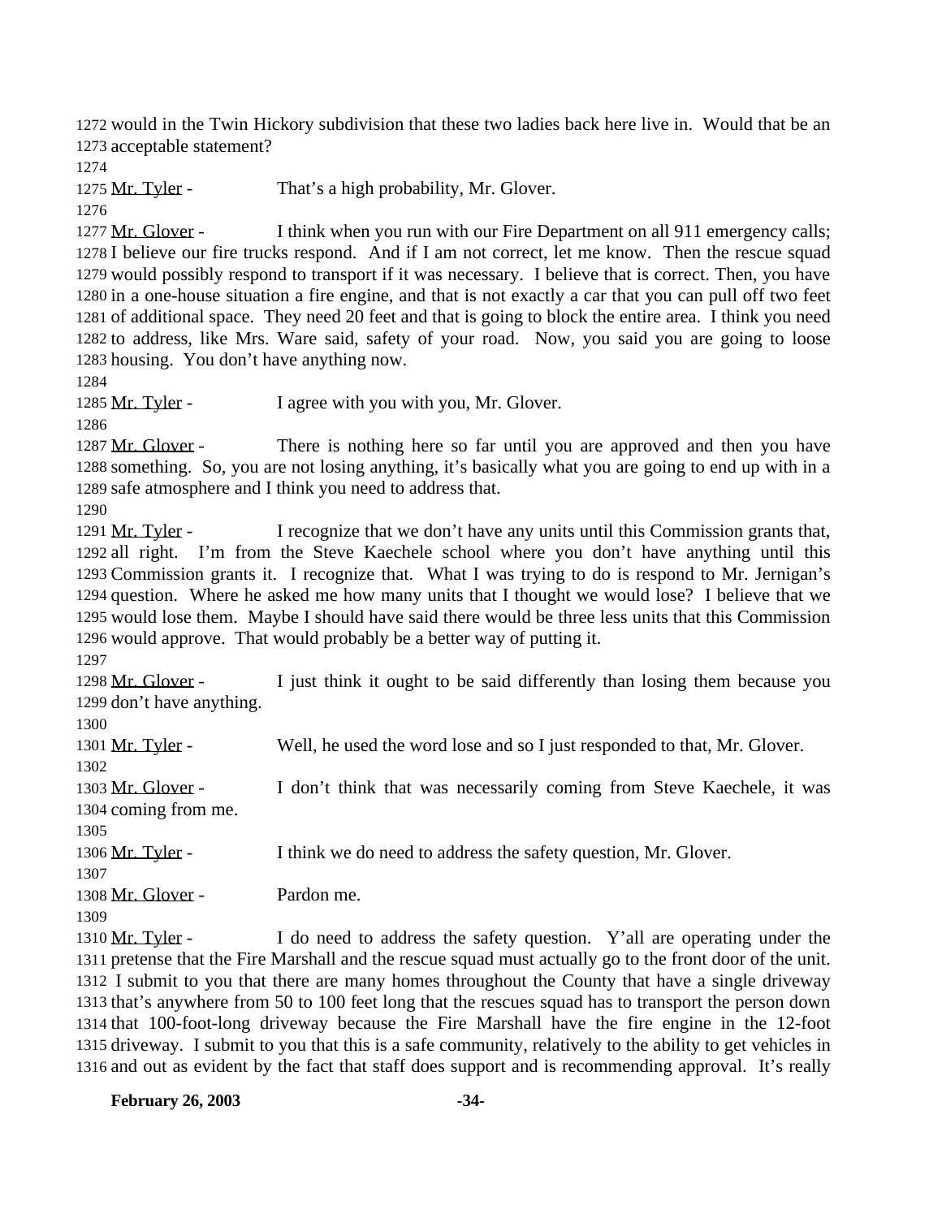would in the Twin Hickory subdivision that these two ladies back here live in. Would that be an acceptable statement?

Mr. Tyler - That's a high probability, Mr. Glover.

Mr. Glover - I think when you run with our Fire Department on all 911 emergency calls; I believe our fire trucks respond. And if I am not correct, let me know. Then the rescue squad would possibly respond to transport if it was necessary. I believe that is correct. Then, you have in a one-house situation a fire engine, and that is not exactly a car that you can pull off two feet of additional space. They need 20 feet and that is going to block the entire area. I think you need to address, like Mrs. Ware said, safety of your road. Now, you said you are going to loose housing. You don't have anything now.

Mr. Tyler - I agree with you with you, Mr. Glover.

Mr. Glover - There is nothing here so far until you are approved and then you have something. So, you are not losing anything, it's basically what you are going to end up with in a safe atmosphere and I think you need to address that.

Mr. Tyler - I recognize that we don't have any units until this Commission grants that, all right. I'm from the Steve Kaechele school where you don't have anything until this Commission grants it. I recognize that. What I was trying to do is respond to Mr. Jernigan's question. Where he asked me how many units that I thought we would lose? I believe that we would lose them. Maybe I should have said there would be three less units that this Commission would approve. That would probably be a better way of putting it.

Mr. Glover - I just think it ought to be said differently than losing them because you don't have anything.

Mr. Tyler - Well, he used the word lose and so I just responded to that, Mr. Glover.

Mr. Glover - I don't think that was necessarily coming from Steve Kaechele, it was coming from me.

Mr. Tyler - I think we do need to address the safety question, Mr. Glover.

Mr. Glover - Pardon me.

Mr. Tyler - I do need to address the safety question. Y'all are operating under the pretense that the Fire Marshall and the rescue squad must actually go to the front door of the unit. I submit to you that there are many homes throughout the County that have a single driveway that's anywhere from 50 to 100 feet long that the rescues squad has to transport the person down that 100-foot-long driveway because the Fire Marshall have the fire engine in the 12-foot driveway. I submit to you that this is a safe community, relatively to the ability to get vehicles in and out as evident by the fact that staff does support and is recommending approval. It's really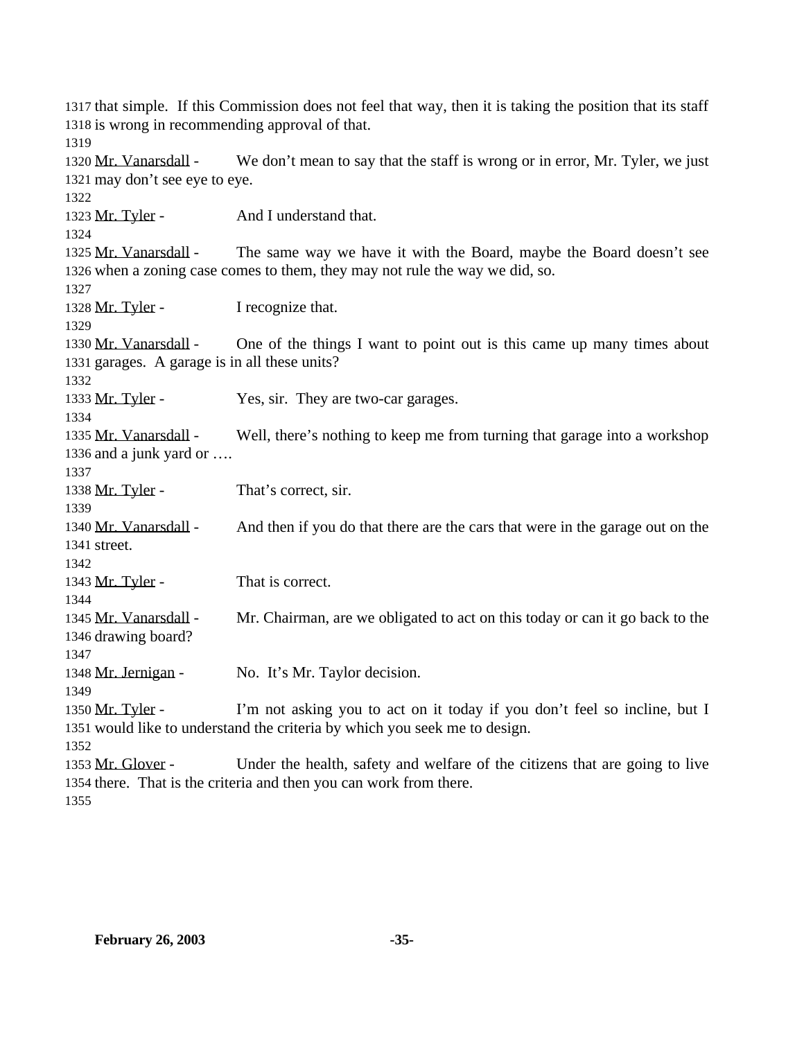that simple. If this Commission does not feel that way, then it is taking the position that its staff is wrong in recommending approval of that.

Mr. Vanarsdall - We don't mean to say that the staff is wrong or in error, Mr. Tyler, we just may don't see eye to eye.

Mr. Tyler - And I understand that.

Mr. Vanarsdall - The same way we have it with the Board, maybe the Board doesn't see when a zoning case comes to them, they may not rule the way we did, so.

Mr. Tyler - I recognize that.

Mr. Vanarsdall - One of the things I want to point out is this came up many times about garages. A garage is in all these units?

Mr. Tyler - Yes, sir. They are two-car garages.

Mr. Vanarsdall - Well, there's nothing to keep me from turning that garage into a workshop and a junk yard or ….

Mr. Tyler - That's correct, sir.

Mr. Vanarsdall - And then if you do that there are the cars that were in the garage out on the street.

Mr. Tyler - That is correct.

Mr. Vanarsdall - Mr. Chairman, are we obligated to act on this today or can it go back to the drawing board?

Mr. Jernigan - No. It's Mr. Taylor decision.

Mr. Tyler - I'm not asking you to act on it today if you don't feel so incline, but I would like to understand the criteria by which you seek me to design.

Mr. Glover - Under the health, safety and welfare of the citizens that are going to live there. That is the criteria and then you can work from there.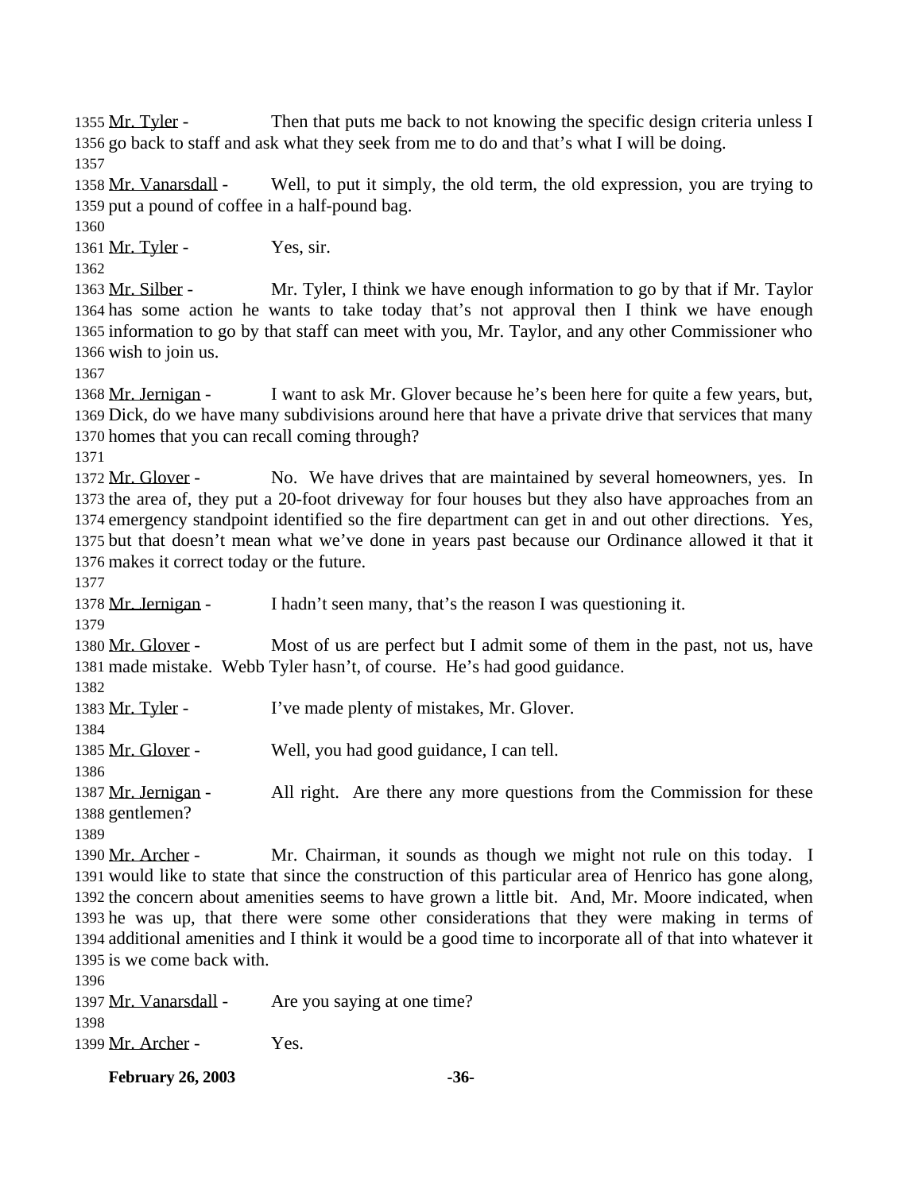1355 Mr. Tyler - Then that puts me back to not knowing the specific design criteria unless I
1356 go back to staff and ask what they seek from me to do and that's what I will be doing.
1357
1358 Mr. Vanarsdall - Well, to put it simply, the old term, the old expression, you are trying to
1359 put a pound of coffee in a half-pound bag.
1360
1361 Mr. Tyler - Yes, sir.
1362
1363 Mr. Silber - Mr. Tyler, I think we have enough information to go by that if Mr. Taylor
1364 has some action he wants to take today that's not approval then I think we have enough
1365 information to go by that staff can meet with you, Mr. Taylor, and any other Commissioner who
1366 wish to join us.
1367
1368 Mr. Jernigan - I want to ask Mr. Glover because he's been here for quite a few years, but,
1369 Dick, do we have many subdivisions around here that have a private drive that services that many
1370 homes that you can recall coming through?
1371
1372 Mr. Glover - No. We have drives that are maintained by several homeowners, yes. In
1373 the area of, they put a 20-foot driveway for four houses but they also have approaches from an
1374 emergency standpoint identified so the fire department can get in and out other directions. Yes,
1375 but that doesn't mean what we've done in years past because our Ordinance allowed it that it
1376 makes it correct today or the future.
1377
1378 Mr. Jernigan - I hadn't seen many, that's the reason I was questioning it.
1379
1380 Mr. Glover - Most of us are perfect but I admit some of them in the past, not us, have
1381 made mistake. Webb Tyler hasn't, of course. He's had good guidance.
1382
1383 Mr. Tyler - I've made plenty of mistakes, Mr. Glover.
1384
1385 Mr. Glover - Well, you had good guidance, I can tell.
1386
1387 Mr. Jernigan - All right. Are there any more questions from the Commission for these
1388 gentlemen?
1389
1390 Mr. Archer - Mr. Chairman, it sounds as though we might not rule on this today. I
1391 would like to state that since the construction of this particular area of Henrico has gone along,
1392 the concern about amenities seems to have grown a little bit. And, Mr. Moore indicated, when
1393 he was up, that there were some other considerations that they were making in terms of
1394 additional amenities and I think it would be a good time to incorporate all of that into whatever it
1395 is we come back with.
1396
1397 Mr. Vanarsdall - Are you saying at one time?
1398
1399 Mr. Archer - Yes.

**February 26, 2003**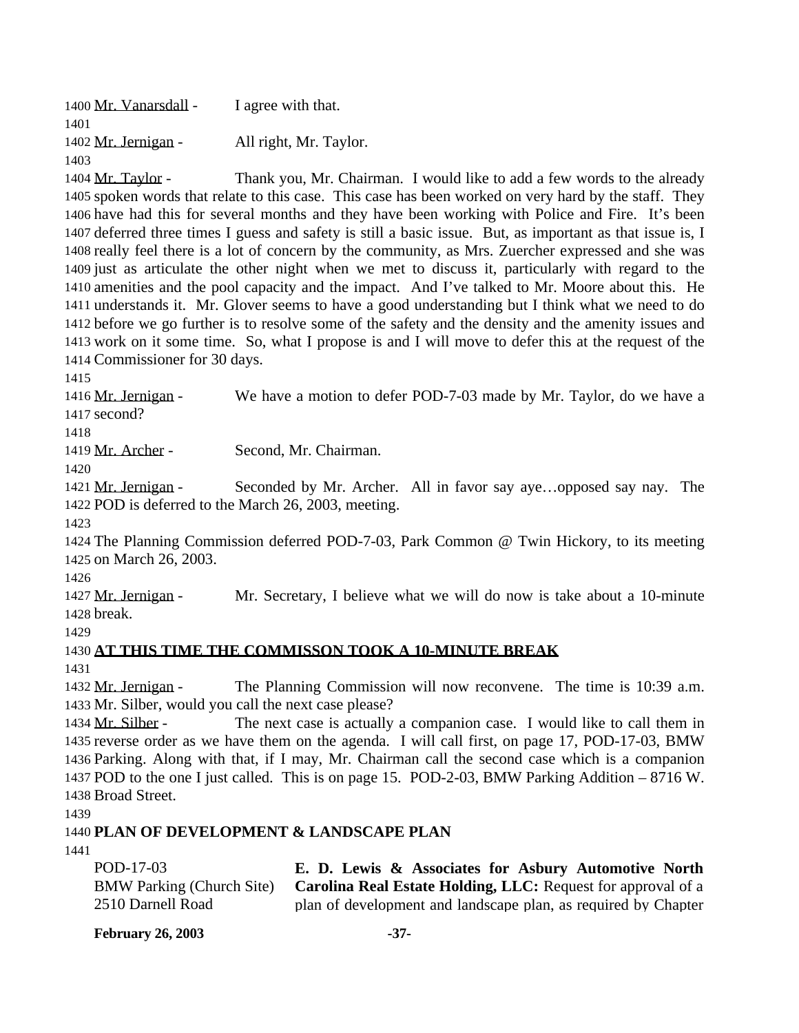Mr. Vanarsdall - I agree with that.

Mr. Jernigan - All right, Mr. Taylor.

Mr. Taylor - Thank you, Mr. Chairman. I would like to add a few words to the already spoken words that relate to this case. This case has been worked on very hard by the staff. They have had this for several months and they have been working with Police and Fire. It's been deferred three times I guess and safety is still a basic issue. But, as important as that issue is, I really feel there is a lot of concern by the community, as Mrs. Zuercher expressed and she was just as articulate the other night when we met to discuss it, particularly with regard to the amenities and the pool capacity and the impact. And I've talked to Mr. Moore about this. He understands it. Mr. Glover seems to have a good understanding but I think what we need to do before we go further is to resolve some of the safety and the density and the amenity issues and work on it some time. So, what I propose is and I will move to defer this at the request of the Commissioner for 30 days.

Mr. Jernigan - We have a motion to defer POD-7-03 made by Mr. Taylor, do we have a second?

Mr. Archer - Second, Mr. Chairman.

Mr. Jernigan - Seconded by Mr. Archer. All in favor say aye…opposed say nay. The POD is deferred to the March 26, 2003, meeting.

The Planning Commission deferred POD-7-03, Park Common @ Twin Hickory, to its meeting on March 26, 2003.

Mr. Jernigan - Mr. Secretary, I believe what we will do now is take about a 10-minute break.

**AT THIS TIME THE COMMISSON TOOK A 10-MINUTE BREAK**

Mr. Jernigan - The Planning Commission will now reconvene. The time is 10:39 a.m. Mr. Silber, would you call the next case please?

Mr. Silber - The next case is actually a companion case. I would like to call them in reverse order as we have them on the agenda. I will call first, on page 17, POD-17-03, BMW Parking. Along with that, if I may, Mr. Chairman call the second case which is a companion POD to the one I just called. This is on page 15. POD-2-03, BMW Parking Addition – 8716 W. Broad Street.

**PLAN OF DEVELOPMENT & LANDSCAPE PLAN**

POD-17-03
BMW Parking (Church Site)
2510 Darnell Road

**E. D. Lewis & Associates for Asbury Automotive North Carolina Real Estate Holding, LLC:** Request for approval of a plan of development and landscape plan, as required by Chapter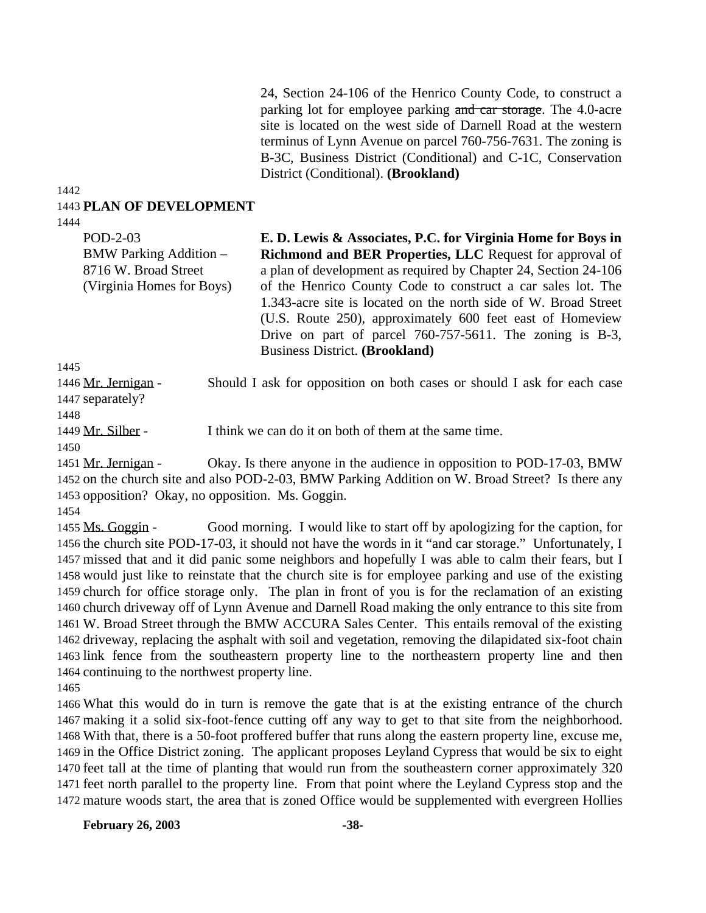24, Section 24-106 of the Henrico County Code, to construct a parking lot for employee parking ~~and car storage~~. The 4.0-acre site is located on the west side of Darnell Road at the western terminus of Lynn Avenue on parcel 760-756-7631. The zoning is B-3C, Business District (Conditional) and C-1C, Conservation District (Conditional). **(Brookland)**

1442

1443 **PLAN OF DEVELOPMENT**

1444

POD-2-03
BMW Parking Addition – 8716 W. Broad Street (Virginia Homes for Boys)

**E. D. Lewis & Associates, P.C. for Virginia Home for Boys in Richmond and BER Properties, LLC** Request for approval of a plan of development as required by Chapter 24, Section 24-106 of the Henrico County Code to construct a car sales lot. The 1.343-acre site is located on the north side of W. Broad Street (U.S. Route 250), approximately 600 feet east of Homeview Drive on part of parcel 760-757-5611. The zoning is B-3, Business District. **(Brookland)**

1445

1446 Mr. Jernigan - Should I ask for opposition on both cases or should I ask for each case
1447 separately?

1448

1449 Mr. Silber - I think we can do it on both of them at the same time.

1450

1451 Mr. Jernigan - Okay. Is there anyone in the audience in opposition to POD-17-03, BMW
1452 on the church site and also POD-2-03, BMW Parking Addition on W. Broad Street? Is there any
1453 opposition? Okay, no opposition. Ms. Goggin.

1454

1455 Ms. Goggin - Good morning. I would like to start off by apologizing for the caption, for
1456 the church site POD-17-03, it should not have the words in it "and car storage." Unfortunately, I
1457 missed that and it did panic some neighbors and hopefully I was able to calm their fears, but I
1458 would just like to reinstate that the church site is for employee parking and use of the existing
1459 church for office storage only. The plan in front of you is for the reclamation of an existing
1460 church driveway off of Lynn Avenue and Darnell Road making the only entrance to this site from
1461 W. Broad Street through the BMW ACCURA Sales Center. This entails removal of the existing
1462 driveway, replacing the asphalt with soil and vegetation, removing the dilapidated six-foot chain
1463 link fence from the southeastern property line to the northeastern property line and then
1464 continuing to the northwest property line.

1465

1466 What this would do in turn is remove the gate that is at the existing entrance of the church
1467 making it a solid six-foot-fence cutting off any way to get to that site from the neighborhood.
1468 With that, there is a 50-foot proffered buffer that runs along the eastern property line, excuse me,
1469 in the Office District zoning. The applicant proposes Leyland Cypress that would be six to eight
1470 feet tall at the time of planting that would run from the southeastern corner approximately 320
1471 feet north parallel to the property line. From that point where the Leyland Cypress stop and the
1472 mature woods start, the area that is zoned Office would be supplemented with evergreen Hollies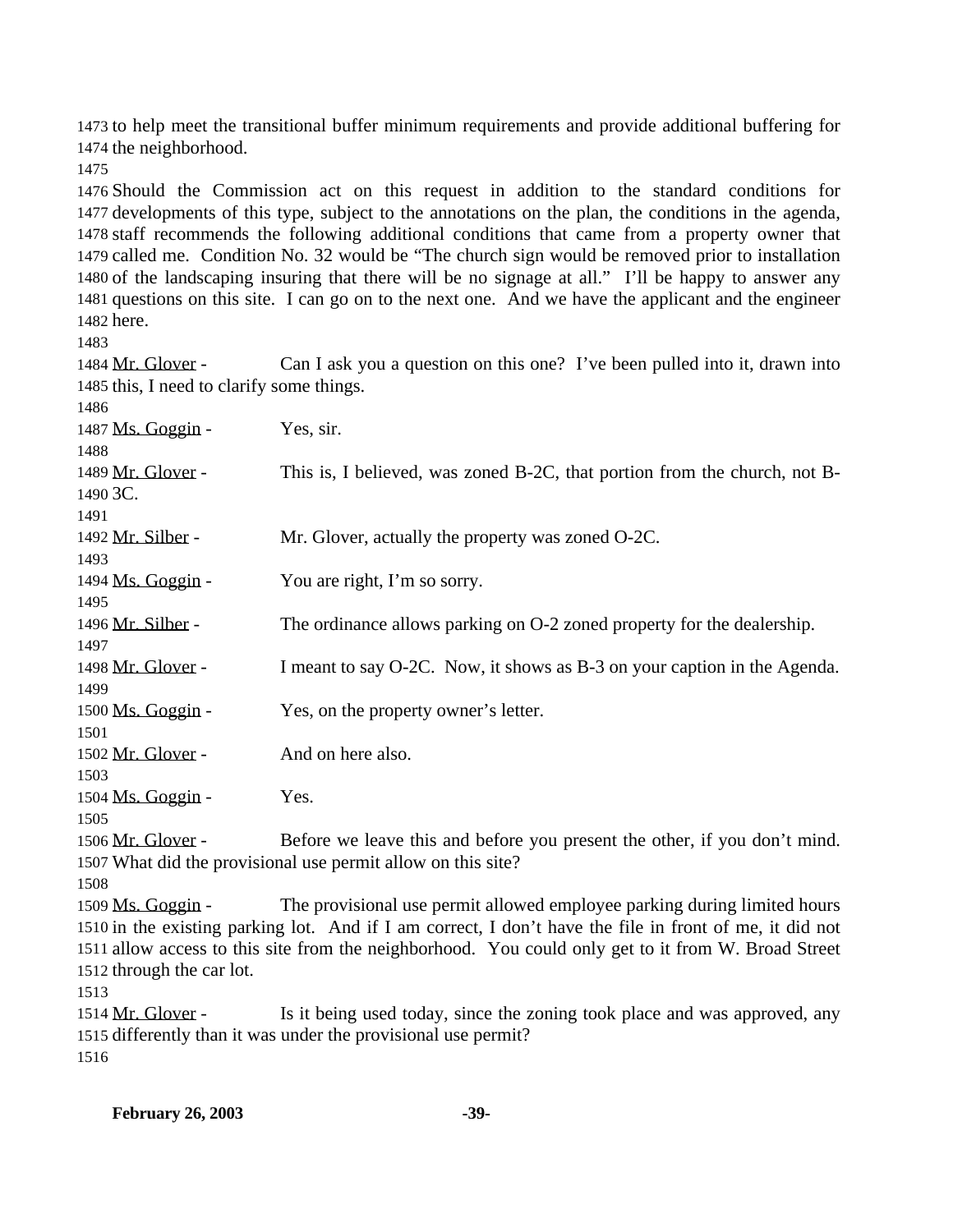to help meet the transitional buffer minimum requirements and provide additional buffering for the neighborhood.

Should the Commission act on this request in addition to the standard conditions for developments of this type, subject to the annotations on the plan, the conditions in the agenda, staff recommends the following additional conditions that came from a property owner that called me. Condition No. 32 would be "The church sign would be removed prior to installation of the landscaping insuring that there will be no signage at all." I'll be happy to answer any questions on this site. I can go on to the next one. And we have the applicant and the engineer here.

Mr. Glover - Can I ask you a question on this one? I've been pulled into it, drawn into this, I need to clarify some things.

Ms. Goggin - Yes, sir.

Mr. Glover - This is, I believed, was zoned B-2C, that portion from the church, not B-3C.

Mr. Silber - Mr. Glover, actually the property was zoned O-2C.

Ms. Goggin - You are right, I'm so sorry.

Mr. Silber - The ordinance allows parking on O-2 zoned property for the dealership.

Mr. Glover - I meant to say O-2C. Now, it shows as B-3 on your caption in the Agenda.

Ms. Goggin - Yes, on the property owner's letter.

Mr. Glover - And on here also.

Ms. Goggin - Yes.

Mr. Glover - Before we leave this and before you present the other, if you don't mind. What did the provisional use permit allow on this site?

Ms. Goggin - The provisional use permit allowed employee parking during limited hours in the existing parking lot. And if I am correct, I don't have the file in front of me, it did not allow access to this site from the neighborhood. You could only get to it from W. Broad Street through the car lot.

Mr. Glover - Is it being used today, since the zoning took place and was approved, any differently than it was under the provisional use permit?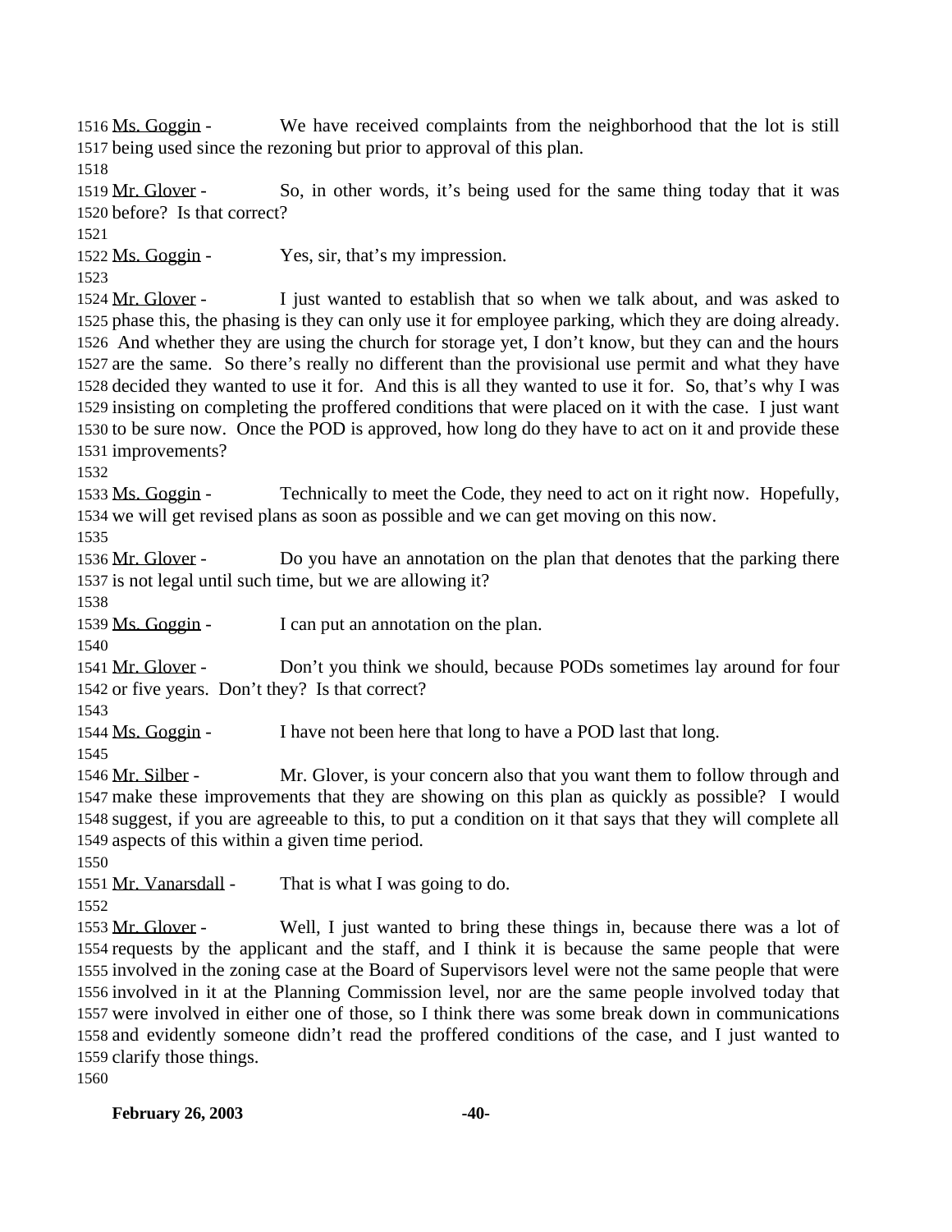1516 Ms. Goggin - We have received complaints from the neighborhood that the lot is still 1517 being used since the rezoning but prior to approval of this plan.

1518

1519 Mr. Glover - So, in other words, it's being used for the same thing today that it was 1520 before? Is that correct?

1521

1522 Ms. Goggin - Yes, sir, that's my impression.

1523

1524 Mr. Glover - I just wanted to establish that so when we talk about, and was asked to 1525 phase this, the phasing is they can only use it for employee parking, which they are doing already. 1526 And whether they are using the church for storage yet, I don't know, but they can and the hours 1527 are the same. So there's really no different than the provisional use permit and what they have 1528 decided they wanted to use it for. And this is all they wanted to use it for. So, that's why I was 1529 insisting on completing the proffered conditions that were placed on it with the case. I just want 1530 to be sure now. Once the POD is approved, how long do they have to act on it and provide these 1531 improvements?

1532

1533 Ms. Goggin - Technically to meet the Code, they need to act on it right now. Hopefully, 1534 we will get revised plans as soon as possible and we can get moving on this now.

1535

1536 Mr. Glover - Do you have an annotation on the plan that denotes that the parking there 1537 is not legal until such time, but we are allowing it?

1538

1539 Ms. Goggin - I can put an annotation on the plan.

1540

1541 Mr. Glover - Don't you think we should, because PODs sometimes lay around for four 1542 or five years. Don't they? Is that correct?

1543

1544 Ms. Goggin - I have not been here that long to have a POD last that long.

1545

1546 Mr. Silber - Mr. Glover, is your concern also that you want them to follow through and 1547 make these improvements that they are showing on this plan as quickly as possible? I would 1548 suggest, if you are agreeable to this, to put a condition on it that says that they will complete all 1549 aspects of this within a given time period.

1550

1551 Mr. Vanarsdall - That is what I was going to do.

1552

1553 Mr. Glover - Well, I just wanted to bring these things in, because there was a lot of 1554 requests by the applicant and the staff, and I think it is because the same people that were 1555 involved in the zoning case at the Board of Supervisors level were not the same people that were 1556 involved in it at the Planning Commission level, nor are the same people involved today that 1557 were involved in either one of those, so I think there was some break down in communications 1558 and evidently someone didn't read the proffered conditions of the case, and I just wanted to 1559 clarify those things.

1560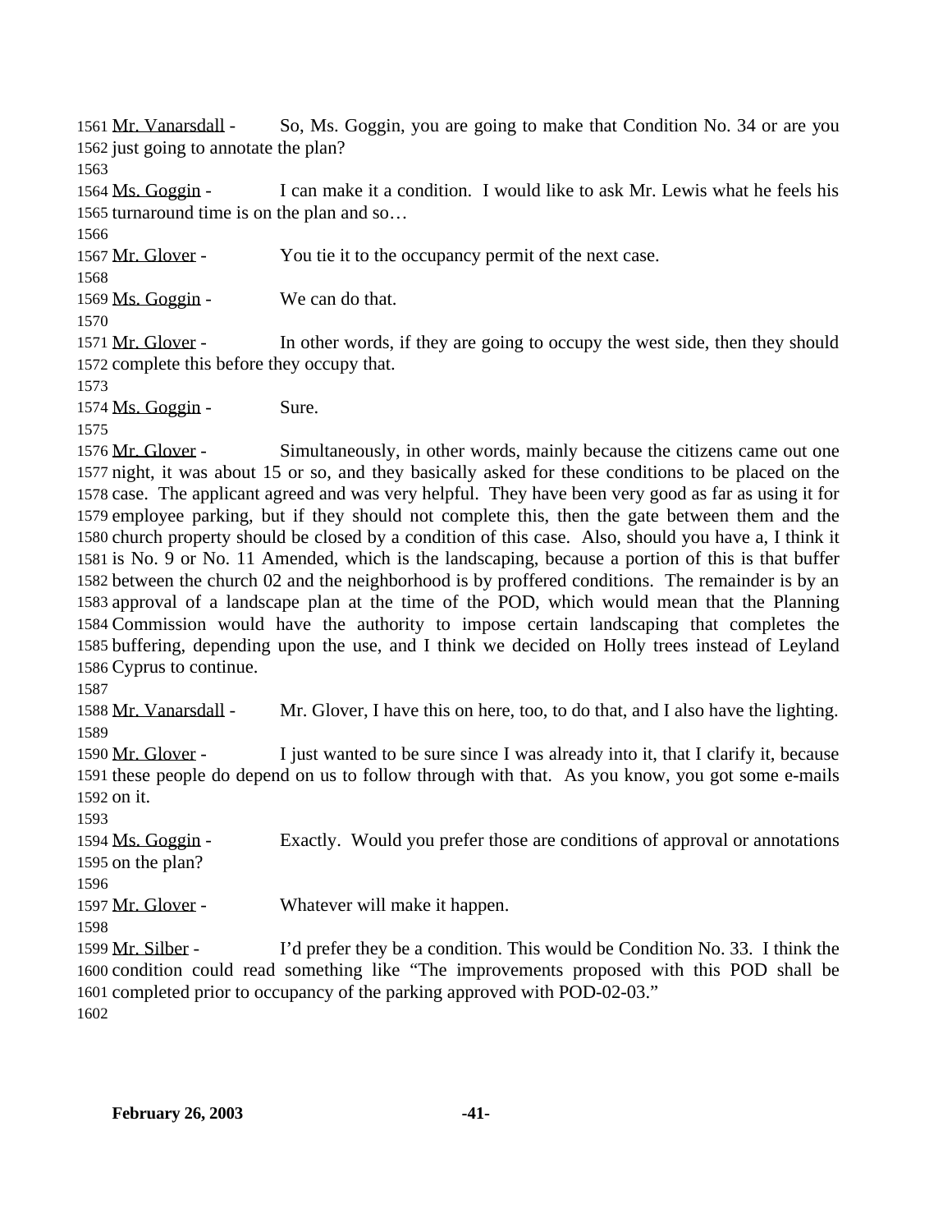1561 Mr. Vanarsdall - So, Ms. Goggin, you are going to make that Condition No. 34 or are you
1562 just going to annotate the plan?
1563
1564 Ms. Goggin - I can make it a condition. I would like to ask Mr. Lewis what he feels his
1565 turnaround time is on the plan and so…
1566
1567 Mr. Glover - You tie it to the occupancy permit of the next case.
1568
1569 Ms. Goggin - We can do that.
1570
1571 Mr. Glover - In other words, if they are going to occupy the west side, then they should
1572 complete this before they occupy that.
1573
1574 Ms. Goggin - Sure.
1575
1576 Mr. Glover - Simultaneously, in other words, mainly because the citizens came out one
1577 night, it was about 15 or so, and they basically asked for these conditions to be placed on the
1578 case. The applicant agreed and was very helpful. They have been very good as far as using it for
1579 employee parking, but if they should not complete this, then the gate between them and the
1580 church property should be closed by a condition of this case. Also, should you have a, I think it
1581 is No. 9 or No. 11 Amended, which is the landscaping, because a portion of this is that buffer
1582 between the church 02 and the neighborhood is by proffered conditions. The remainder is by an
1583 approval of a landscape plan at the time of the POD, which would mean that the Planning
1584 Commission would have the authority to impose certain landscaping that completes the
1585 buffering, depending upon the use, and I think we decided on Holly trees instead of Leyland
1586 Cyprus to continue.
1587
1588 Mr. Vanarsdall - Mr. Glover, I have this on here, too, to do that, and I also have the lighting.
1589
1590 Mr. Glover - I just wanted to be sure since I was already into it, that I clarify it, because
1591 these people do depend on us to follow through with that. As you know, you got some e-mails
1592 on it.
1593
1594 Ms. Goggin - Exactly. Would you prefer those are conditions of approval or annotations
1595 on the plan?
1596
1597 Mr. Glover - Whatever will make it happen.
1598
1599 Mr. Silber - I'd prefer they be a condition. This would be Condition No. 33. I think the
1600 condition could read something like "The improvements proposed with this POD shall be
1601 completed prior to occupancy of the parking approved with POD-02-03."
1602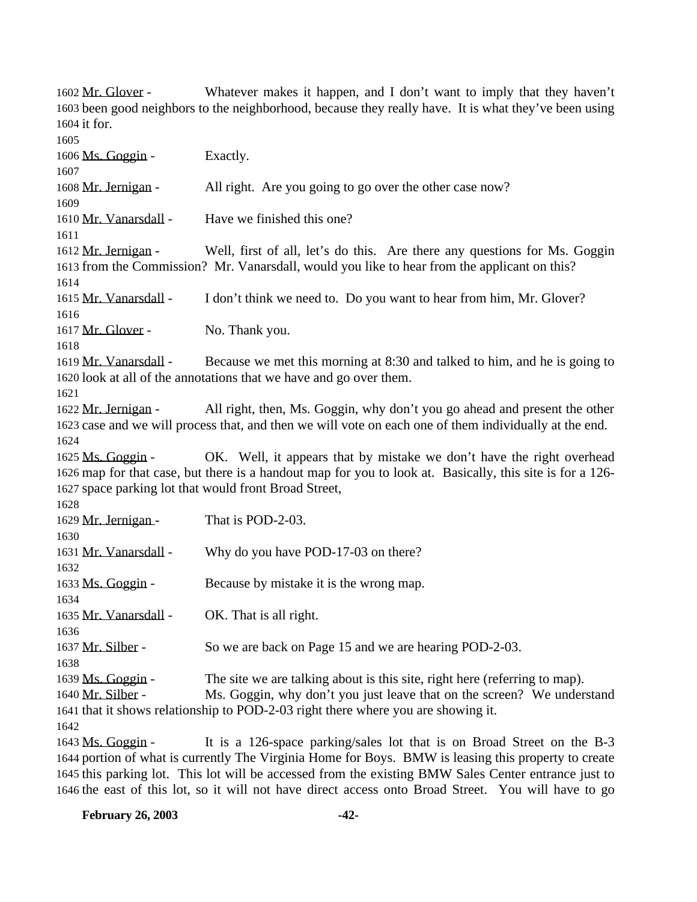1602 Mr. Glover - Whatever makes it happen, and I don't want to imply that they haven't 1603 been good neighbors to the neighborhood, because they really have. It is what they've been using 1604 it for.
1605
1606 Ms. Goggin - Exactly.
1607
1608 Mr. Jernigan - All right. Are you going to go over the other case now?
1609
1610 Mr. Vanarsdall - Have we finished this one?
1611
1612 Mr. Jernigan - Well, first of all, let's do this. Are there any questions for Ms. Goggin 1613 from the Commission? Mr. Vanarsdall, would you like to hear from the applicant on this?
1614
1615 Mr. Vanarsdall - I don't think we need to. Do you want to hear from him, Mr. Glover?
1616
1617 Mr. Glover - No. Thank you.
1618
1619 Mr. Vanarsdall - Because we met this morning at 8:30 and talked to him, and he is going to 1620 look at all of the annotations that we have and go over them.
1621
1622 Mr. Jernigan - All right, then, Ms. Goggin, why don't you go ahead and present the other 1623 case and we will process that, and then we will vote on each one of them individually at the end.
1624
1625 Ms. Goggin - OK. Well, it appears that by mistake we don't have the right overhead 1626 map for that case, but there is a handout map for you to look at. Basically, this site is for a 126-1627 space parking lot that would front Broad Street,
1628
1629 Mr. Jernigan - That is POD-2-03.
1630
1631 Mr. Vanarsdall - Why do you have POD-17-03 on there?
1632
1633 Ms. Goggin - Because by mistake it is the wrong map.
1634
1635 Mr. Vanarsdall - OK. That is all right.
1636
1637 Mr. Silber - So we are back on Page 15 and we are hearing POD-2-03.
1638
1639 Ms. Goggin - The site we are talking about is this site, right here (referring to map).
1640 Mr. Silber - Ms. Goggin, why don't you just leave that on the screen? We understand 1641 that it shows relationship to POD-2-03 right there where you are showing it.
1642
1643 Ms. Goggin - It is a 126-space parking/sales lot that is on Broad Street on the B-3 1644 portion of what is currently The Virginia Home for Boys. BMW is leasing this property to create 1645 this parking lot. This lot will be accessed from the existing BMW Sales Center entrance just to 1646 the east of this lot, so it will not have direct access onto Broad Street. You will have to go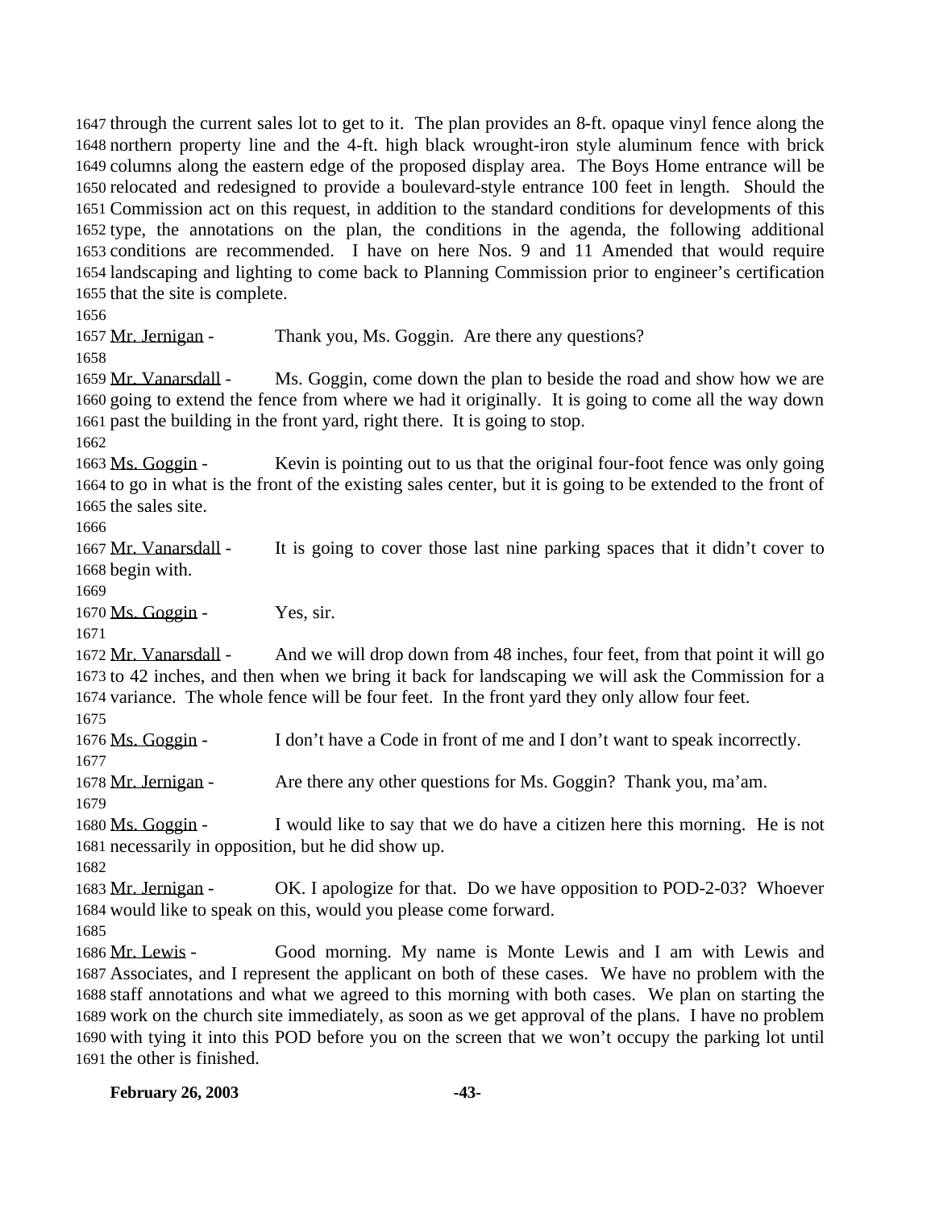through the current sales lot to get to it. The plan provides an 8-ft. opaque vinyl fence along the northern property line and the 4-ft. high black wrought-iron style aluminum fence with brick columns along the eastern edge of the proposed display area. The Boys Home entrance will be relocated and redesigned to provide a boulevard-style entrance 100 feet in length. Should the Commission act on this request, in addition to the standard conditions for developments of this type, the annotations on the plan, the conditions in the agenda, the following additional conditions are recommended. I have on here Nos. 9 and 11 Amended that would require landscaping and lighting to come back to Planning Commission prior to engineer's certification that the site is complete.

Mr. Jernigan - Thank you, Ms. Goggin. Are there any questions?

Mr. Vanarsdall - Ms. Goggin, come down the plan to beside the road and show how we are going to extend the fence from where we had it originally. It is going to come all the way down past the building in the front yard, right there. It is going to stop.

Ms. Goggin - Kevin is pointing out to us that the original four-foot fence was only going to go in what is the front of the existing sales center, but it is going to be extended to the front of the sales site.

Mr. Vanarsdall - It is going to cover those last nine parking spaces that it didn't cover to begin with.

Ms. Goggin - Yes, sir.

Mr. Vanarsdall - And we will drop down from 48 inches, four feet, from that point it will go to 42 inches, and then when we bring it back for landscaping we will ask the Commission for a variance. The whole fence will be four feet. In the front yard they only allow four feet.

Ms. Goggin - I don't have a Code in front of me and I don't want to speak incorrectly.

Mr. Jernigan - Are there any other questions for Ms. Goggin? Thank you, ma'am.

Ms. Goggin - I would like to say that we do have a citizen here this morning. He is not necessarily in opposition, but he did show up.

Mr. Jernigan - OK. I apologize for that. Do we have opposition to POD-2-03? Whoever would like to speak on this, would you please come forward.

Mr. Lewis - Good morning. My name is Monte Lewis and I am with Lewis and Associates, and I represent the applicant on both of these cases. We have no problem with the staff annotations and what we agreed to this morning with both cases. We plan on starting the work on the church site immediately, as soon as we get approval of the plans. I have no problem with tying it into this POD before you on the screen that we won't occupy the parking lot until the other is finished.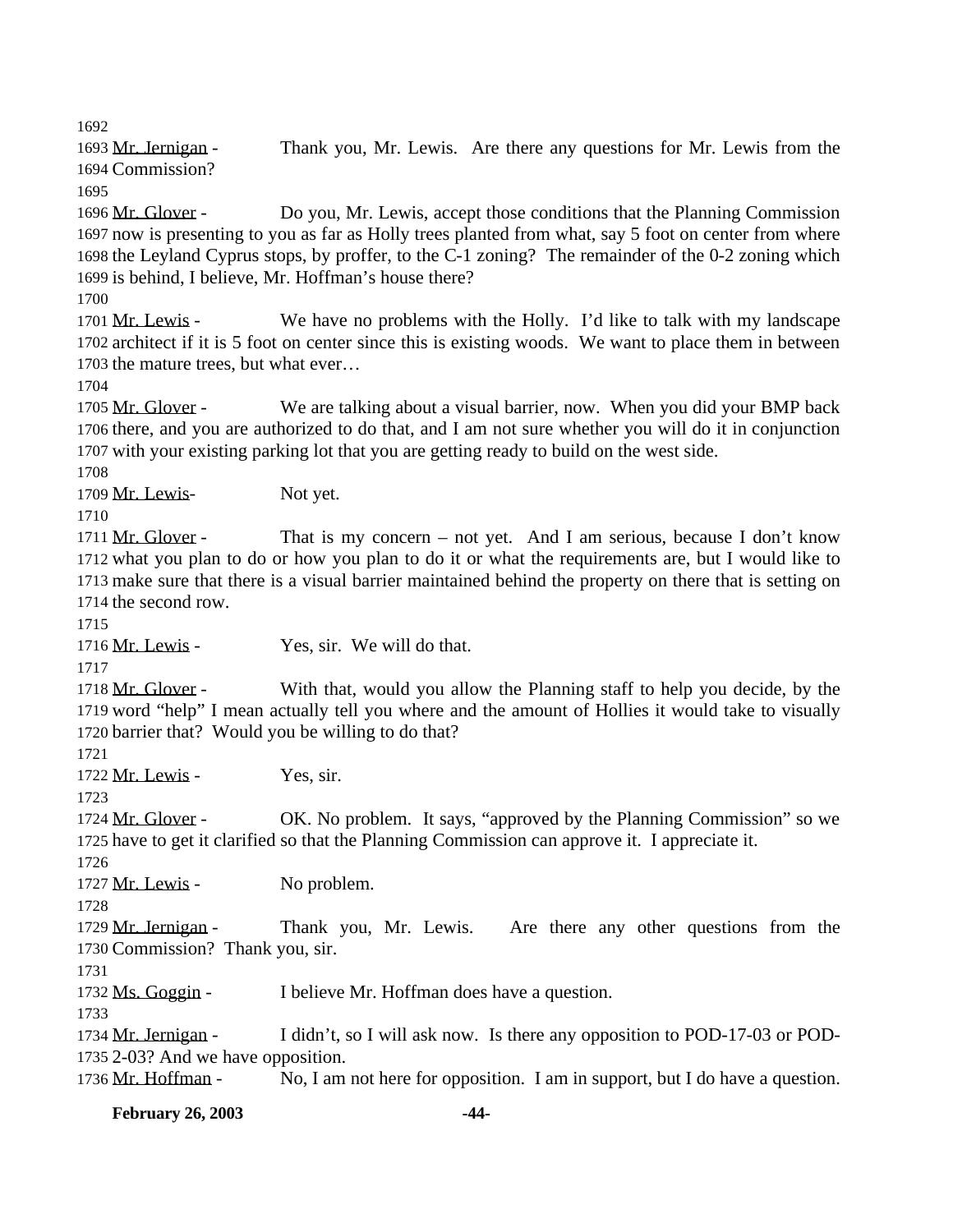Mr. Jernigan - Thank you, Mr. Lewis. Are there any questions for Mr. Lewis from the Commission?

Mr. Glover - Do you, Mr. Lewis, accept those conditions that the Planning Commission now is presenting to you as far as Holly trees planted from what, say 5 foot on center from where the Leyland Cyprus stops, by proffer, to the C-1 zoning? The remainder of the 0-2 zoning which is behind, I believe, Mr. Hoffman's house there?

Mr. Lewis - We have no problems with the Holly. I'd like to talk with my landscape architect if it is 5 foot on center since this is existing woods. We want to place them in between the mature trees, but what ever…

Mr. Glover - We are talking about a visual barrier, now. When you did your BMP back there, and you are authorized to do that, and I am not sure whether you will do it in conjunction with your existing parking lot that you are getting ready to build on the west side.

Mr. Lewis- Not yet.

Mr. Glover - That is my concern – not yet. And I am serious, because I don't know what you plan to do or how you plan to do it or what the requirements are, but I would like to make sure that there is a visual barrier maintained behind the property on there that is setting on the second row.

Mr. Lewis - Yes, sir. We will do that.

Mr. Glover - With that, would you allow the Planning staff to help you decide, by the word "help" I mean actually tell you where and the amount of Hollies it would take to visually barrier that? Would you be willing to do that?

Mr. Lewis - Yes, sir.

Mr. Glover - OK. No problem. It says, "approved by the Planning Commission" so we have to get it clarified so that the Planning Commission can approve it. I appreciate it.

Mr. Lewis - No problem.

Mr. Jernigan - Thank you, Mr. Lewis. Are there any other questions from the Commission? Thank you, sir.

Ms. Goggin - I believe Mr. Hoffman does have a question.

Mr. Jernigan - I didn't, so I will ask now. Is there any opposition to POD-17-03 or POD-2-03? And we have opposition.

Mr. Hoffman - No, I am not here for opposition. I am in support, but I do have a question.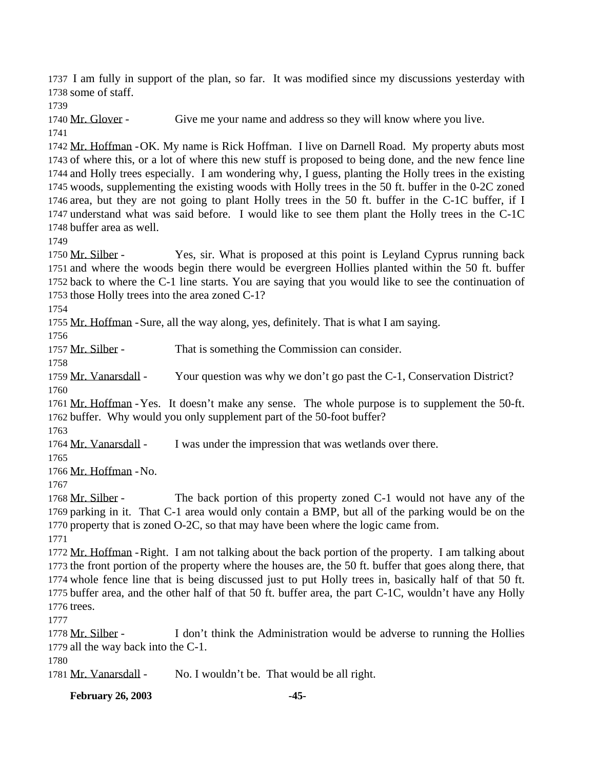1737 I am fully in support of the plan, so far. It was modified since my discussions yesterday with
1738 some of staff.
1739
1740 Mr. Glover - Give me your name and address so they will know where you live.
1741
1742 Mr. Hoffman - OK. My name is Rick Hoffman. I live on Darnell Road. My property abuts most
1743 of where this, or a lot of where this new stuff is proposed to being done, and the new fence line
1744 and Holly trees especially. I am wondering why, I guess, planting the Holly trees in the existing
1745 woods, supplementing the existing woods with Holly trees in the 50 ft. buffer in the 0-2C zoned
1746 area, but they are not going to plant Holly trees in the 50 ft. buffer in the C-1C buffer, if I
1747 understand what was said before. I would like to see them plant the Holly trees in the C-1C
1748 buffer area as well.
1749
1750 Mr. Silber - Yes, sir. What is proposed at this point is Leyland Cyprus running back
1751 and where the woods begin there would be evergreen Hollies planted within the 50 ft. buffer
1752 back to where the C-1 line starts. You are saying that you would like to see the continuation of
1753 those Holly trees into the area zoned C-1?
1754
1755 Mr. Hoffman - Sure, all the way along, yes, definitely. That is what I am saying.
1756
1757 Mr. Silber - That is something the Commission can consider.
1758
1759 Mr. Vanarsdall - Your question was why we don't go past the C-1, Conservation District?
1760
1761 Mr. Hoffman - Yes. It doesn't make any sense. The whole purpose is to supplement the 50-ft.
1762 buffer. Why would you only supplement part of the 50-foot buffer?
1763
1764 Mr. Vanarsdall - I was under the impression that was wetlands over there.
1765
1766 Mr. Hoffman - No.
1767
1768 Mr. Silber - The back portion of this property zoned C-1 would not have any of the
1769 parking in it. That C-1 area would only contain a BMP, but all of the parking would be on the
1770 property that is zoned O-2C, so that may have been where the logic came from.
1771
1772 Mr. Hoffman - Right. I am not talking about the back portion of the property. I am talking about
1773 the front portion of the property where the houses are, the 50 ft. buffer that goes along there, that
1774 whole fence line that is being discussed just to put Holly trees in, basically half of that 50 ft.
1775 buffer area, and the other half of that 50 ft. buffer area, the part C-1C, wouldn't have any Holly
1776 trees.
1777
1778 Mr. Silber - I don't think the Administration would be adverse to running the Hollies
1779 all the way back into the C-1.
1780
1781 Mr. Vanarsdall - No. I wouldn't be. That would be all right.

**February 26, 2003**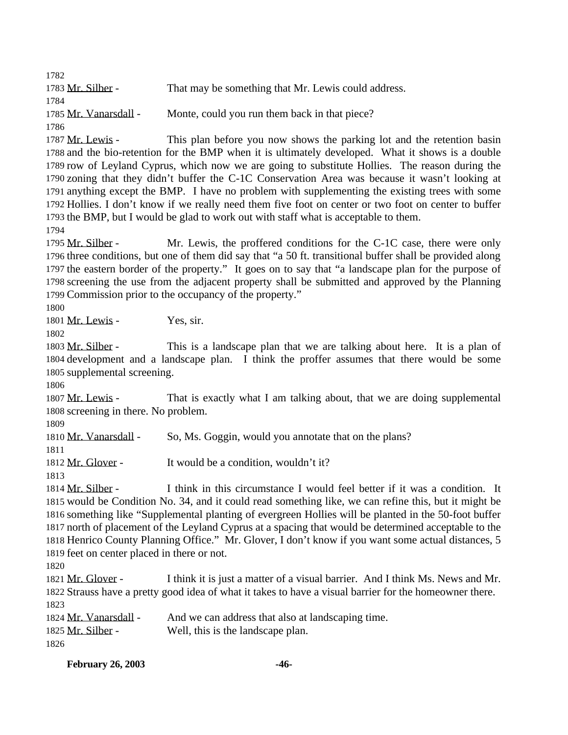1782

1783 Mr. Silber - That may be something that Mr. Lewis could address.

1784

1785 Mr. Vanarsdall - Monte, could you run them back in that piece?

1786

1787 Mr. Lewis - This plan before you now shows the parking lot and the retention basin
1788 and the bio-retention for the BMP when it is ultimately developed. What it shows is a double
1789 row of Leyland Cyprus, which now we are going to substitute Hollies. The reason during the
1790 zoning that they didn't buffer the C-1C Conservation Area was because it wasn't looking at
1791 anything except the BMP. I have no problem with supplementing the existing trees with some
1792 Hollies. I don't know if we really need them five foot on center or two foot on center to buffer
1793 the BMP, but I would be glad to work out with staff what is acceptable to them.

1794

1795 Mr. Silber - Mr. Lewis, the proffered conditions for the C-1C case, there were only
1796 three conditions, but one of them did say that "a 50 ft. transitional buffer shall be provided along
1797 the eastern border of the property." It goes on to say that "a landscape plan for the purpose of
1798 screening the use from the adjacent property shall be submitted and approved by the Planning
1799 Commission prior to the occupancy of the property."

1800

1801 Mr. Lewis - Yes, sir.

1802

1803 Mr. Silber - This is a landscape plan that we are talking about here. It is a plan of
1804 development and a landscape plan. I think the proffer assumes that there would be some
1805 supplemental screening.

1806

1807 Mr. Lewis - That is exactly what I am talking about, that we are doing supplemental
1808 screening in there. No problem.

1809

1810 Mr. Vanarsdall - So, Ms. Goggin, would you annotate that on the plans?

1811

1812 Mr. Glover - It would be a condition, wouldn't it?

1813

1814 Mr. Silber - I think in this circumstance I would feel better if it was a condition. It
1815 would be Condition No. 34, and it could read something like, we can refine this, but it might be
1816 something like "Supplemental planting of evergreen Hollies will be planted in the 50-foot buffer
1817 north of placement of the Leyland Cyprus at a spacing that would be determined acceptable to the
1818 Henrico County Planning Office." Mr. Glover, I don't know if you want some actual distances, 5
1819 feet on center placed in there or not.

1820

1821 Mr. Glover - I think it is just a matter of a visual barrier. And I think Ms. News and Mr.
1822 Strauss have a pretty good idea of what it takes to have a visual barrier for the homeowner there.

1823

1824 Mr. Vanarsdall - And we can address that also at landscaping time.

1825 Mr. Silber - Well, this is the landscape plan.

1826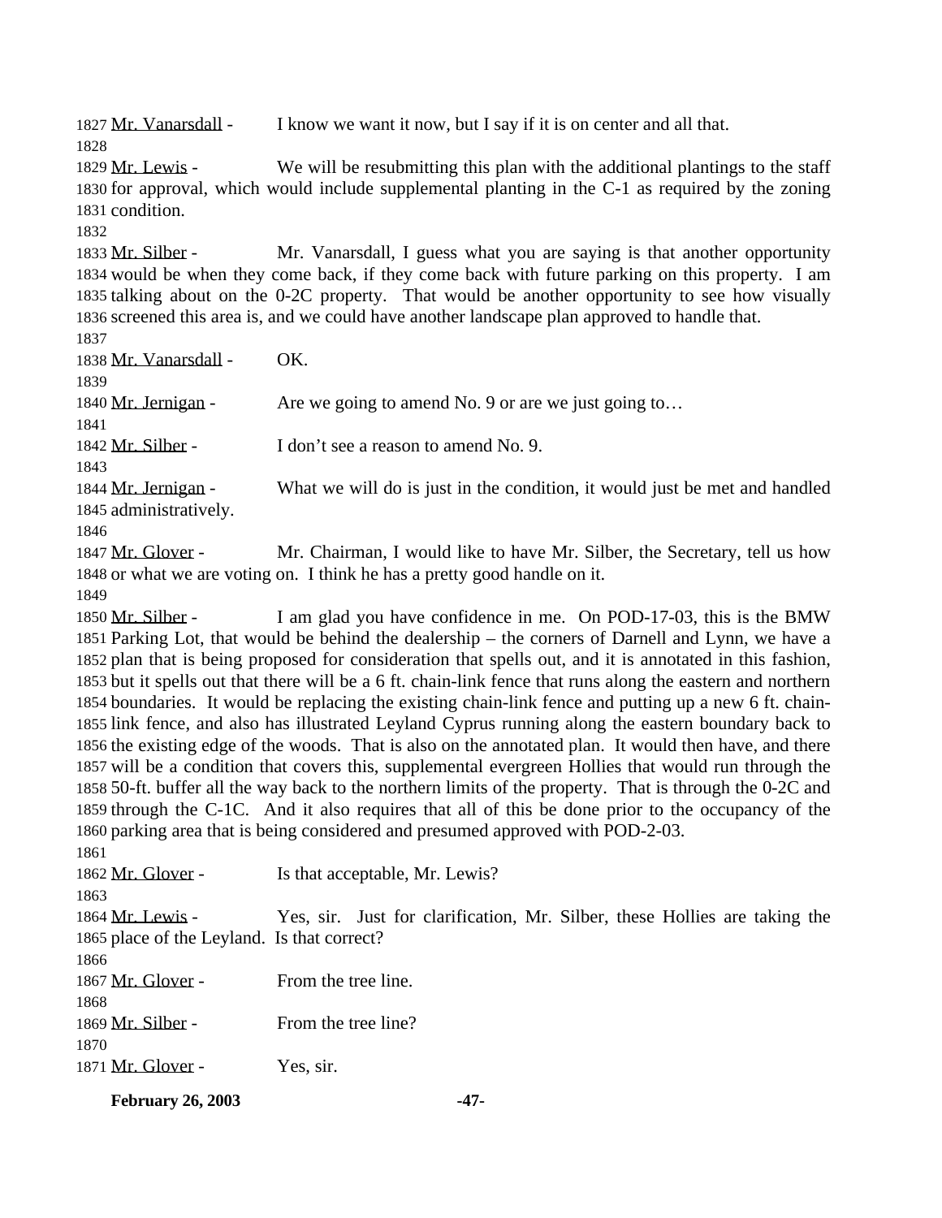1827 Mr. Vanarsdall - I know we want it now, but I say if it is on center and all that.

1828

1829 Mr. Lewis - We will be resubmitting this plan with the additional plantings to the staff
1830 for approval, which would include supplemental planting in the C-1 as required by the zoning
1831 condition.

1832

1833 Mr. Silber - Mr. Vanarsdall, I guess what you are saying is that another opportunity
1834 would be when they come back, if they come back with future parking on this property. I am
1835 talking about on the 0-2C property. That would be another opportunity to see how visually
1836 screened this area is, and we could have another landscape plan approved to handle that.

1837

1838 Mr. Vanarsdall - OK.

1839

1840 Mr. Jernigan - Are we going to amend No. 9 or are we just going to…

1841

1842 Mr. Silber - I don't see a reason to amend No. 9.

1843

1844 Mr. Jernigan - What we will do is just in the condition, it would just be met and handled
1845 administratively.

1846

1847 Mr. Glover - Mr. Chairman, I would like to have Mr. Silber, the Secretary, tell us how
1848 or what we are voting on. I think he has a pretty good handle on it.

1849

1850 Mr. Silber - I am glad you have confidence in me. On POD-17-03, this is the BMW
1851 Parking Lot, that would be behind the dealership – the corners of Darnell and Lynn, we have a
1852 plan that is being proposed for consideration that spells out, and it is annotated in this fashion,
1853 but it spells out that there will be a 6 ft. chain-link fence that runs along the eastern and northern
1854 boundaries. It would be replacing the existing chain-link fence and putting up a new 6 ft. chain-
1855 link fence, and also has illustrated Leyland Cyprus running along the eastern boundary back to
1856 the existing edge of the woods. That is also on the annotated plan. It would then have, and there
1857 will be a condition that covers this, supplemental evergreen Hollies that would run through the
1858 50-ft. buffer all the way back to the northern limits of the property. That is through the 0-2C and
1859 through the C-1C. And it also requires that all of this be done prior to the occupancy of the
1860 parking area that is being considered and presumed approved with POD-2-03.

1861

1862 Mr. Glover - Is that acceptable, Mr. Lewis?

1863

1864 Mr. Lewis - Yes, sir. Just for clarification, Mr. Silber, these Hollies are taking the
1865 place of the Leyland. Is that correct?

1866

1867 Mr. Glover - From the tree line.

1868

1869 Mr. Silber - From the tree line?

1870

1871 Mr. Glover - Yes, sir.

**February 26, 2003**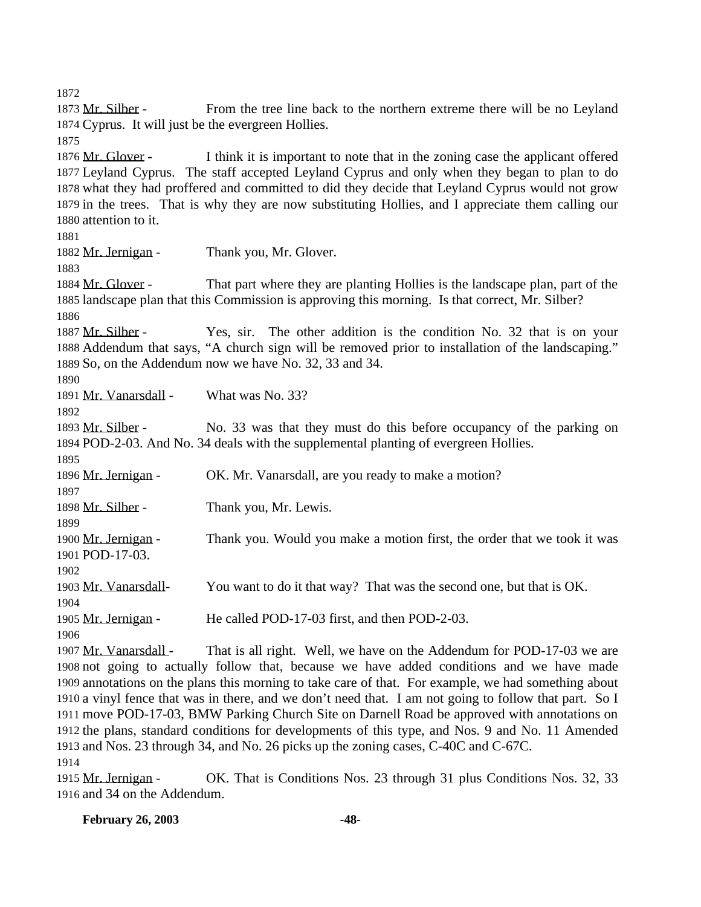Mr. Silber - From the tree line back to the northern extreme there will be no Leyland Cyprus. It will just be the evergreen Hollies.

Mr. Glover - I think it is important to note that in the zoning case the applicant offered Leyland Cyprus. The staff accepted Leyland Cyprus and only when they began to plan to do what they had proffered and committed to did they decide that Leyland Cyprus would not grow in the trees. That is why they are now substituting Hollies, and I appreciate them calling our attention to it.

Mr. Jernigan - Thank you, Mr. Glover.

Mr. Glover - That part where they are planting Hollies is the landscape plan, part of the landscape plan that this Commission is approving this morning. Is that correct, Mr. Silber?

Mr. Silber - Yes, sir. The other addition is the condition No. 32 that is on your Addendum that says, "A church sign will be removed prior to installation of the landscaping." So, on the Addendum now we have No. 32, 33 and 34.

Mr. Vanarsdall - What was No. 33?

Mr. Silber - No. 33 was that they must do this before occupancy of the parking on POD-2-03. And No. 34 deals with the supplemental planting of evergreen Hollies.

Mr. Jernigan - OK. Mr. Vanarsdall, are you ready to make a motion?

Mr. Silber - Thank you, Mr. Lewis.

Mr. Jernigan - Thank you. Would you make a motion first, the order that we took it was POD-17-03.

Mr. Vanarsdall- You want to do it that way? That was the second one, but that is OK.

Mr. Jernigan - He called POD-17-03 first, and then POD-2-03.

Mr. Vanarsdall - That is all right. Well, we have on the Addendum for POD-17-03 we are not going to actually follow that, because we have added conditions and we have made annotations on the plans this morning to take care of that. For example, we had something about a vinyl fence that was in there, and we don't need that. I am not going to follow that part. So I move POD-17-03, BMW Parking Church Site on Darnell Road be approved with annotations on the plans, standard conditions for developments of this type, and Nos. 9 and No. 11 Amended and Nos. 23 through 34, and No. 26 picks up the zoning cases, C-40C and C-67C.

Mr. Jernigan - OK. That is Conditions Nos. 23 through 31 plus Conditions Nos. 32, 33 and 34 on the Addendum.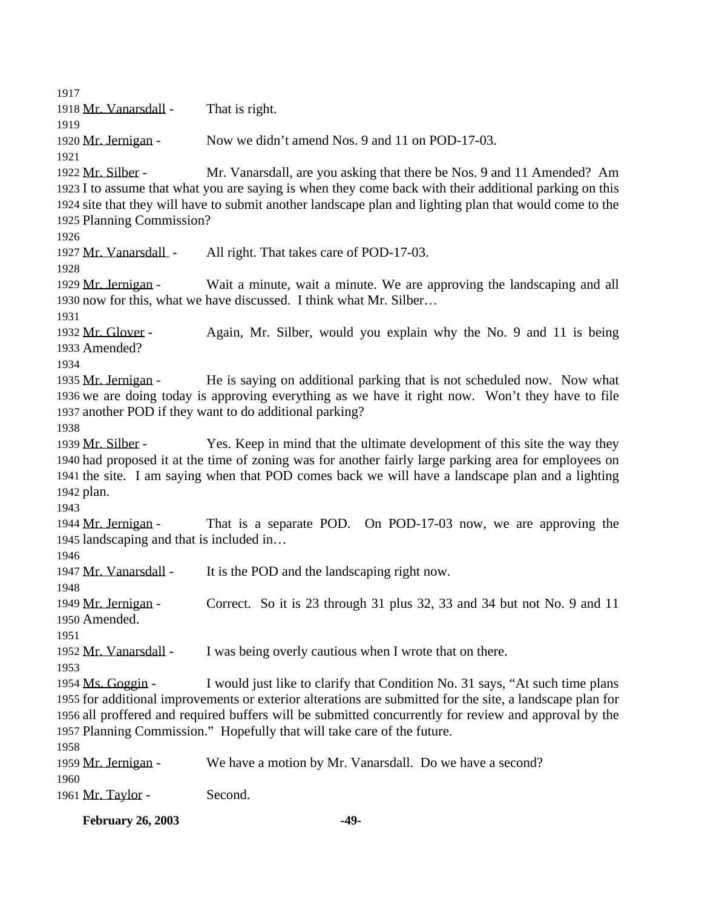1917
1918 Mr. Vanarsdall - That is right.
1919
1920 Mr. Jernigan - Now we didn't amend Nos. 9 and 11 on POD-17-03.
1921
1922 Mr. Silber - Mr. Vanarsdall, are you asking that there be Nos. 9 and 11 Amended? Am
1923 I to assume that what you are saying is when they come back with their additional parking on this
1924 site that they will have to submit another landscape plan and lighting plan that would come to the
1925 Planning Commission?
1926
1927 Mr. Vanarsdall - All right. That takes care of POD-17-03.
1928
1929 Mr. Jernigan - Wait a minute, wait a minute. We are approving the landscaping and all
1930 now for this, what we have discussed. I think what Mr. Silber…
1931
1932 Mr. Glover - Again, Mr. Silber, would you explain why the No. 9 and 11 is being
1933 Amended?
1934
1935 Mr. Jernigan - He is saying on additional parking that is not scheduled now. Now what
1936 we are doing today is approving everything as we have it right now. Won't they have to file
1937 another POD if they want to do additional parking?
1938
1939 Mr. Silber - Yes. Keep in mind that the ultimate development of this site the way they
1940 had proposed it at the time of zoning was for another fairly large parking area for employees on
1941 the site. I am saying when that POD comes back we will have a landscape plan and a lighting
1942 plan.
1943
1944 Mr. Jernigan - That is a separate POD. On POD-17-03 now, we are approving the
1945 landscaping and that is included in…
1946
1947 Mr. Vanarsdall - It is the POD and the landscaping right now.
1948
1949 Mr. Jernigan - Correct. So it is 23 through 31 plus 32, 33 and 34 but not No. 9 and 11
1950 Amended.
1951
1952 Mr. Vanarsdall - I was being overly cautious when I wrote that on there.
1953
1954 Ms. Goggin - I would just like to clarify that Condition No. 31 says, "At such time plans
1955 for additional improvements or exterior alterations are submitted for the site, a landscape plan for
1956 all proffered and required buffers will be submitted concurrently for review and approval by the
1957 Planning Commission." Hopefully that will take care of the future.
1958
1959 Mr. Jernigan - We have a motion by Mr. Vanarsdall. Do we have a second?
1960
1961 Mr. Taylor - Second.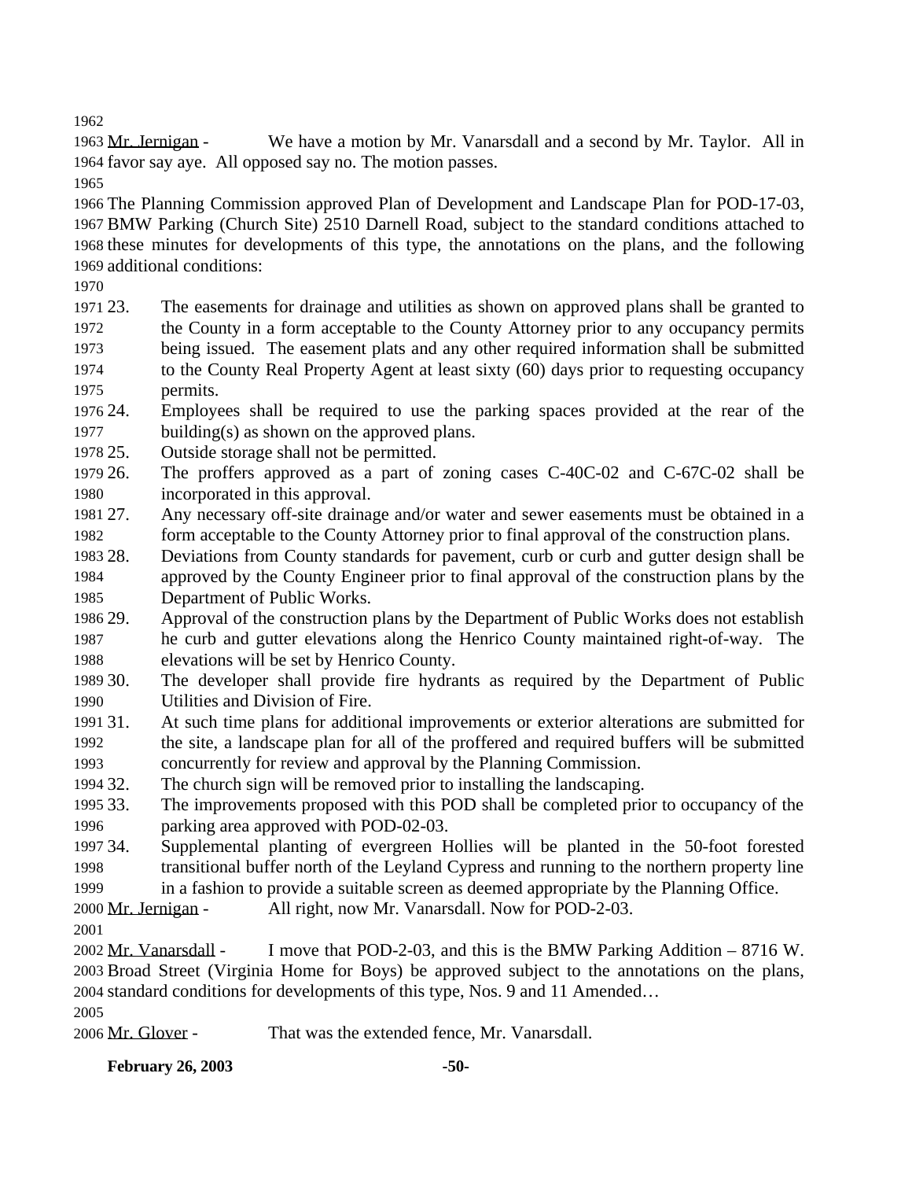Mr. Jernigan - We have a motion by Mr. Vanarsdall and a second by Mr. Taylor. All in favor say aye. All opposed say no. The motion passes.

The Planning Commission approved Plan of Development and Landscape Plan for POD-17-03, BMW Parking (Church Site) 2510 Darnell Road, subject to the standard conditions attached to these minutes for developments of this type, the annotations on the plans, and the following additional conditions:

23. The easements for drainage and utilities as shown on approved plans shall be granted to the County in a form acceptable to the County Attorney prior to any occupancy permits being issued. The easement plats and any other required information shall be submitted to the County Real Property Agent at least sixty (60) days prior to requesting occupancy permits.
24. Employees shall be required to use the parking spaces provided at the rear of the building(s) as shown on the approved plans.
25. Outside storage shall not be permitted.
26. The proffers approved as a part of zoning cases C-40C-02 and C-67C-02 shall be incorporated in this approval.
27. Any necessary off-site drainage and/or water and sewer easements must be obtained in a form acceptable to the County Attorney prior to final approval of the construction plans.
28. Deviations from County standards for pavement, curb or curb and gutter design shall be approved by the County Engineer prior to final approval of the construction plans by the Department of Public Works.
29. Approval of the construction plans by the Department of Public Works does not establish he curb and gutter elevations along the Henrico County maintained right-of-way. The elevations will be set by Henrico County.
30. The developer shall provide fire hydrants as required by the Department of Public Utilities and Division of Fire.
31. At such time plans for additional improvements or exterior alterations are submitted for the site, a landscape plan for all of the proffered and required buffers will be submitted concurrently for review and approval by the Planning Commission.
32. The church sign will be removed prior to installing the landscaping.
33. The improvements proposed with this POD shall be completed prior to occupancy of the parking area approved with POD-02-03.
34. Supplemental planting of evergreen Hollies will be planted in the 50-foot forested transitional buffer north of the Leyland Cypress and running to the northern property line in a fashion to provide a suitable screen as deemed appropriate by the Planning Office.

Mr. Jernigan - All right, now Mr. Vanarsdall. Now for POD-2-03.

Mr. Vanarsdall - I move that POD-2-03, and this is the BMW Parking Addition – 8716 W. Broad Street (Virginia Home for Boys) be approved subject to the annotations on the plans, standard conditions for developments of this type, Nos. 9 and 11 Amended…

Mr. Glover - That was the extended fence, Mr. Vanarsdall.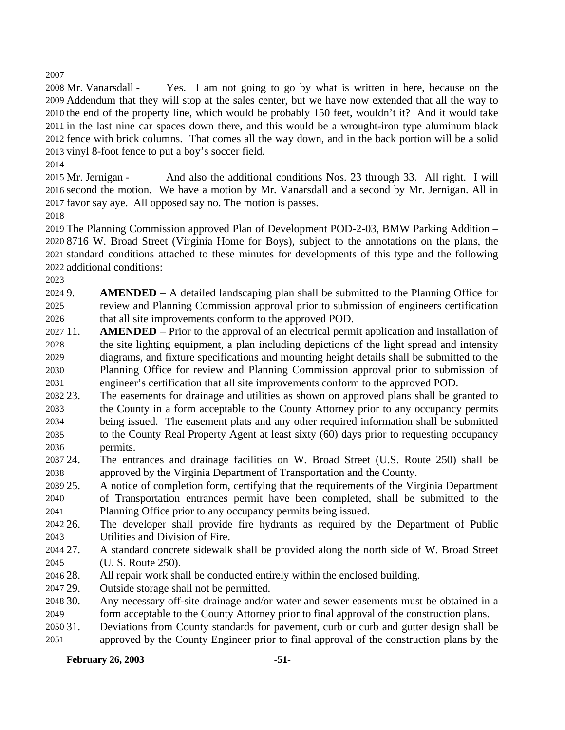Mr. Vanarsdall - Yes. I am not going to go by what is written in here, because on the Addendum that they will stop at the sales center, but we have now extended that all the way to the end of the property line, which would be probably 150 feet, wouldn't it? And it would take in the last nine car spaces down there, and this would be a wrought-iron type aluminum black fence with brick columns. That comes all the way down, and in the back portion will be a solid vinyl 8-foot fence to put a boy's soccer field.

Mr. Jernigan - And also the additional conditions Nos. 23 through 33. All right. I will second the motion. We have a motion by Mr. Vanarsdall and a second by Mr. Jernigan. All in favor say aye. All opposed say no. The motion is passes.

The Planning Commission approved Plan of Development POD-2-03, BMW Parking Addition – 8716 W. Broad Street (Virginia Home for Boys), subject to the annotations on the plans, the standard conditions attached to these minutes for developments of this type and the following additional conditions:

9. **AMENDED** – A detailed landscaping plan shall be submitted to the Planning Office for review and Planning Commission approval prior to submission of engineers certification that all site improvements conform to the approved POD.
11. **AMENDED** – Prior to the approval of an electrical permit application and installation of the site lighting equipment, a plan including depictions of the light spread and intensity diagrams, and fixture specifications and mounting height details shall be submitted to the Planning Office for review and Planning Commission approval prior to submission of engineer's certification that all site improvements conform to the approved POD.
23. The easements for drainage and utilities as shown on approved plans shall be granted to the County in a form acceptable to the County Attorney prior to any occupancy permits being issued. The easement plats and any other required information shall be submitted to the County Real Property Agent at least sixty (60) days prior to requesting occupancy permits.
24. The entrances and drainage facilities on W. Broad Street (U.S. Route 250) shall be approved by the Virginia Department of Transportation and the County.
25. A notice of completion form, certifying that the requirements of the Virginia Department of Transportation entrances permit have been completed, shall be submitted to the Planning Office prior to any occupancy permits being issued.
26. The developer shall provide fire hydrants as required by the Department of Public Utilities and Division of Fire.
27. A standard concrete sidewalk shall be provided along the north side of W. Broad Street (U. S. Route 250).
28. All repair work shall be conducted entirely within the enclosed building.
29. Outside storage shall not be permitted.
30. Any necessary off-site drainage and/or water and sewer easements must be obtained in a form acceptable to the County Attorney prior to final approval of the construction plans.
31. Deviations from County standards for pavement, curb or curb and gutter design shall be approved by the County Engineer prior to final approval of the construction plans by the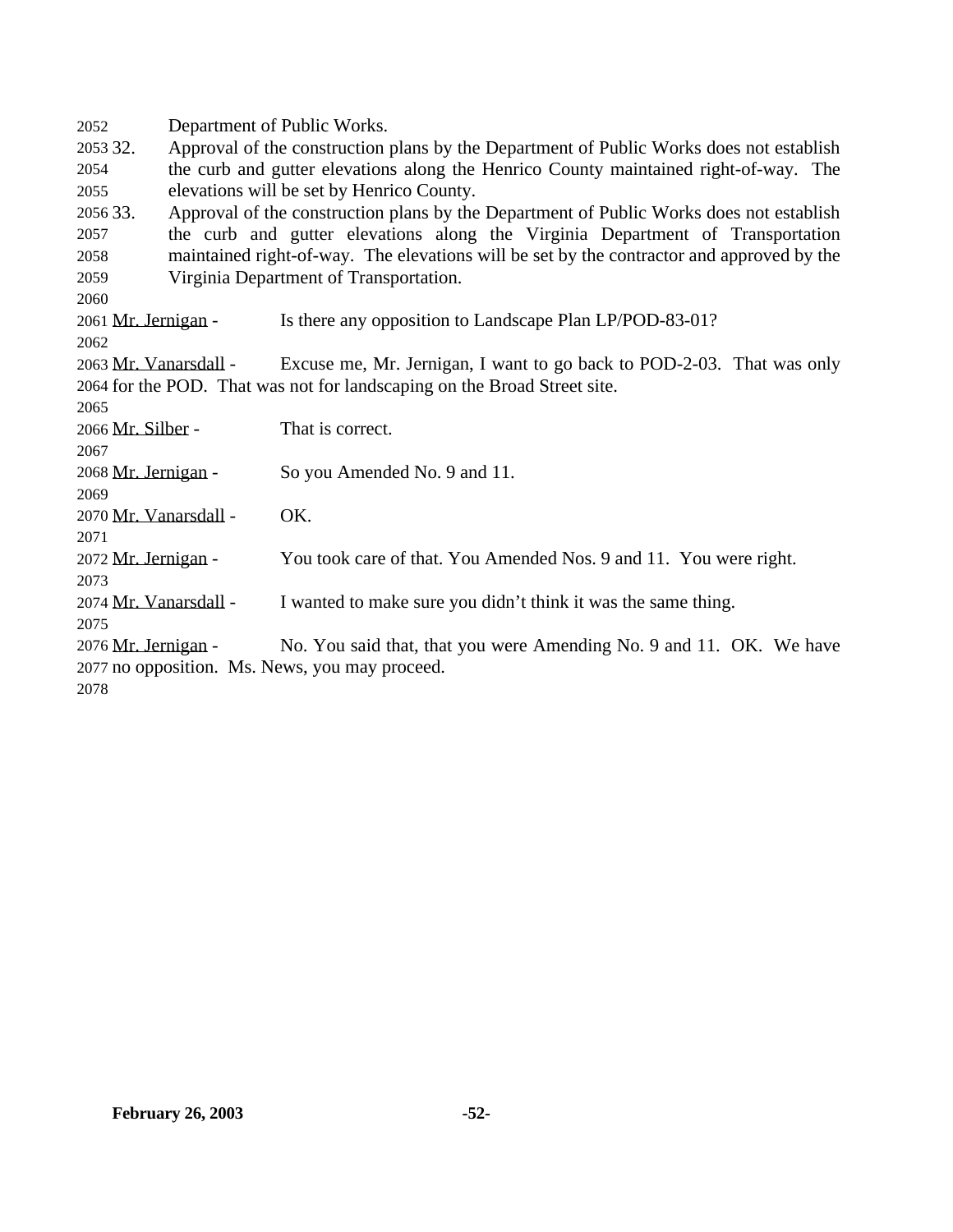Department of Public Works.

32. Approval of the construction plans by the Department of Public Works does not establish the curb and gutter elevations along the Henrico County maintained right-of-way. The elevations will be set by Henrico County.

33. Approval of the construction plans by the Department of Public Works does not establish the curb and gutter elevations along the Virginia Department of Transportation maintained right-of-way. The elevations will be set by the contractor and approved by the Virginia Department of Transportation.

Mr. Jernigan - Is there any opposition to Landscape Plan LP/POD-83-01?

Mr. Vanarsdall - Excuse me, Mr. Jernigan, I want to go back to POD-2-03. That was only for the POD. That was not for landscaping on the Broad Street site.

Mr. Silber - That is correct.

Mr. Jernigan - So you Amended No. 9 and 11.

Mr. Vanarsdall - OK.

Mr. Jernigan - You took care of that. You Amended Nos. 9 and 11. You were right.

Mr. Vanarsdall - I wanted to make sure you didn't think it was the same thing.

Mr. Jernigan - No. You said that, that you were Amending No. 9 and 11. OK. We have no opposition. Ms. News, you may proceed.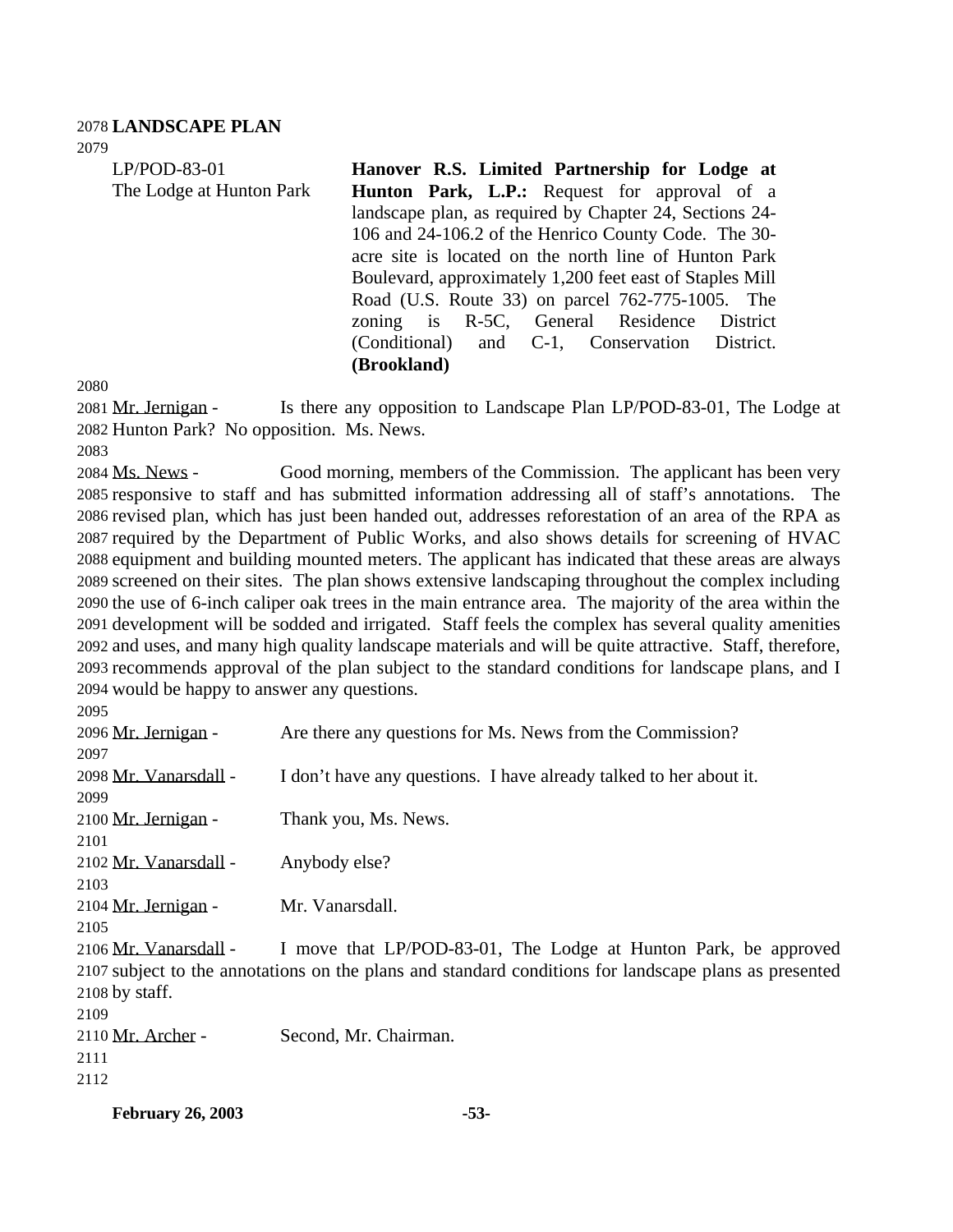## LANDSCAPE PLAN

LP/POD-83-01
The Lodge at Hunton Park

**Hanover R.S. Limited Partnership for Lodge at Hunton Park, L.P.:** Request for approval of a landscape plan, as required by Chapter 24, Sections 24-106 and 24-106.2 of the Henrico County Code. The 30-acre site is located on the north line of Hunton Park Boulevard, approximately 1,200 feet east of Staples Mill Road (U.S. Route 33) on parcel 762-775-1005. The zoning is R-5C, General Residence District (Conditional) and C-1, Conservation District. **(Brookland)**

Mr. Jernigan - Is there any opposition to Landscape Plan LP/POD-83-01, The Lodge at Hunton Park? No opposition. Ms. News.

Ms. News - Good morning, members of the Commission. The applicant has been very responsive to staff and has submitted information addressing all of staff's annotations. The revised plan, which has just been handed out, addresses reforestation of an area of the RPA as required by the Department of Public Works, and also shows details for screening of HVAC equipment and building mounted meters. The applicant has indicated that these areas are always screened on their sites. The plan shows extensive landscaping throughout the complex including the use of 6-inch caliper oak trees in the main entrance area. The majority of the area within the development will be sodded and irrigated. Staff feels the complex has several quality amenities and uses, and many high quality landscape materials and will be quite attractive. Staff, therefore, recommends approval of the plan subject to the standard conditions for landscape plans, and I would be happy to answer any questions.

Mr. Jernigan - Are there any questions for Ms. News from the Commission?

Mr. Vanarsdall - I don't have any questions. I have already talked to her about it.

Mr. Jernigan - Thank you, Ms. News.

Mr. Vanarsdall - Anybody else?

Mr. Jernigan - Mr. Vanarsdall.

Mr. Vanarsdall - I move that LP/POD-83-01, The Lodge at Hunton Park, be approved subject to the annotations on the plans and standard conditions for landscape plans as presented by staff.

Mr. Archer - Second, Mr. Chairman.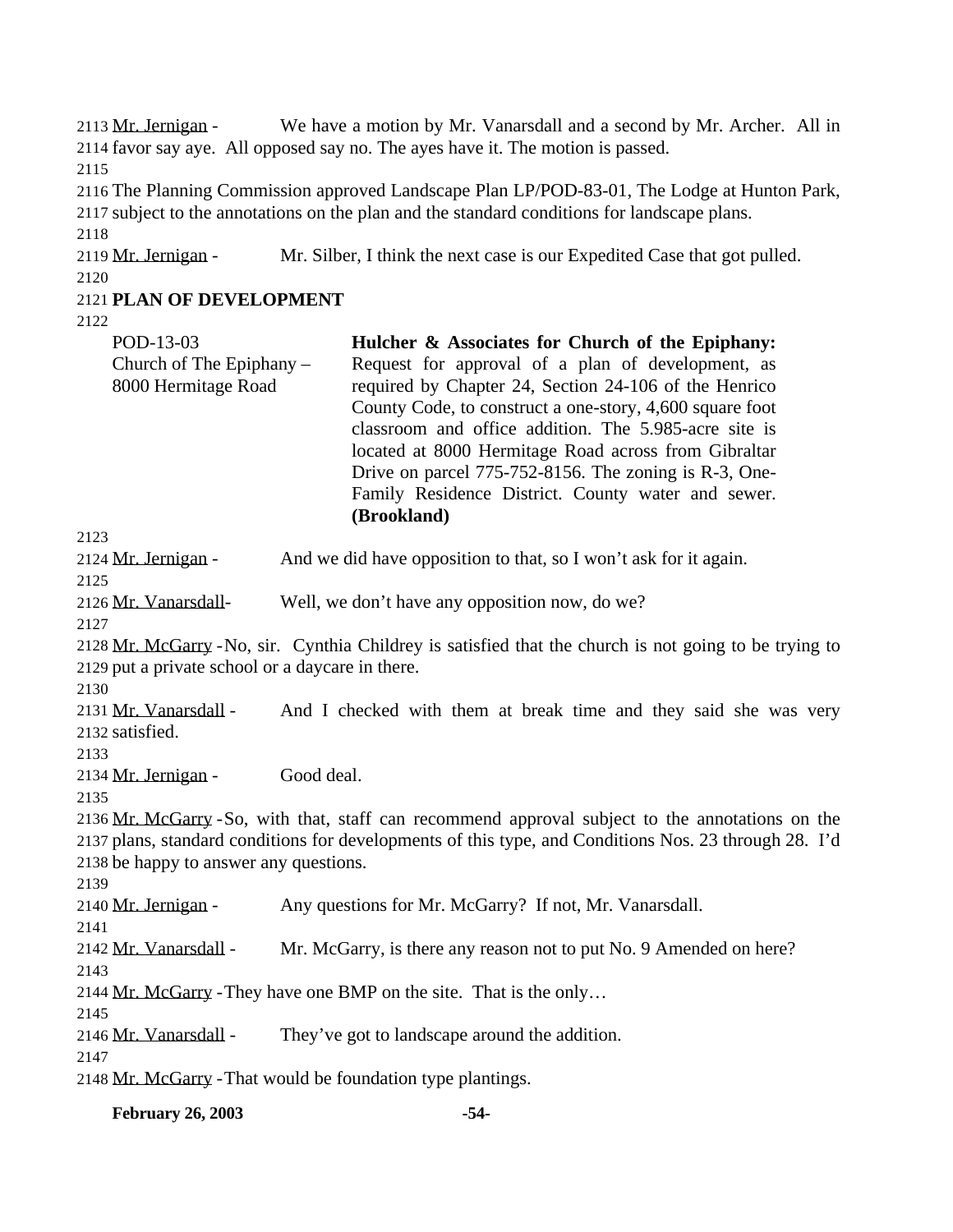2113 Mr. Jernigan - We have a motion by Mr. Vanarsdall and a second by Mr. Archer. All in
2114 favor say aye. All opposed say no. The ayes have it. The motion is passed.
2115
2116 The Planning Commission approved Landscape Plan LP/POD-83-01, The Lodge at Hunton Park,
2117 subject to the annotations on the plan and the standard conditions for landscape plans.
2118
2119 Mr. Jernigan - Mr. Silber, I think the next case is our Expedited Case that got pulled.
2120
2121 **PLAN OF DEVELOPMENT**
2122

| | |
|---|---|
| POD-13-03<br>Church of The Epiphany –<br>8000 Hermitage Road | **Hulcher & Associates for Church of the Epiphany:** Request for approval of a plan of development, as required by Chapter 24, Section 24-106 of the Henrico County Code, to construct a one-story, 4,600 square foot classroom and office addition. The 5.985-acre site is located at 8000 Hermitage Road across from Gibraltar Drive on parcel 775-752-8156. The zoning is R-3, One-Family Residence District. County water and sewer. **(Brookland)** |

2123
2124 Mr. Jernigan - And we did have opposition to that, so I won't ask for it again.
2125
2126 Mr. Vanarsdall- Well, we don't have any opposition now, do we?
2127
2128 Mr. McGarry - No, sir. Cynthia Childrey is satisfied that the church is not going to be trying to
2129 put a private school or a daycare in there.
2130
2131 Mr. Vanarsdall - And I checked with them at break time and they said she was very
2132 satisfied.
2133
2134 Mr. Jernigan - Good deal.
2135
2136 Mr. McGarry - So, with that, staff can recommend approval subject to the annotations on the
2137 plans, standard conditions for developments of this type, and Conditions Nos. 23 through 28. I'd
2138 be happy to answer any questions.
2139
2140 Mr. Jernigan - Any questions for Mr. McGarry? If not, Mr. Vanarsdall.
2141
2142 Mr. Vanarsdall - Mr. McGarry, is there any reason not to put No. 9 Amended on here?
2143
2144 Mr. McGarry - They have one BMP on the site. That is the only…
2145
2146 Mr. Vanarsdall - They've got to landscape around the addition.
2147
2148 Mr. McGarry - That would be foundation type plantings.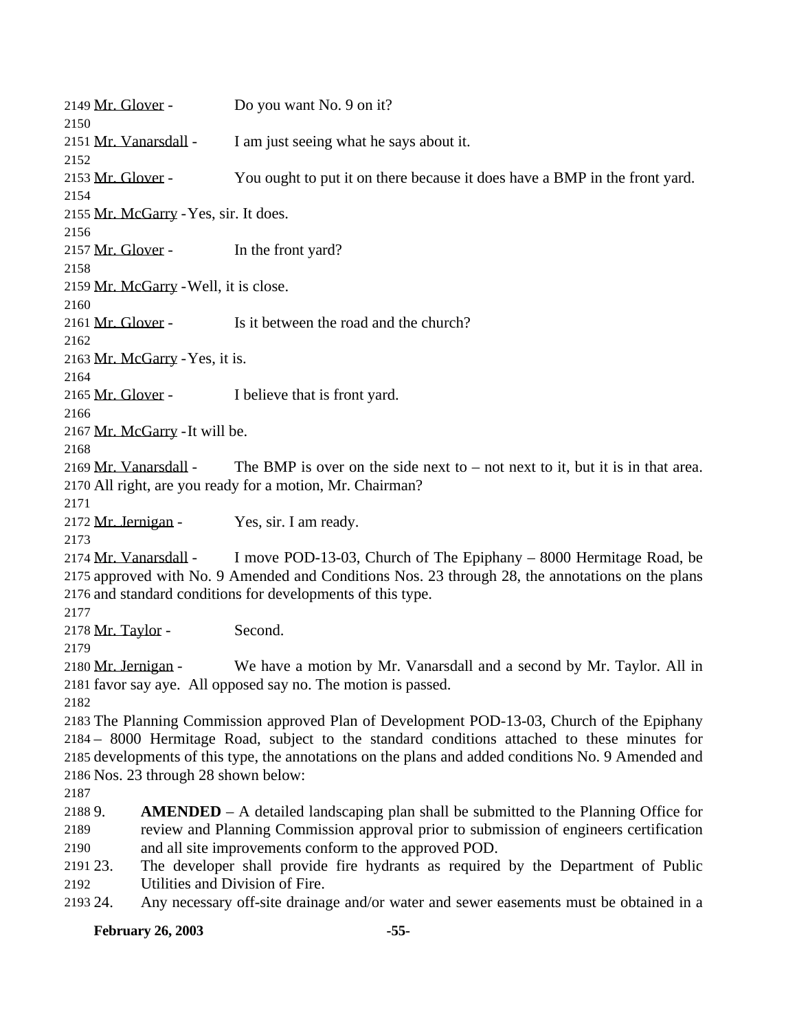Mr. Glover - Do you want No. 9 on it?

Mr. Vanarsdall - I am just seeing what he says about it.

Mr. Glover - You ought to put it on there because it does have a BMP in the front yard.

Mr. McGarry - Yes, sir. It does.

Mr. Glover - In the front yard?

Mr. McGarry - Well, it is close.

Mr. Glover - Is it between the road and the church?

Mr. McGarry - Yes, it is.

Mr. Glover - I believe that is front yard.

Mr. McGarry - It will be.

Mr. Vanarsdall - The BMP is over on the side next to – not next to it, but it is in that area. All right, are you ready for a motion, Mr. Chairman?

Mr. Jernigan - Yes, sir. I am ready.

Mr. Vanarsdall - I move POD-13-03, Church of The Epiphany – 8000 Hermitage Road, be approved with No. 9 Amended and Conditions Nos. 23 through 28, the annotations on the plans and standard conditions for developments of this type.

Mr. Taylor - Second.

Mr. Jernigan - We have a motion by Mr. Vanarsdall and a second by Mr. Taylor. All in favor say aye. All opposed say no. The motion is passed.

The Planning Commission approved Plan of Development POD-13-03, Church of the Epiphany – 8000 Hermitage Road, subject to the standard conditions attached to these minutes for developments of this type, the annotations on the plans and added conditions No. 9 Amended and Nos. 23 through 28 shown below:

9. **AMENDED** – A detailed landscaping plan shall be submitted to the Planning Office for review and Planning Commission approval prior to submission of engineers certification and all site improvements conform to the approved POD.
23. The developer shall provide fire hydrants as required by the Department of Public Utilities and Division of Fire.
24. Any necessary off-site drainage and/or water and sewer easements must be obtained in a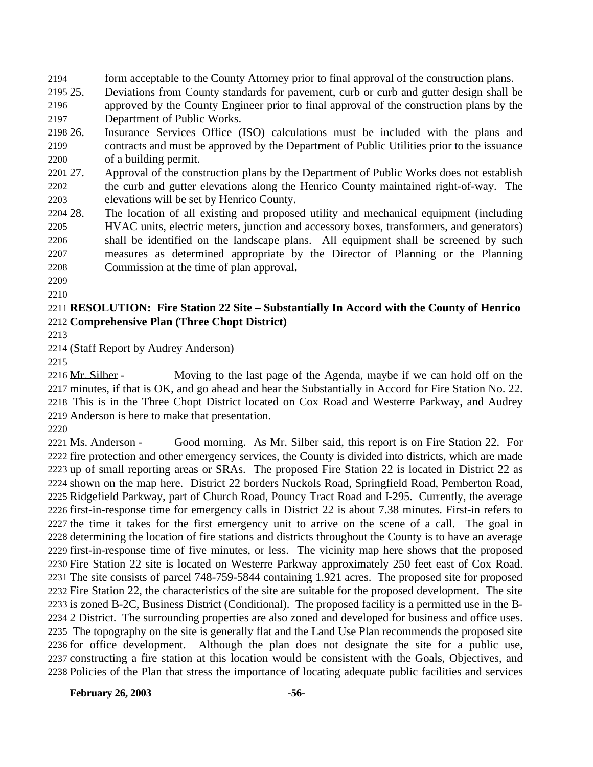form acceptable to the County Attorney prior to final approval of the construction plans.

25. Deviations from County standards for pavement, curb or curb and gutter design shall be approved by the County Engineer prior to final approval of the construction plans by the Department of Public Works.

26. Insurance Services Office (ISO) calculations must be included with the plans and contracts and must be approved by the Department of Public Utilities prior to the issuance of a building permit.

27. Approval of the construction plans by the Department of Public Works does not establish the curb and gutter elevations along the Henrico County maintained right-of-way. The elevations will be set by Henrico County.

28. The location of all existing and proposed utility and mechanical equipment (including HVAC units, electric meters, junction and accessory boxes, transformers, and generators) shall be identified on the landscape plans. All equipment shall be screened by such measures as determined appropriate by the Director of Planning or the Planning Commission at the time of plan approval**.**

**RESOLUTION: Fire Station 22 Site – Substantially In Accord with the County of Henrico Comprehensive Plan (Three Chopt District)**

(Staff Report by Audrey Anderson)

Mr. Silber - Moving to the last page of the Agenda, maybe if we can hold off on the minutes, if that is OK, and go ahead and hear the Substantially in Accord for Fire Station No. 22. This is in the Three Chopt District located on Cox Road and Westerre Parkway, and Audrey Anderson is here to make that presentation.

Ms. Anderson - Good morning. As Mr. Silber said, this report is on Fire Station 22. For fire protection and other emergency services, the County is divided into districts, which are made up of small reporting areas or SRAs. The proposed Fire Station 22 is located in District 22 as shown on the map here. District 22 borders Nuckols Road, Springfield Road, Pemberton Road, Ridgefield Parkway, part of Church Road, Pouncy Tract Road and I-295. Currently, the average first-in-response time for emergency calls in District 22 is about 7.38 minutes. First-in refers to the time it takes for the first emergency unit to arrive on the scene of a call. The goal in determining the location of fire stations and districts throughout the County is to have an average first-in-response time of five minutes, or less. The vicinity map here shows that the proposed Fire Station 22 site is located on Westerre Parkway approximately 250 feet east of Cox Road. The site consists of parcel 748-759-5844 containing 1.921 acres. The proposed site for proposed Fire Station 22, the characteristics of the site are suitable for the proposed development. The site is zoned B-2C, Business District (Conditional). The proposed facility is a permitted use in the B-2 District. The surrounding properties are also zoned and developed for business and office uses. The topography on the site is generally flat and the Land Use Plan recommends the proposed site for office development. Although the plan does not designate the site for a public use, constructing a fire station at this location would be consistent with the Goals, Objectives, and Policies of the Plan that stress the importance of locating adequate public facilities and services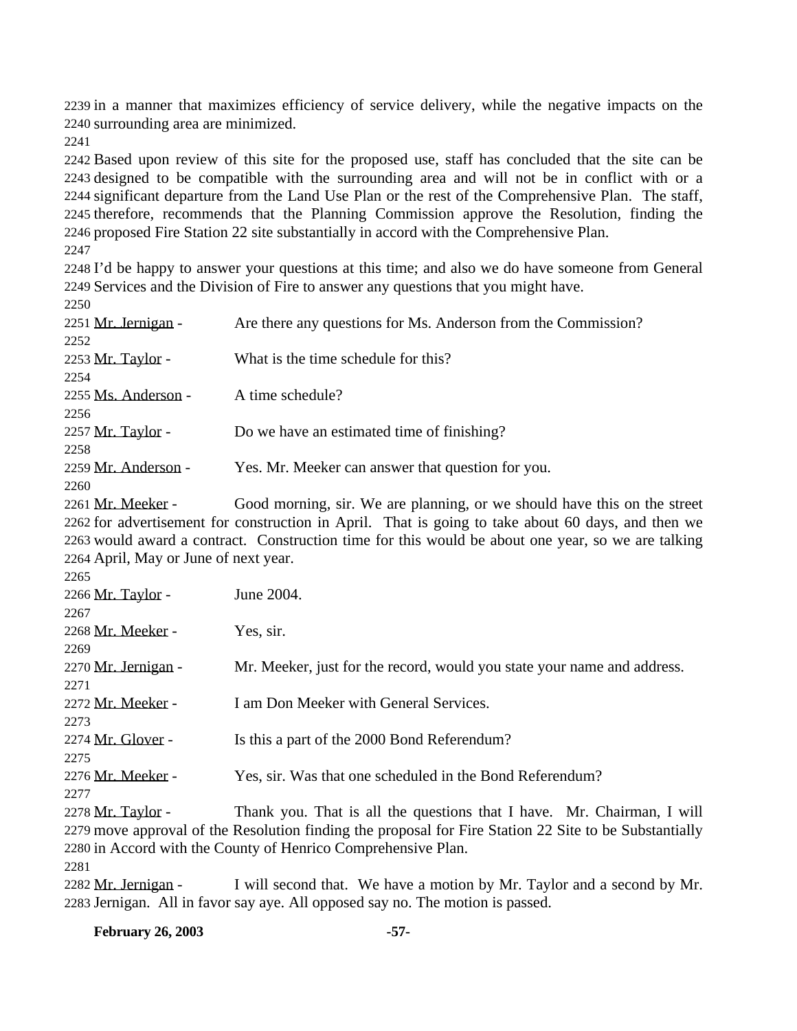in a manner that maximizes efficiency of service delivery, while the negative impacts on the surrounding area are minimized.

Based upon review of this site for the proposed use, staff has concluded that the site can be designed to be compatible with the surrounding area and will not be in conflict with or a significant departure from the Land Use Plan or the rest of the Comprehensive Plan. The staff, therefore, recommends that the Planning Commission approve the Resolution, finding the proposed Fire Station 22 site substantially in accord with the Comprehensive Plan.

I'd be happy to answer your questions at this time; and also we do have someone from General Services and the Division of Fire to answer any questions that you might have.

Mr. Jernigan - Are there any questions for Ms. Anderson from the Commission?

Mr. Taylor - What is the time schedule for this?

Ms. Anderson - A time schedule?

Mr. Taylor - Do we have an estimated time of finishing?

Mr. Anderson - Yes. Mr. Meeker can answer that question for you.

Mr. Meeker - Good morning, sir. We are planning, or we should have this on the street for advertisement for construction in April. That is going to take about 60 days, and then we would award a contract. Construction time for this would be about one year, so we are talking April, May or June of next year.

Mr. Taylor - June 2004.

Mr. Meeker - Yes, sir.

Mr. Jernigan - Mr. Meeker, just for the record, would you state your name and address.

Mr. Meeker - I am Don Meeker with General Services.

Mr. Glover - Is this a part of the 2000 Bond Referendum?

Mr. Meeker - Yes, sir. Was that one scheduled in the Bond Referendum?

Mr. Taylor - Thank you. That is all the questions that I have. Mr. Chairman, I will move approval of the Resolution finding the proposal for Fire Station 22 Site to be Substantially in Accord with the County of Henrico Comprehensive Plan.

Mr. Jernigan - I will second that. We have a motion by Mr. Taylor and a second by Mr. Jernigan. All in favor say aye. All opposed say no. The motion is passed.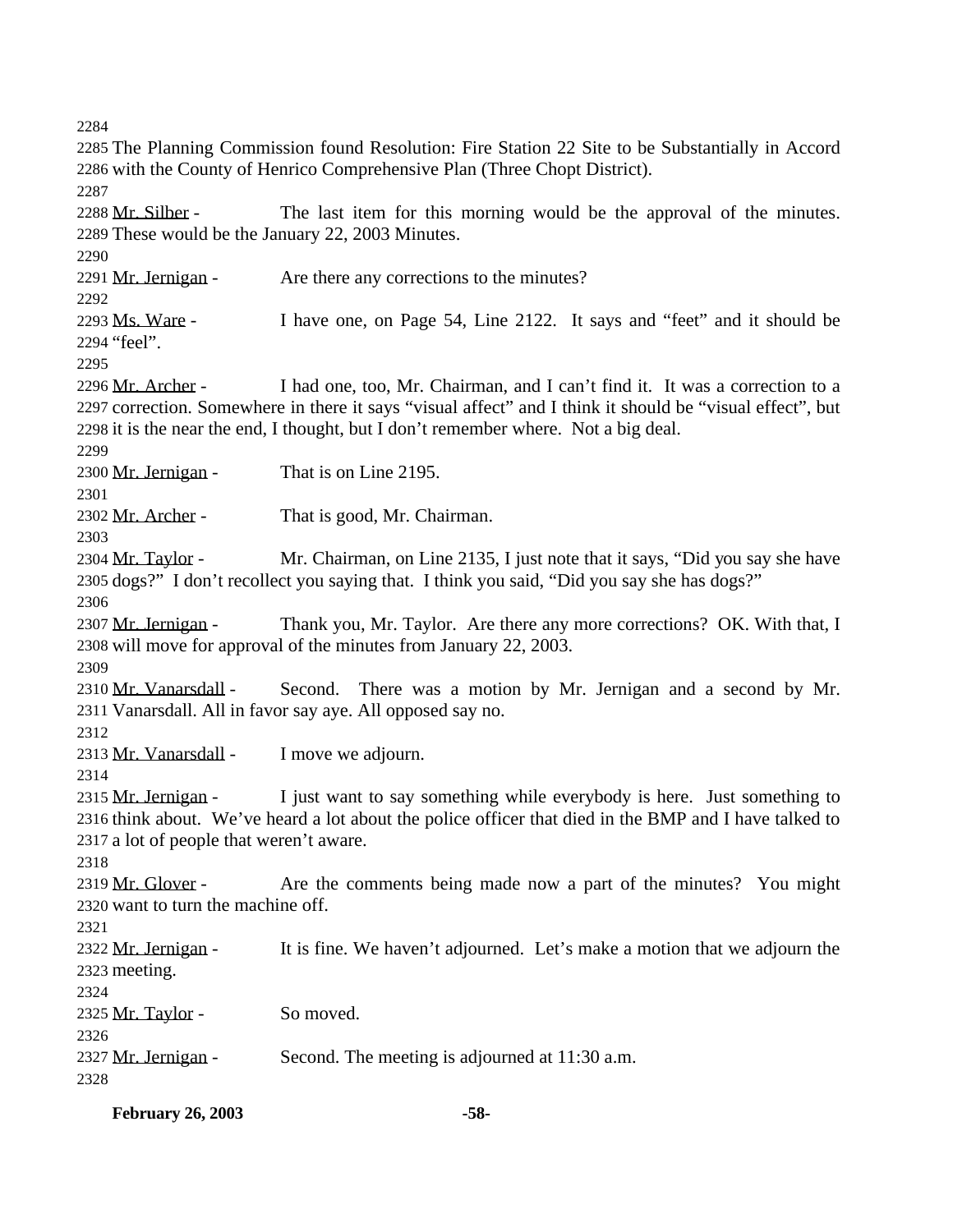The Planning Commission found Resolution: Fire Station 22 Site to be Substantially in Accord with the County of Henrico Comprehensive Plan (Three Chopt District).

Mr. Silber - The last item for this morning would be the approval of the minutes. These would be the January 22, 2003 Minutes.

Mr. Jernigan - Are there any corrections to the minutes?

Ms. Ware - I have one, on Page 54, Line 2122. It says and "feet" and it should be "feel".

Mr. Archer - I had one, too, Mr. Chairman, and I can't find it. It was a correction to a correction. Somewhere in there it says "visual affect" and I think it should be "visual effect", but it is the near the end, I thought, but I don't remember where. Not a big deal.

Mr. Jernigan - That is on Line 2195.

Mr. Archer - That is good, Mr. Chairman.

Mr. Taylor - Mr. Chairman, on Line 2135, I just note that it says, "Did you say she have dogs?" I don't recollect you saying that. I think you said, "Did you say she has dogs?"

Mr. Jernigan - Thank you, Mr. Taylor. Are there any more corrections? OK. With that, I will move for approval of the minutes from January 22, 2003.

Mr. Vanarsdall - Second. There was a motion by Mr. Jernigan and a second by Mr. Vanarsdall. All in favor say aye. All opposed say no.

Mr. Vanarsdall - I move we adjourn.

Mr. Jernigan - I just want to say something while everybody is here. Just something to think about. We've heard a lot about the police officer that died in the BMP and I have talked to a lot of people that weren't aware.

Mr. Glover - Are the comments being made now a part of the minutes? You might want to turn the machine off.

Mr. Jernigan - It is fine. We haven't adjourned. Let's make a motion that we adjourn the meeting.

Mr. Taylor - So moved.

Mr. Jernigan - Second. The meeting is adjourned at 11:30 a.m.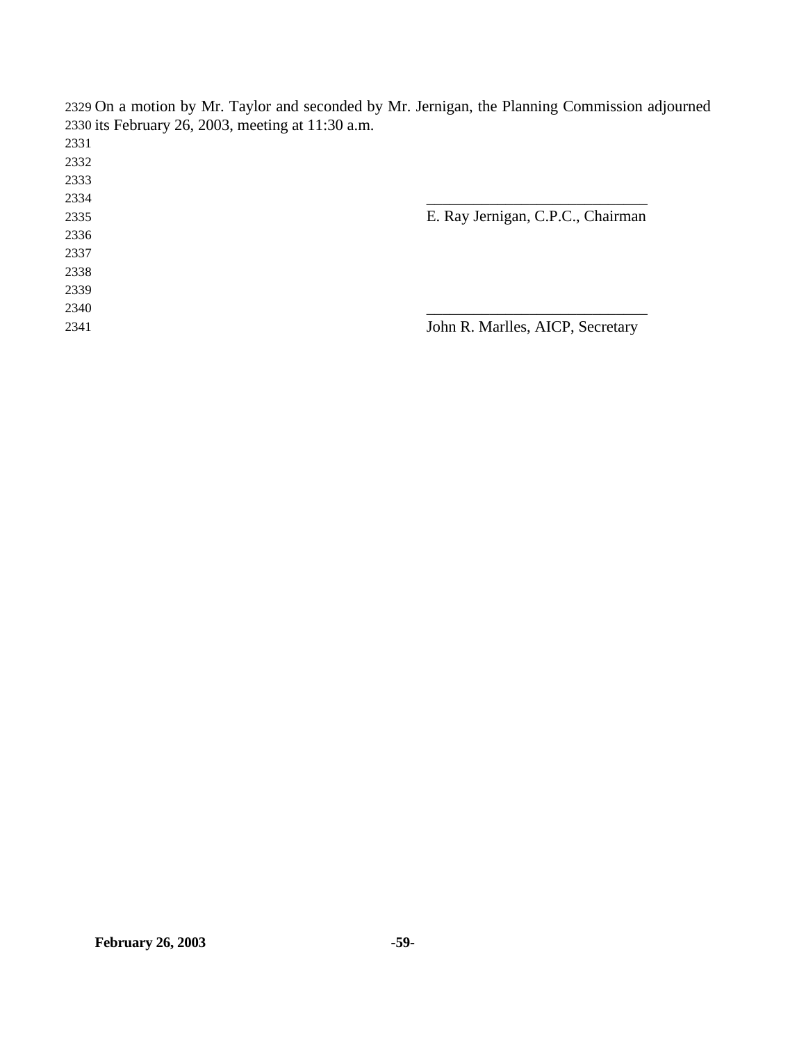On a motion by Mr. Taylor and seconded by Mr. Jernigan, the Planning Commission adjourned its February 26, 2003, meeting at 11:30 a.m.

\_\_\_\_\_\_\_\_\_\_\_\_\_\_\_\_\_\_\_\_\_\_\_\_\_\_\_\_\_\_

E. Ray Jernigan, C.P.C., Chairman

\_\_\_\_\_\_\_\_\_\_\_\_\_\_\_\_\_\_\_\_\_\_\_\_\_\_\_\_\_\_

John R. Marlles, AICP, Secretary